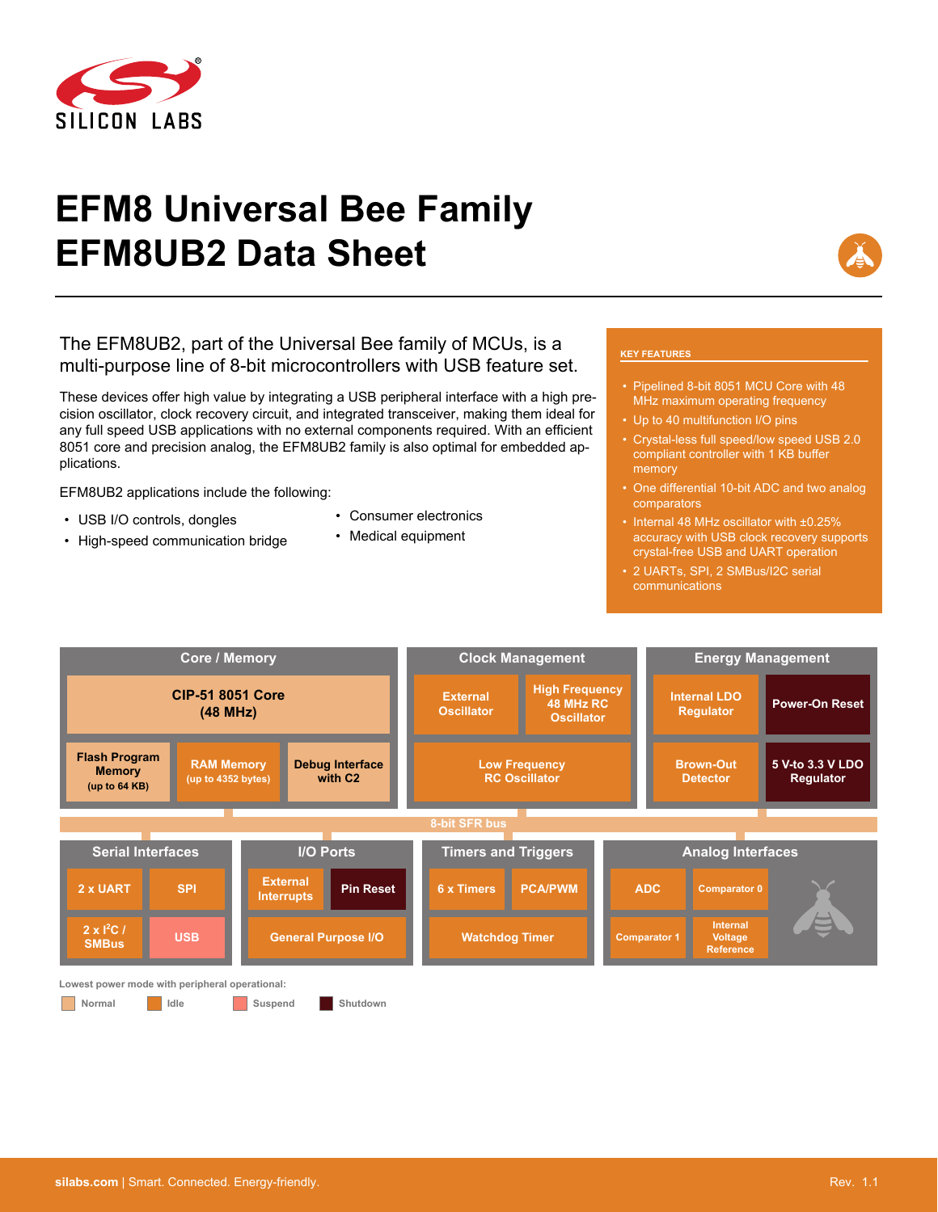# EFM8 Universal Bee Family
# EFM8UB2 Data Sheet

The EFM8UB2, part of the Universal Bee family of MCUs, is a multi-purpose line of 8-bit microcontrollers with USB feature set.

These devices offer high value by integrating a USB peripheral interface with a high precision oscillator, clock recovery circuit, and integrated transceiver, making them ideal for any full speed USB applications with no external components required. With an efficient 8051 core and precision analog, the EFM8UB2 family is also optimal for embedded applications.

EFM8UB2 applications include the following:

- USB I/O controls, dongles
- High-speed communication bridge
- Consumer electronics
- Medical equipment

**KEY FEATURES**

- Pipelined 8-bit 8051 MCU Core with 48 MHz maximum operating frequency
- Up to 40 multifunction I/O pins
- Crystal-less full speed/low speed USB 2.0 compliant controller with 1 KB buffer memory
- One differential 10-bit ADC and two analog comparators
- Internal 48 MHz oscillator with ±0.25% accuracy with USB clock recovery supports crystal-free USB and UART operation
- 2 UARTs, SPI, 2 SMBus/I2C serial communications

**Core / Memory**
- CIP-51 8051 Core (48 MHz)
- Flash Program Memory (up to 64 KB)
- RAM Memory (up to 4352 bytes)
- Debug Interface with C2

**Clock Management**
- External Oscillator
- High Frequency 48 MHz RC Oscillator
- Low Frequency RC Oscillator

**Energy Management**
- Internal LDO Regulator
- Power-On Reset
- Brown-Out Detector
- 5 V-to 3.3 V LDO Regulator

8-bit SFR bus

**Serial Interfaces**
- 2 x UART
- SPI
- 2 x I2C / SMBus
- USB

**I/O Ports**
- External Interrupts
- Pin Reset
- General Purpose I/O

**Timers and Triggers**
- 6 x Timers
- PCA/PWM
- Watchdog Timer

**Analog Interfaces**
- ADC
- Comparator 0
- Comparator 1
- Internal Voltage Reference

Lowest power mode with peripheral operational: Normal, Idle, Suspend, Shutdown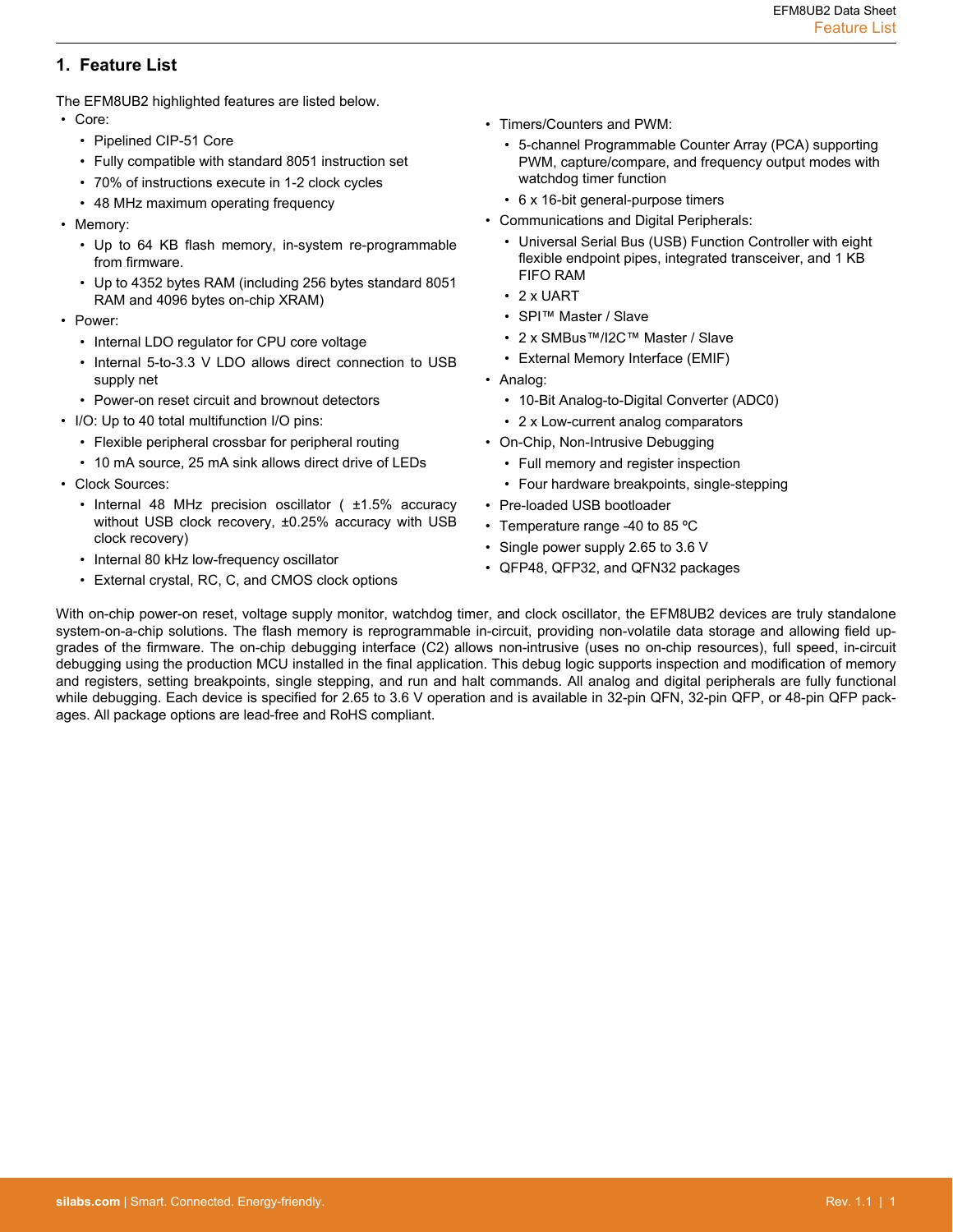## 1. Feature List

The EFM8UB2 highlighted features are listed below.

- Core:
  - Pipelined CIP-51 Core
  - Fully compatible with standard 8051 instruction set
  - 70% of instructions execute in 1-2 clock cycles
  - 48 MHz maximum operating frequency
- Memory:
  - Up to 64 KB flash memory, in-system re-programmable from firmware.
  - Up to 4352 bytes RAM (including 256 bytes standard 8051 RAM and 4096 bytes on-chip XRAM)
- Power:
  - Internal LDO regulator for CPU core voltage
  - Internal 5-to-3.3 V LDO allows direct connection to USB supply net
  - Power-on reset circuit and brownout detectors
- I/O: Up to 40 total multifunction I/O pins:
  - Flexible peripheral crossbar for peripheral routing
  - 10 mA source, 25 mA sink allows direct drive of LEDs
- Clock Sources:
  - Internal 48 MHz precision oscillator ( ±1.5% accuracy without USB clock recovery, ±0.25% accuracy with USB clock recovery)
  - Internal 80 kHz low-frequency oscillator
  - External crystal, RC, C, and CMOS clock options
- Timers/Counters and PWM:
  - 5-channel Programmable Counter Array (PCA) supporting PWM, capture/compare, and frequency output modes with watchdog timer function
  - 6 x 16-bit general-purpose timers
- Communications and Digital Peripherals:
  - Universal Serial Bus (USB) Function Controller with eight flexible endpoint pipes, integrated transceiver, and 1 KB FIFO RAM
  - 2 x UART
  - SPI™ Master / Slave
  - 2 x SMBus™/I2C™ Master / Slave
  - External Memory Interface (EMIF)
- Analog:
  - 10-Bit Analog-to-Digital Converter (ADC0)
  - 2 x Low-current analog comparators
- On-Chip, Non-Intrusive Debugging
  - Full memory and register inspection
  - Four hardware breakpoints, single-stepping
- Pre-loaded USB bootloader
- Temperature range -40 to 85 ºC
- Single power supply 2.65 to 3.6 V
- QFP48, QFP32, and QFN32 packages

With on-chip power-on reset, voltage supply monitor, watchdog timer, and clock oscillator, the EFM8UB2 devices are truly standalone system-on-a-chip solutions. The flash memory is reprogrammable in-circuit, providing non-volatile data storage and allowing field upgrades of the firmware. The on-chip debugging interface (C2) allows non-intrusive (uses no on-chip resources), full speed, in-circuit debugging using the production MCU installed in the final application. This debug logic supports inspection and modification of memory and registers, setting breakpoints, single stepping, and run and halt commands. All analog and digital peripherals are fully functional while debugging. Each device is specified for 2.65 to 3.6 V operation and is available in 32-pin QFN, 32-pin QFP, or 48-pin QFP packages. All package options are lead-free and RoHS compliant.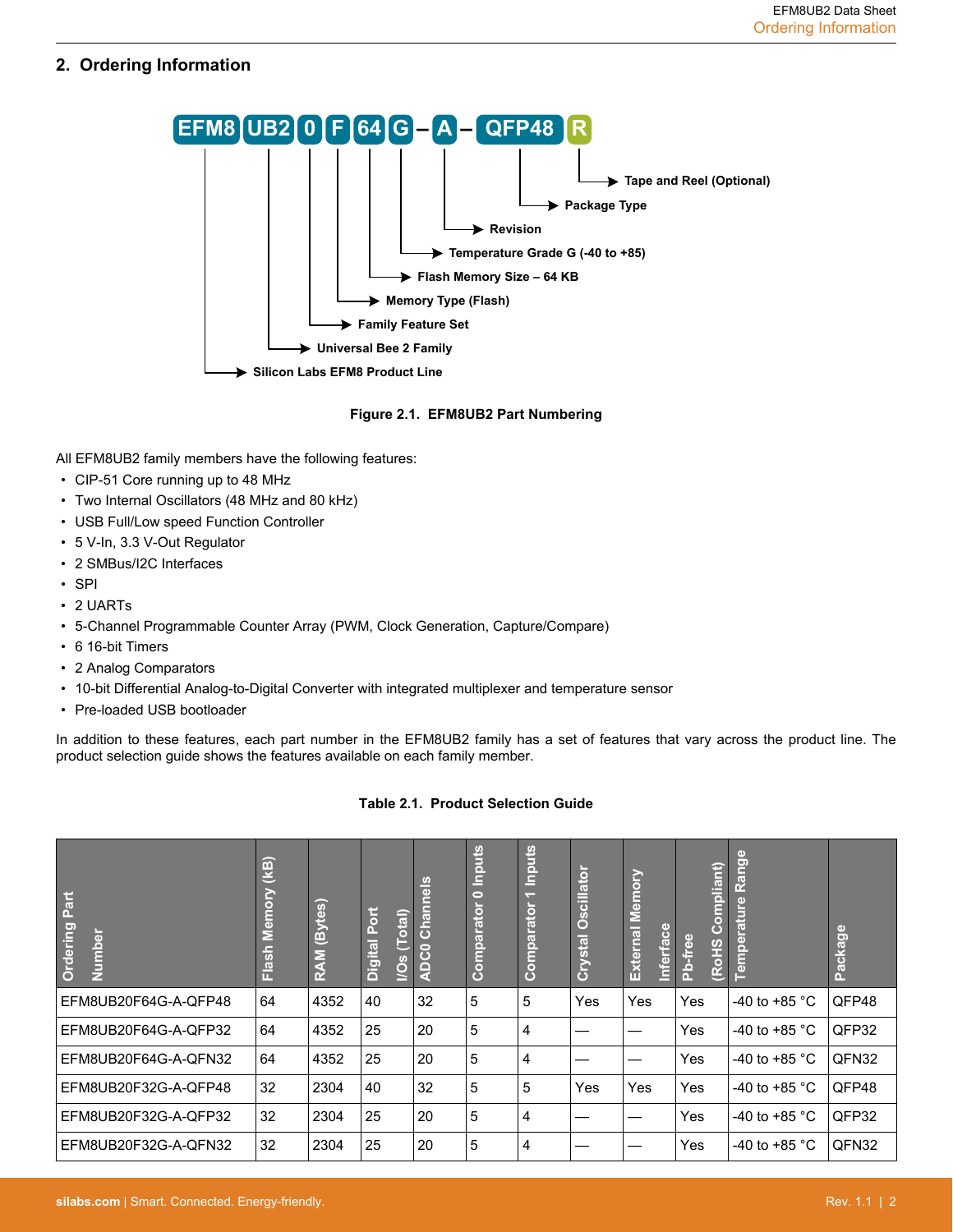## 2. Ordering Information

EFM8 UB2 0 F 64 G – A – QFP48 R

- EFM8 — Silicon Labs EFM8 Product Line
- UB2 — Universal Bee 2 Family
- 0 — Family Feature Set
- F — Memory Type (Flash)
- 64 — Flash Memory Size – 64 KB
- G — Temperature Grade G (-40 to +85)
- A — Revision
- QFP48 — Package Type
- R — Tape and Reel (Optional)

**Figure 2.1. EFM8UB2 Part Numbering**

All EFM8UB2 family members have the following features:

- CIP-51 Core running up to 48 MHz
- Two Internal Oscillators (48 MHz and 80 kHz)
- USB Full/Low speed Function Controller
- 5 V-In, 3.3 V-Out Regulator
- 2 SMBus/I2C Interfaces
- SPI
- 2 UARTs
- 5-Channel Programmable Counter Array (PWM, Clock Generation, Capture/Compare)
- 6 16-bit Timers
- 2 Analog Comparators
- 10-bit Differential Analog-to-Digital Converter with integrated multiplexer and temperature sensor
- Pre-loaded USB bootloader

In addition to these features, each part number in the EFM8UB2 family has a set of features that vary across the product line. The product selection guide shows the features available on each family member.

**Table 2.1. Product Selection Guide**

| Ordering Part Number | Flash Memory (kB) | RAM (Bytes) | Digital Port I/Os (Total) | ADC0 Channels | Comparator 0 Inputs | Comparator 1 Inputs | Crystal Oscillator | External Memory Inferface | Pb-free (RoHS Compliant) | Temperature Range | Package |
|---|---|---|---|---|---|---|---|---|---|---|---|
| EFM8UB20F64G-A-QFP48 | 64 | 4352 | 40 | 32 | 5 | 5 | Yes | Yes | Yes | -40 to +85 °C | QFP48 |
| EFM8UB20F64G-A-QFP32 | 64 | 4352 | 25 | 20 | 5 | 4 | — | — | Yes | -40 to +85 °C | QFP32 |
| EFM8UB20F64G-A-QFN32 | 64 | 4352 | 25 | 20 | 5 | 4 | — | — | Yes | -40 to +85 °C | QFN32 |
| EFM8UB20F32G-A-QFP48 | 32 | 2304 | 40 | 32 | 5 | 5 | Yes | Yes | Yes | -40 to +85 °C | QFP48 |
| EFM8UB20F32G-A-QFP32 | 32 | 2304 | 25 | 20 | 5 | 4 | — | — | Yes | -40 to +85 °C | QFP32 |
| EFM8UB20F32G-A-QFN32 | 32 | 2304 | 25 | 20 | 5 | 4 | — | — | Yes | -40 to +85 °C | QFN32 |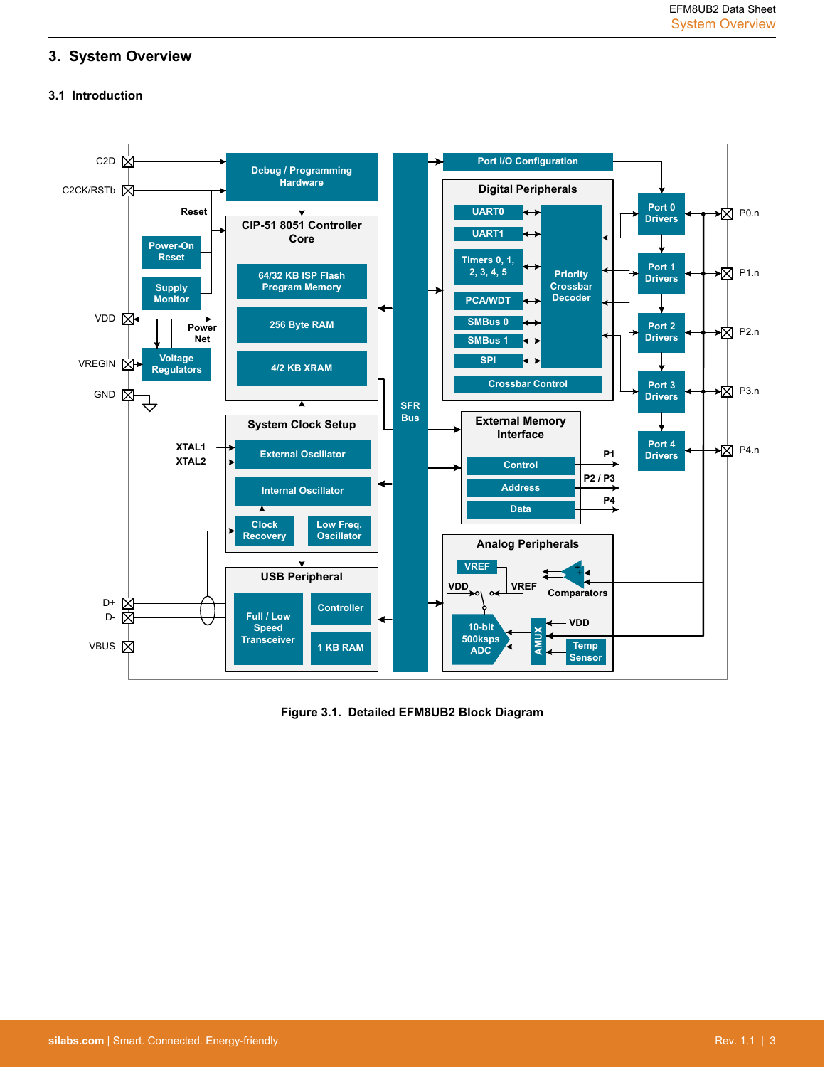# 3. System Overview

## 3.1 Introduction

Figure 3.1. Detailed EFM8UB2 Block Diagram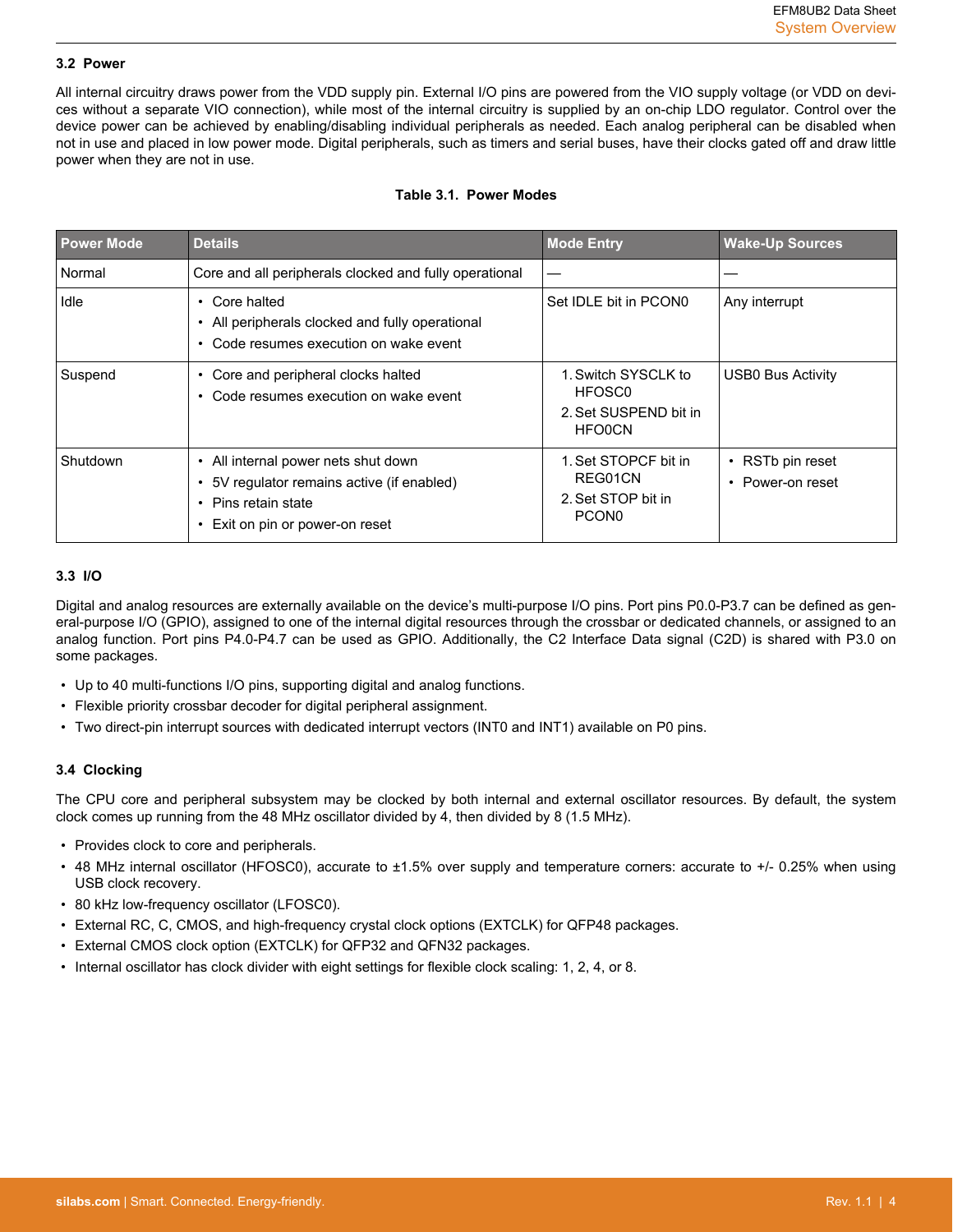### 3.2 Power

All internal circuitry draws power from the VDD supply pin. External I/O pins are powered from the VIO supply voltage (or VDD on devices without a separate VIO connection), while most of the internal circuitry is supplied by an on-chip LDO regulator. Control over the device power can be achieved by enabling/disabling individual peripherals as needed. Each analog peripheral can be disabled when not in use and placed in low power mode. Digital peripherals, such as timers and serial buses, have their clocks gated off and draw little power when they are not in use.

**Table 3.1. Power Modes**

| Power Mode | Details | Mode Entry | Wake-Up Sources |
|---|---|---|---|
| Normal | Core and all peripherals clocked and fully operational | — | — |
| Idle | • Core halted<br>• All peripherals clocked and fully operational<br>• Code resumes execution on wake event | Set IDLE bit in PCON0 | Any interrupt |
| Suspend | • Core and peripheral clocks halted<br>• Code resumes execution on wake event | 1. Switch SYSCLK to HFOSC0<br>2. Set SUSPEND bit in HFO0CN | USB0 Bus Activity |
| Shutdown | • All internal power nets shut down<br>• 5V regulator remains active (if enabled)<br>• Pins retain state<br>• Exit on pin or power-on reset | 1. Set STOPCF bit in REG01CN<br>2. Set STOP bit in PCON0 | • RSTb pin reset<br>• Power-on reset |

### 3.3 I/O

Digital and analog resources are externally available on the device's multi-purpose I/O pins. Port pins P0.0-P3.7 can be defined as general-purpose I/O (GPIO), assigned to one of the internal digital resources through the crossbar or dedicated channels, or assigned to an analog function. Port pins P4.0-P4.7 can be used as GPIO. Additionally, the C2 Interface Data signal (C2D) is shared with P3.0 on some packages.

- Up to 40 multi-functions I/O pins, supporting digital and analog functions.
- Flexible priority crossbar decoder for digital peripheral assignment.
- Two direct-pin interrupt sources with dedicated interrupt vectors (INT0 and INT1) available on P0 pins.

### 3.4 Clocking

The CPU core and peripheral subsystem may be clocked by both internal and external oscillator resources. By default, the system clock comes up running from the 48 MHz oscillator divided by 4, then divided by 8 (1.5 MHz).

- Provides clock to core and peripherals.
- 48 MHz internal oscillator (HFOSC0), accurate to ±1.5% over supply and temperature corners: accurate to +/- 0.25% when using USB clock recovery.
- 80 kHz low-frequency oscillator (LFOSC0).
- External RC, C, CMOS, and high-frequency crystal clock options (EXTCLK) for QFP48 packages.
- External CMOS clock option (EXTCLK) for QFP32 and QFN32 packages.
- Internal oscillator has clock divider with eight settings for flexible clock scaling: 1, 2, 4, or 8.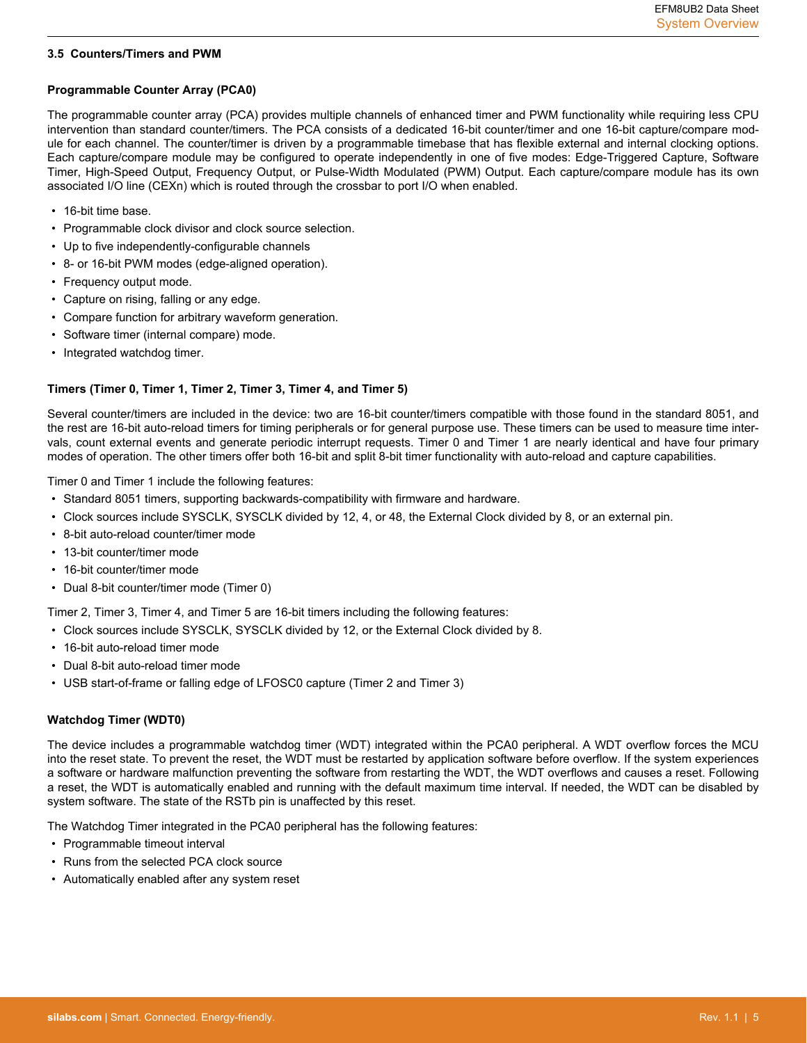### 3.5 Counters/Timers and PWM

#### Programmable Counter Array (PCA0)

The programmable counter array (PCA) provides multiple channels of enhanced timer and PWM functionality while requiring less CPU intervention than standard counter/timers. The PCA consists of a dedicated 16-bit counter/timer and one 16-bit capture/compare module for each channel. The counter/timer is driven by a programmable timebase that has flexible external and internal clocking options. Each capture/compare module may be configured to operate independently in one of five modes: Edge-Triggered Capture, Software Timer, High-Speed Output, Frequency Output, or Pulse-Width Modulated (PWM) Output. Each capture/compare module has its own associated I/O line (CEXn) which is routed through the crossbar to port I/O when enabled.

- 16-bit time base.
- Programmable clock divisor and clock source selection.
- Up to five independently-configurable channels
- 8- or 16-bit PWM modes (edge-aligned operation).
- Frequency output mode.
- Capture on rising, falling or any edge.
- Compare function for arbitrary waveform generation.
- Software timer (internal compare) mode.
- Integrated watchdog timer.

#### Timers (Timer 0, Timer 1, Timer 2, Timer 3, Timer 4, and Timer 5)

Several counter/timers are included in the device: two are 16-bit counter/timers compatible with those found in the standard 8051, and the rest are 16-bit auto-reload timers for timing peripherals or for general purpose use. These timers can be used to measure time intervals, count external events and generate periodic interrupt requests. Timer 0 and Timer 1 are nearly identical and have four primary modes of operation. The other timers offer both 16-bit and split 8-bit timer functionality with auto-reload and capture capabilities.

Timer 0 and Timer 1 include the following features:

- Standard 8051 timers, supporting backwards-compatibility with firmware and hardware.
- Clock sources include SYSCLK, SYSCLK divided by 12, 4, or 48, the External Clock divided by 8, or an external pin.
- 8-bit auto-reload counter/timer mode
- 13-bit counter/timer mode
- 16-bit counter/timer mode
- Dual 8-bit counter/timer mode (Timer 0)

Timer 2, Timer 3, Timer 4, and Timer 5 are 16-bit timers including the following features:

- Clock sources include SYSCLK, SYSCLK divided by 12, or the External Clock divided by 8.
- 16-bit auto-reload timer mode
- Dual 8-bit auto-reload timer mode
- USB start-of-frame or falling edge of LFOSC0 capture (Timer 2 and Timer 3)

#### Watchdog Timer (WDT0)

The device includes a programmable watchdog timer (WDT) integrated within the PCA0 peripheral. A WDT overflow forces the MCU into the reset state. To prevent the reset, the WDT must be restarted by application software before overflow. If the system experiences a software or hardware malfunction preventing the software from restarting the WDT, the WDT overflows and causes a reset. Following a reset, the WDT is automatically enabled and running with the default maximum time interval. If needed, the WDT can be disabled by system software. The state of the RSTb pin is unaffected by this reset.

The Watchdog Timer integrated in the PCA0 peripheral has the following features:

- Programmable timeout interval
- Runs from the selected PCA clock source
- Automatically enabled after any system reset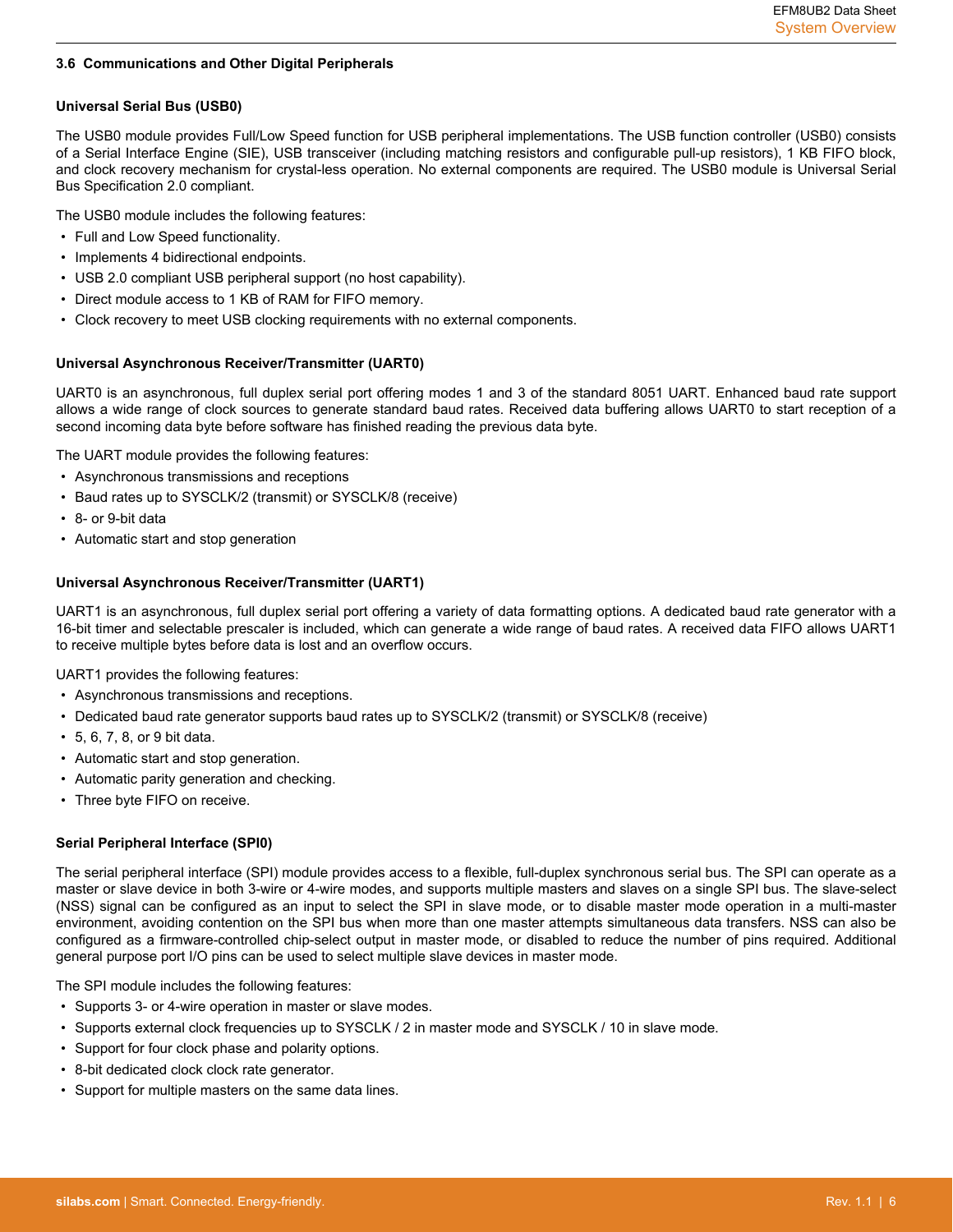### 3.6 Communications and Other Digital Peripherals

**Universal Serial Bus (USB0)**

The USB0 module provides Full/Low Speed function for USB peripheral implementations. The USB function controller (USB0) consists of a Serial Interface Engine (SIE), USB transceiver (including matching resistors and configurable pull-up resistors), 1 KB FIFO block, and clock recovery mechanism for crystal-less operation. No external components are required. The USB0 module is Universal Serial Bus Specification 2.0 compliant.

The USB0 module includes the following features:

- Full and Low Speed functionality.
- Implements 4 bidirectional endpoints.
- USB 2.0 compliant USB peripheral support (no host capability).
- Direct module access to 1 KB of RAM for FIFO memory.
- Clock recovery to meet USB clocking requirements with no external components.

**Universal Asynchronous Receiver/Transmitter (UART0)**

UART0 is an asynchronous, full duplex serial port offering modes 1 and 3 of the standard 8051 UART. Enhanced baud rate support allows a wide range of clock sources to generate standard baud rates. Received data buffering allows UART0 to start reception of a second incoming data byte before software has finished reading the previous data byte.

The UART module provides the following features:

- Asynchronous transmissions and receptions
- Baud rates up to SYSCLK/2 (transmit) or SYSCLK/8 (receive)
- 8- or 9-bit data
- Automatic start and stop generation

**Universal Asynchronous Receiver/Transmitter (UART1)**

UART1 is an asynchronous, full duplex serial port offering a variety of data formatting options. A dedicated baud rate generator with a 16-bit timer and selectable prescaler is included, which can generate a wide range of baud rates. A received data FIFO allows UART1 to receive multiple bytes before data is lost and an overflow occurs.

UART1 provides the following features:

- Asynchronous transmissions and receptions.
- Dedicated baud rate generator supports baud rates up to SYSCLK/2 (transmit) or SYSCLK/8 (receive)
- 5, 6, 7, 8, or 9 bit data.
- Automatic start and stop generation.
- Automatic parity generation and checking.
- Three byte FIFO on receive.

**Serial Peripheral Interface (SPI0)**

The serial peripheral interface (SPI) module provides access to a flexible, full-duplex synchronous serial bus. The SPI can operate as a master or slave device in both 3-wire or 4-wire modes, and supports multiple masters and slaves on a single SPI bus. The slave-select (NSS) signal can be configured as an input to select the SPI in slave mode, or to disable master mode operation in a multi-master environment, avoiding contention on the SPI bus when more than one master attempts simultaneous data transfers. NSS can also be configured as a firmware-controlled chip-select output in master mode, or disabled to reduce the number of pins required. Additional general purpose port I/O pins can be used to select multiple slave devices in master mode.

The SPI module includes the following features:

- Supports 3- or 4-wire operation in master or slave modes.
- Supports external clock frequencies up to SYSCLK / 2 in master mode and SYSCLK / 10 in slave mode.
- Support for four clock phase and polarity options.
- 8-bit dedicated clock clock rate generator.
- Support for multiple masters on the same data lines.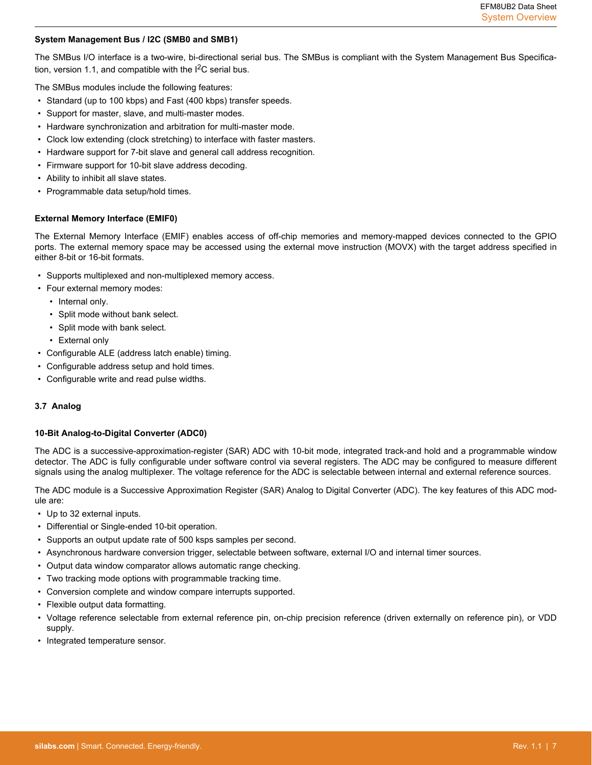### System Management Bus / I2C (SMB0 and SMB1)

The SMBus I/O interface is a two-wire, bi-directional serial bus. The SMBus is compliant with the System Management Bus Specification, version 1.1, and compatible with the $I^2C$ serial bus.

The SMBus modules include the following features:

- Standard (up to 100 kbps) and Fast (400 kbps) transfer speeds.
- Support for master, slave, and multi-master modes.
- Hardware synchronization and arbitration for multi-master mode.
- Clock low extending (clock stretching) to interface with faster masters.
- Hardware support for 7-bit slave and general call address recognition.
- Firmware support for 10-bit slave address decoding.
- Ability to inhibit all slave states.
- Programmable data setup/hold times.

### External Memory Interface (EMIF0)

The External Memory Interface (EMIF) enables access of off-chip memories and memory-mapped devices connected to the GPIO ports. The external memory space may be accessed using the external move instruction (MOVX) with the target address specified in either 8-bit or 16-bit formats.

- Supports multiplexed and non-multiplexed memory access.
- Four external memory modes:
  - Internal only.
  - Split mode without bank select.
  - Split mode with bank select.
  - External only
- Configurable ALE (address latch enable) timing.
- Configurable address setup and hold times.
- Configurable write and read pulse widths.

## 3.7 Analog

### 10-Bit Analog-to-Digital Converter (ADC0)

The ADC is a successive-approximation-register (SAR) ADC with 10-bit mode, integrated track-and hold and a programmable window detector. The ADC is fully configurable under software control via several registers. The ADC may be configured to measure different signals using the analog multiplexer. The voltage reference for the ADC is selectable between internal and external reference sources.

The ADC module is a Successive Approximation Register (SAR) Analog to Digital Converter (ADC). The key features of this ADC module are:

- Up to 32 external inputs.
- Differential or Single-ended 10-bit operation.
- Supports an output update rate of 500 ksps samples per second.
- Asynchronous hardware conversion trigger, selectable between software, external I/O and internal timer sources.
- Output data window comparator allows automatic range checking.
- Two tracking mode options with programmable tracking time.
- Conversion complete and window compare interrupts supported.
- Flexible output data formatting.
- Voltage reference selectable from external reference pin, on-chip precision reference (driven externally on reference pin), or VDD supply.
- Integrated temperature sensor.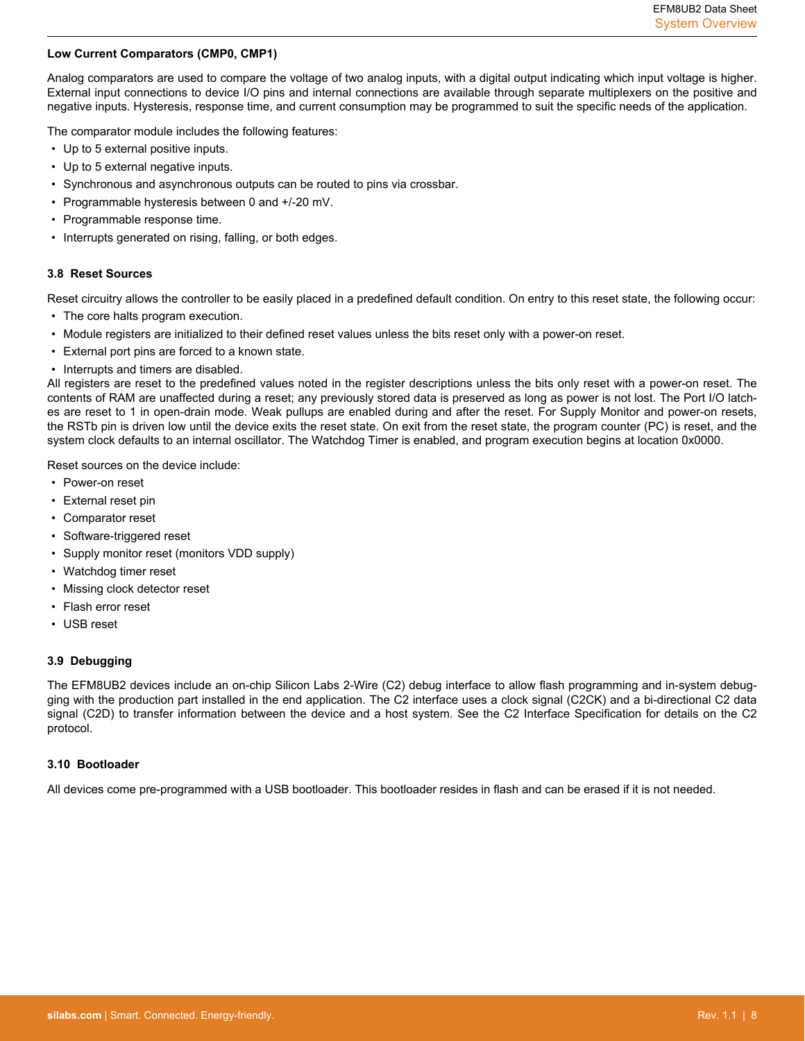**Low Current Comparators (CMP0, CMP1)**

Analog comparators are used to compare the voltage of two analog inputs, with a digital output indicating which input voltage is higher. External input connections to device I/O pins and internal connections are available through separate multiplexers on the positive and negative inputs. Hysteresis, response time, and current consumption may be programmed to suit the specific needs of the application.

The comparator module includes the following features:

- Up to 5 external positive inputs.
- Up to 5 external negative inputs.
- Synchronous and asynchronous outputs can be routed to pins via crossbar.
- Programmable hysteresis between 0 and +/-20 mV.
- Programmable response time.
- Interrupts generated on rising, falling, or both edges.

### 3.8 Reset Sources

Reset circuitry allows the controller to be easily placed in a predefined default condition. On entry to this reset state, the following occur:

- The core halts program execution.
- Module registers are initialized to their defined reset values unless the bits reset only with a power-on reset.
- External port pins are forced to a known state.
- Interrupts and timers are disabled.

All registers are reset to the predefined values noted in the register descriptions unless the bits only reset with a power-on reset. The contents of RAM are unaffected during a reset; any previously stored data is preserved as long as power is not lost. The Port I/O latches are reset to 1 in open-drain mode. Weak pullups are enabled during and after the reset. For Supply Monitor and power-on resets, the RSTb pin is driven low until the device exits the reset state. On exit from the reset state, the program counter (PC) is reset, and the system clock defaults to an internal oscillator. The Watchdog Timer is enabled, and program execution begins at location 0x0000.

Reset sources on the device include:

- Power-on reset
- External reset pin
- Comparator reset
- Software-triggered reset
- Supply monitor reset (monitors VDD supply)
- Watchdog timer reset
- Missing clock detector reset
- Flash error reset
- USB reset

### 3.9 Debugging

The EFM8UB2 devices include an on-chip Silicon Labs 2-Wire (C2) debug interface to allow flash programming and in-system debugging with the production part installed in the end application. The C2 interface uses a clock signal (C2CK) and a bi-directional C2 data signal (C2D) to transfer information between the device and a host system. See the C2 Interface Specification for details on the C2 protocol.

### 3.10 Bootloader

All devices come pre-programmed with a USB bootloader. This bootloader resides in flash and can be erased if it is not needed.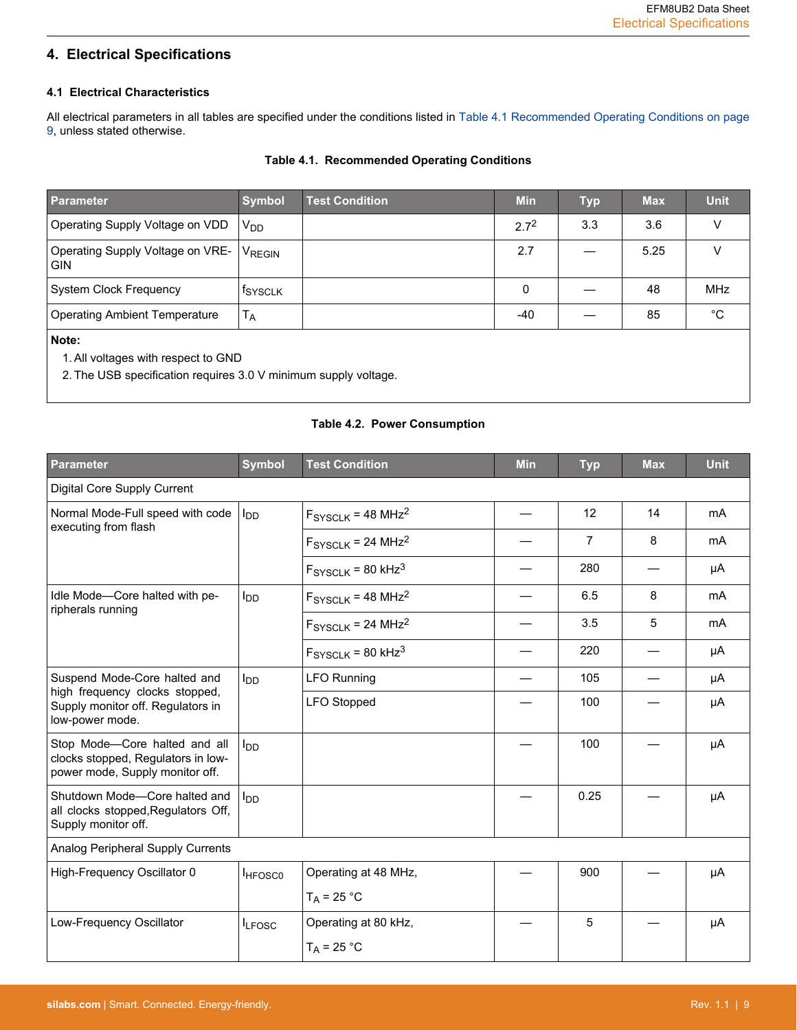# 4. Electrical Specifications

## 4.1 Electrical Characteristics

All electrical parameters in all tables are specified under the conditions listed in Table 4.1 Recommended Operating Conditions on page 9, unless stated otherwise.

**Table 4.1. Recommended Operating Conditions**

| Parameter | Symbol | Test Condition | Min | Typ | Max | Unit |
|---|---|---|---|---|---|---|
| Operating Supply Voltage on VDD | $V_{DD}$ | | 2.7[2] | 3.3 | 3.6 | V |
| Operating Supply Voltage on VREGIN | $V_{REGIN}$ | | 2.7 | — | 5.25 | V |
| System Clock Frequency | $f_{SYSCLK}$ | | 0 | — | 48 | MHz |
| Operating Ambient Temperature | $T_A$ | | -40 | — | 85 | °C |

**Note:**

1. All voltages with respect to GND
2. The USB specification requires 3.0 V minimum supply voltage.

**Table 4.2. Power Consumption**

| Parameter | Symbol | Test Condition | Min | Typ | Max | Unit |
|---|---|---|---|---|---|---|
| Digital Core Supply Current | | | | | | |
| Normal Mode-Full speed with code executing from flash | $I_{DD}$ | $F_{SYSCLK}$ = 48 MHz[2] | — | 12 | 14 | mA |
| | | $F_{SYSCLK}$ = 24 MHz[2] | — | 7 | 8 | mA |
| | | $F_{SYSCLK}$ = 80 kHz[3] | — | 280 | — | µA |
| Idle Mode—Core halted with peripherals running | $I_{DD}$ | $F_{SYSCLK}$ = 48 MHz[2] | — | 6.5 | 8 | mA |
| | | $F_{SYSCLK}$ = 24 MHz[2] | — | 3.5 | 5 | mA |
| | | $F_{SYSCLK}$ = 80 kHz[3] | — | 220 | — | µA |
| Suspend Mode-Core halted and high frequency clocks stopped, Supply monitor off. Regulators in low-power mode. | $I_{DD}$ | LFO Running | — | 105 | — | µA |
| | | LFO Stopped | — | 100 | — | µA |
| Stop Mode—Core halted and all clocks stopped, Regulators in low-power mode, Supply monitor off. | $I_{DD}$ | | — | 100 | — | µA |
| Shutdown Mode—Core halted and all clocks stopped,Regulators Off, Supply monitor off. | $I_{DD}$ | | — | 0.25 | — | µA |
| Analog Peripheral Supply Currents | | | | | | |
| High-Frequency Oscillator 0 | $I_{HFOSC0}$ | Operating at 48 MHz, $T_A$ = 25 °C | — | 900 | — | µA |
| Low-Frequency Oscillator | $I_{LFOSC}$ | Operating at 80 kHz, $T_A$ = 25 °C | — | 5 | — | µA |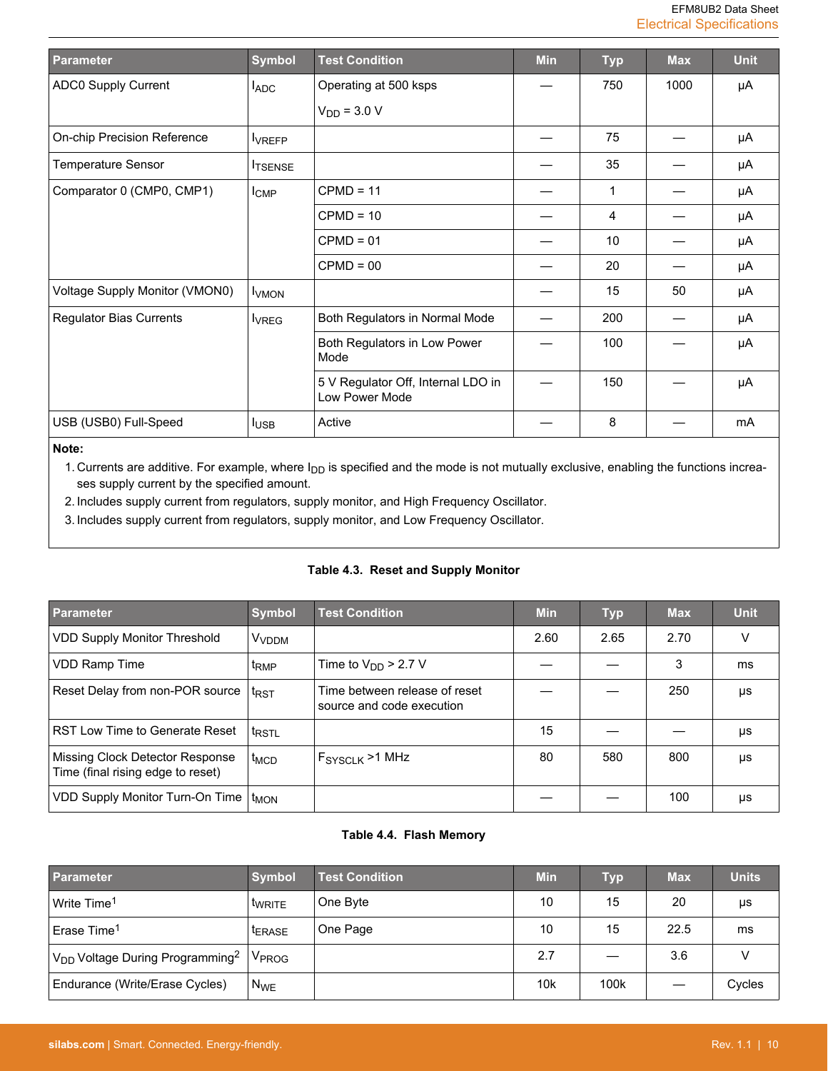| Parameter | Symbol | Test Condition | Min | Typ | Max | Unit |
|---|---|---|---|---|---|---|
| ADC0 Supply Current | $I_{ADC}$ | Operating at 500 ksps<br><br>$V_{DD}$ = 3.0 V | — | 750 | 1000 | µA |
| On-chip Precision Reference | $I_{VREFP}$ | | — | 75 | — | µA |
| Temperature Sensor | $I_{TSENSE}$ | | — | 35 | — | µA |
| Comparator 0 (CMP0, CMP1) | $I_{CMP}$ | CPMD = 11 | — | 1 | — | µA |
| | | CPMD = 10 | — | 4 | — | µA |
| | | CPMD = 01 | — | 10 | — | µA |
| | | CPMD = 00 | — | 20 | — | µA |
| Voltage Supply Monitor (VMON0) | $I_{VMON}$ | | — | 15 | 50 | µA |
| Regulator Bias Currents | $I_{VREG}$ | Both Regulators in Normal Mode | — | 200 | — | µA |
| | | Both Regulators in Low Power Mode | — | 100 | — | µA |
| | | 5 V Regulator Off, Internal LDO in Low Power Mode | — | 150 | — | µA |
| USB (USB0) Full-Speed | $I_{USB}$ | Active | — | 8 | — | mA |

**Note:**

1. Currents are additive. For example, where $I_{DD}$ is specified and the mode is not mutually exclusive, enabling the functions increases supply current by the specified amount.
2. Includes supply current from regulators, supply monitor, and High Frequency Oscillator.
3. Includes supply current from regulators, supply monitor, and Low Frequency Oscillator.

**Table 4.3. Reset and Supply Monitor**

| Parameter | Symbol | Test Condition | Min | Typ | Max | Unit |
|---|---|---|---|---|---|---|
| VDD Supply Monitor Threshold | $V_{VDDM}$ | | 2.60 | 2.65 | 2.70 | V |
| VDD Ramp Time | $t_{RMP}$ | Time to $V_{DD}$ > 2.7 V | — | — | 3 | ms |
| Reset Delay from non-POR source | $t_{RST}$ | Time between release of reset source and code execution | — | — | 250 | µs |
| RST Low Time to Generate Reset | $t_{RSTL}$ | | 15 | — | — | µs |
| Missing Clock Detector Response Time (final rising edge to reset) | $t_{MCD}$ | $F_{SYSCLK}$ >1 MHz | 80 | 580 | 800 | µs |
| VDD Supply Monitor Turn-On Time | $t_{MON}$ | | — | — | 100 | µs |

**Table 4.4. Flash Memory**

| Parameter | Symbol | Test Condition | Min | Typ | Max | Units |
|---|---|---|---|---|---|---|
| Write Time[1] | $t_{WRITE}$ | One Byte | 10 | 15 | 20 | µs |
| Erase Time[1] | $t_{ERASE}$ | One Page | 10 | 15 | 22.5 | ms |
| $V_{DD}$ Voltage During Programming[2] | $V_{PROG}$ | | 2.7 | — | 3.6 | V |
| Endurance (Write/Erase Cycles) | $N_{WE}$ | | 10k | 100k | — | Cycles |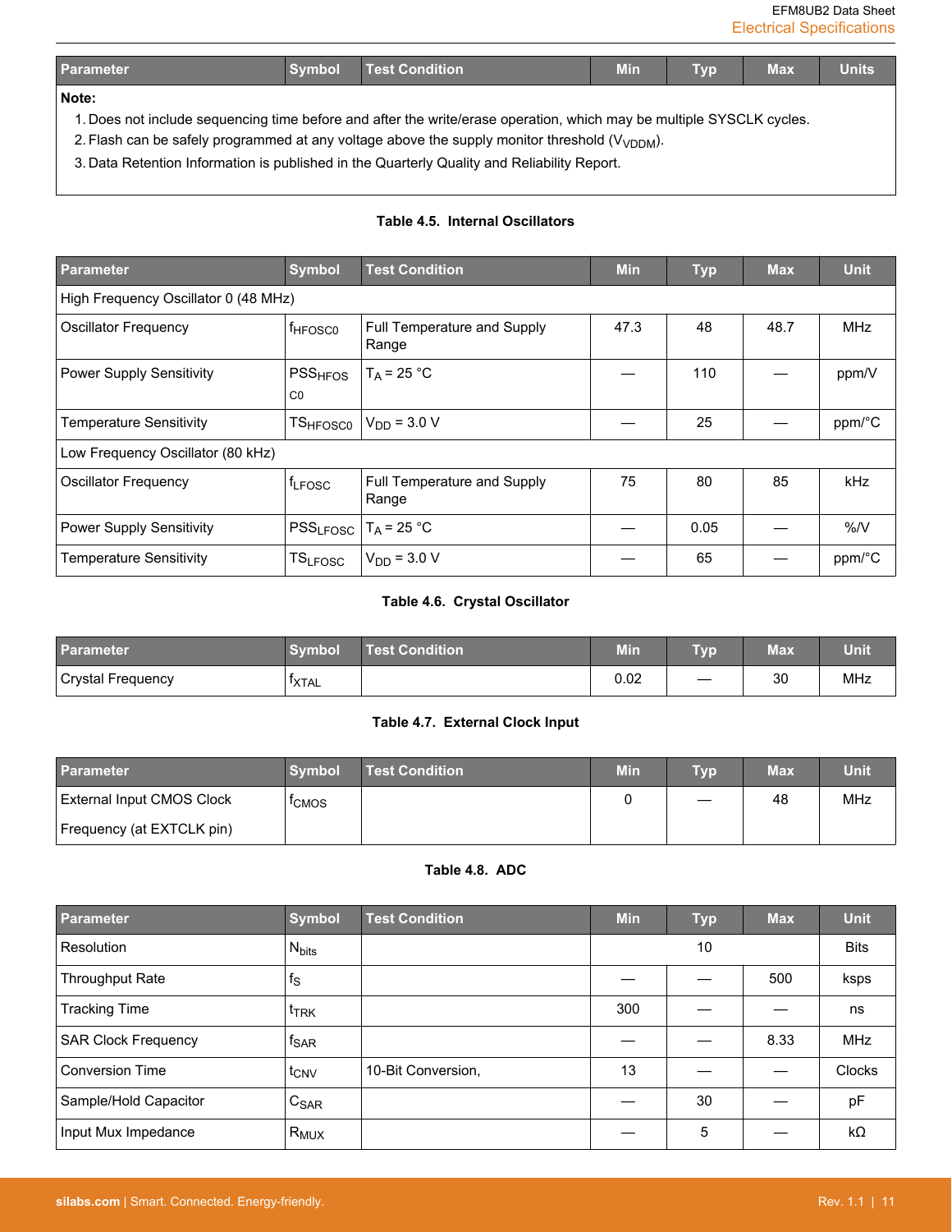| Parameter | Symbol | Test Condition | Min | Typ | Max | Units |
|---|---|---|---|---|---|---|

**Note:**

1. Does not include sequencing time before and after the write/erase operation, which may be multiple SYSCLK cycles.
2. Flash can be safely programmed at any voltage above the supply monitor threshold ($V_{VDDM}$).
3. Data Retention Information is published in the Quarterly Quality and Reliability Report.

**Table 4.5. Internal Oscillators**

| Parameter | Symbol | Test Condition | Min | Typ | Max | Unit |
|---|---|---|---|---|---|---|
| High Frequency Oscillator 0 (48 MHz) | | | | | | |
| Oscillator Frequency | $f_{HFOSC0}$ | Full Temperature and Supply Range | 47.3 | 48 | 48.7 | MHz |
| Power Supply Sensitivity | $PSS_{HFOSC0}$ | $T_A$ = 25 °C | — | 110 | — | ppm/V |
| Temperature Sensitivity | $TS_{HFOSC0}$ | $V_{DD}$ = 3.0 V | — | 25 | — | ppm/°C |
| Low Frequency Oscillator (80 kHz) | | | | | | |
| Oscillator Frequency | $f_{LFOSC}$ | Full Temperature and Supply Range | 75 | 80 | 85 | kHz |
| Power Supply Sensitivity | $PSS_{LFOSC}$ | $T_A$ = 25 °C | — | 0.05 | — | %/V |
| Temperature Sensitivity | $TS_{LFOSC}$ | $V_{DD}$ = 3.0 V | — | 65 | — | ppm/°C |

**Table 4.6. Crystal Oscillator**

| Parameter | Symbol | Test Condition | Min | Typ | Max | Unit |
|---|---|---|---|---|---|---|
| Crystal Frequency | $f_{XTAL}$ | | 0.02 | — | 30 | MHz |

**Table 4.7. External Clock Input**

| Parameter | Symbol | Test Condition | Min | Typ | Max | Unit |
|---|---|---|---|---|---|---|
| External Input CMOS Clock Frequency (at EXTCLK pin) | $f_{CMOS}$ | | 0 | — | 48 | MHz |

**Table 4.8. ADC**

| Parameter | Symbol | Test Condition | Min | Typ | Max | Unit |
|---|---|---|---|---|---|---|
| Resolution | $N_{bits}$ | | | 10 | | Bits |
| Throughput Rate | $f_S$ | | — | — | 500 | ksps |
| Tracking Time | $t_{TRK}$ | | 300 | — | — | ns |
| SAR Clock Frequency | $f_{SAR}$ | | — | — | 8.33 | MHz |
| Conversion Time | $t_{CNV}$ | 10-Bit Conversion, | 13 | — | — | Clocks |
| Sample/Hold Capacitor | $C_{SAR}$ | | — | 30 | — | pF |
| Input Mux Impedance | $R_{MUX}$ | | — | 5 | — | kΩ |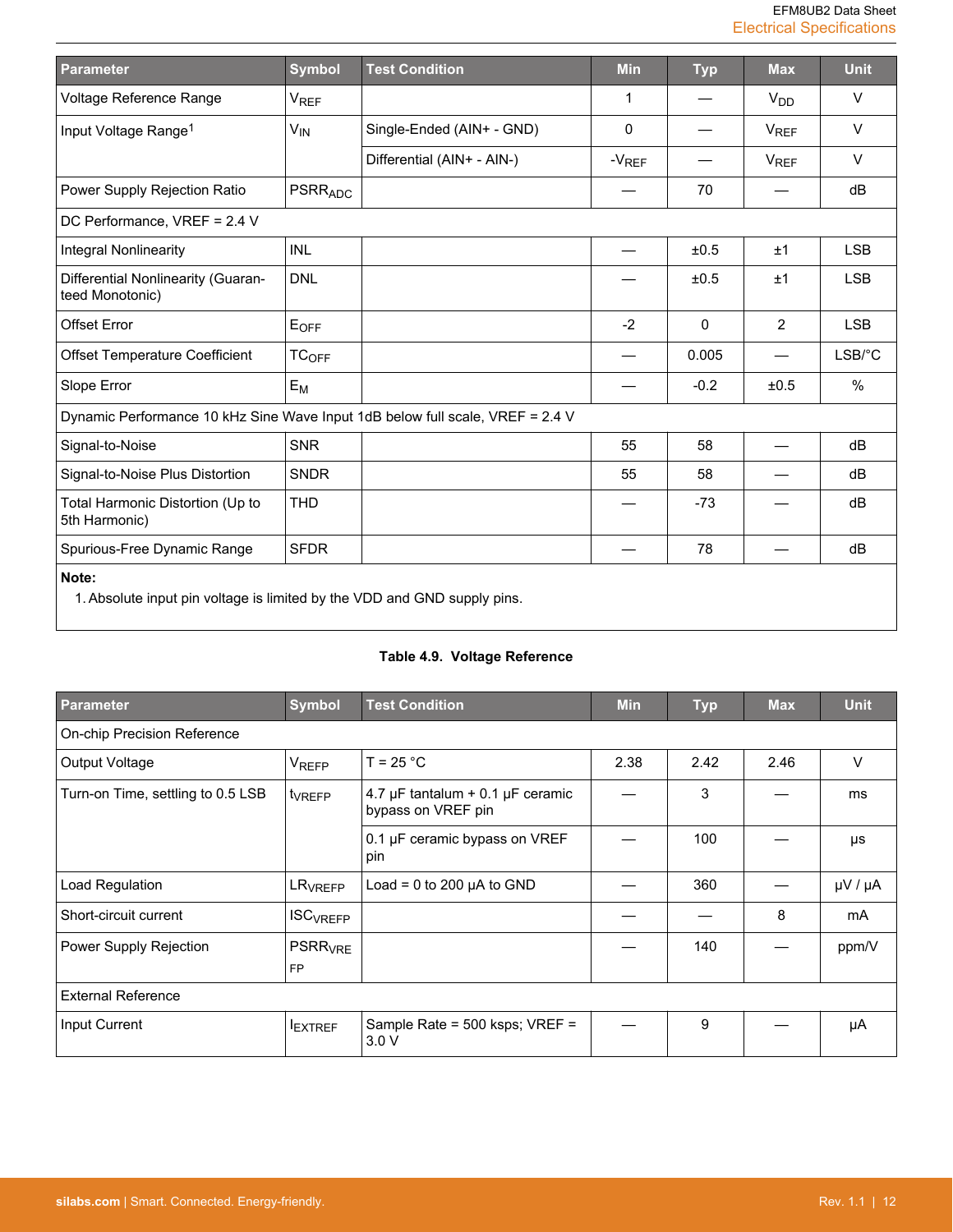| Parameter | Symbol | Test Condition | Min | Typ | Max | Unit |
|---|---|---|---|---|---|---|
| Voltage Reference Range | $V_{REF}$ | | 1 | — | $V_{DD}$ | V |
| Input Voltage Range[1] | $V_{IN}$ | Single-Ended (AIN+ - GND) | 0 | — | $V_{REF}$ | V |
| | | Differential (AIN+ - AIN-) | $-V_{REF}$ | — | $V_{REF}$ | V |
| Power Supply Rejection Ratio | $PSRR_{ADC}$ | | — | 70 | — | dB |
| DC Performance, VREF = 2.4 V | | | | | | |
| Integral Nonlinearity | INL | | — | ±0.5 | ±1 | LSB |
| Differential Nonlinearity (Guaranteed Monotonic) | DNL | | — | ±0.5 | ±1 | LSB |
| Offset Error | $E_{OFF}$ | | -2 | 0 | 2 | LSB |
| Offset Temperature Coefficient | $TC_{OFF}$ | | — | 0.005 | — | LSB/°C |
| Slope Error | $E_M$ | | — | -0.2 | ±0.5 | % |
| Dynamic Performance 10 kHz Sine Wave Input 1dB below full scale, VREF = 2.4 V | | | | | | |
| Signal-to-Noise | SNR | | 55 | 58 | — | dB |
| Signal-to-Noise Plus Distortion | SNDR | | 55 | 58 | — | dB |
| Total Harmonic Distortion (Up to 5th Harmonic) | THD | | — | -73 | — | dB |
| Spurious-Free Dynamic Range | SFDR | | — | 78 | — | dB |

**Note:**

1. Absolute input pin voltage is limited by the VDD and GND supply pins.

**Table 4.9. Voltage Reference**

| Parameter | Symbol | Test Condition | Min | Typ | Max | Unit |
|---|---|---|---|---|---|---|
| On-chip Precision Reference | | | | | | |
| Output Voltage | $V_{REFP}$ | T = 25 °C | 2.38 | 2.42 | 2.46 | V |
| Turn-on Time, settling to 0.5 LSB | $t_{VREFP}$ | 4.7 µF tantalum + 0.1 µF ceramic bypass on VREF pin | — | 3 | — | ms |
| | | 0.1 µF ceramic bypass on VREF pin | — | 100 | — | µs |
| Load Regulation | $LR_{VREFP}$ | Load = 0 to 200 µA to GND | — | 360 | — | µV / µA |
| Short-circuit current | $ISC_{VREFP}$ | | — | — | 8 | mA |
| Power Supply Rejection | $PSRR_{VREFP}$ | | — | 140 | — | ppm/V |
| External Reference | | | | | | |
| Input Current | $I_{EXTREF}$ | Sample Rate = 500 ksps; VREF = 3.0 V | — | 9 | — | µA |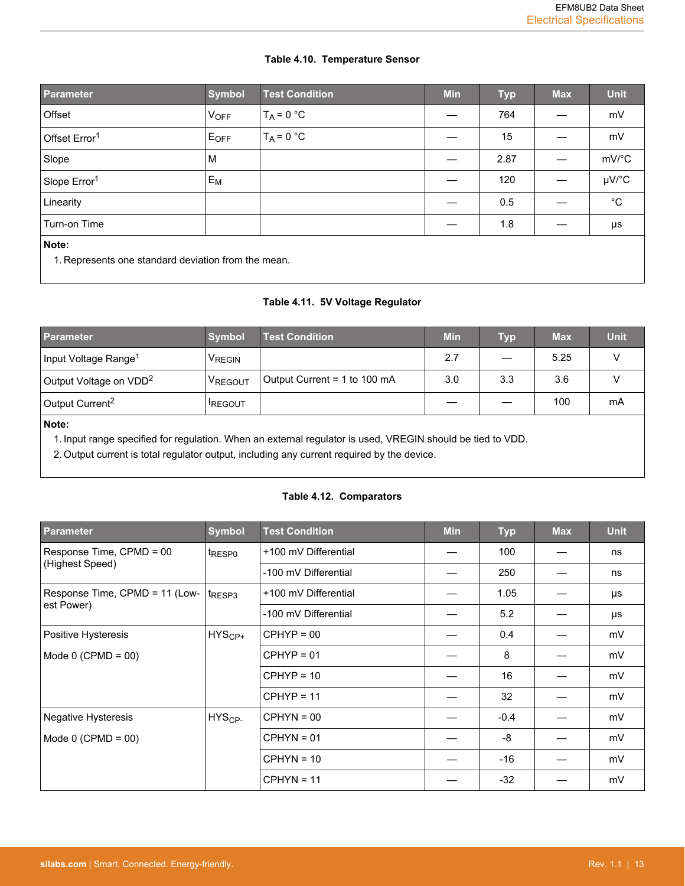**Table 4.10. Temperature Sensor**

| Parameter | Symbol | Test Condition | Min | Typ | Max | Unit |
|---|---|---|---|---|---|---|
| Offset | $V_{OFF}$ | $T_A$ = 0 °C | — | 764 | — | mV |
| Offset Error[1] | $E_{OFF}$ | $T_A$ = 0 °C | — | 15 | — | mV |
| Slope | M | | — | 2.87 | — | mV/°C |
| Slope Error[1] | $E_M$ | | — | 120 | — | µV/°C |
| Linearity | | | — | 0.5 | — | °C |
| Turn-on Time | | | — | 1.8 | — | µs |

**Note:**

1. Represents one standard deviation from the mean.

**Table 4.11. 5V Voltage Regulator**

| Parameter | Symbol | Test Condition | Min | Typ | Max | Unit |
|---|---|---|---|---|---|---|
| Input Voltage Range[1] | $V_{REGIN}$ | | 2.7 | — | 5.25 | V |
| Output Voltage on VDD[2] | $V_{REGOUT}$ | Output Current = 1 to 100 mA | 3.0 | 3.3 | 3.6 | V |
| Output Current[2] | $I_{REGOUT}$ | | — | — | 100 | mA |

**Note:**

1. Input range specified for regulation. When an external regulator is used, VREGIN should be tied to VDD.
2. Output current is total regulator output, including any current required by the device.

**Table 4.12. Comparators**

| Parameter | Symbol | Test Condition | Min | Typ | Max | Unit |
|---|---|---|---|---|---|---|
| Response Time, CPMD = 00 (Highest Speed) | $t_{RESP0}$ | +100 mV Differential | — | 100 | — | ns |
| | | -100 mV Differential | — | 250 | — | ns |
| Response Time, CPMD = 11 (Lowest Power) | $t_{RESP3}$ | +100 mV Differential | — | 1.05 | — | µs |
| | | -100 mV Differential | — | 5.2 | — | µs |
| Positive Hysteresis<br>Mode 0 (CPMD = 00) | $HYS_{CP+}$ | CPHYP = 00 | — | 0.4 | — | mV |
| | | CPHYP = 01 | — | 8 | — | mV |
| | | CPHYP = 10 | — | 16 | — | mV |
| | | CPHYP = 11 | — | 32 | — | mV |
| Negative Hysteresis<br>Mode 0 (CPMD = 00) | $HYS_{CP-}$ | CPHYN = 00 | — | -0.4 | — | mV |
| | | CPHYN = 01 | — | -8 | — | mV |
| | | CPHYN = 10 | — | -16 | — | mV |
| | | CPHYN = 11 | — | -32 | — | mV |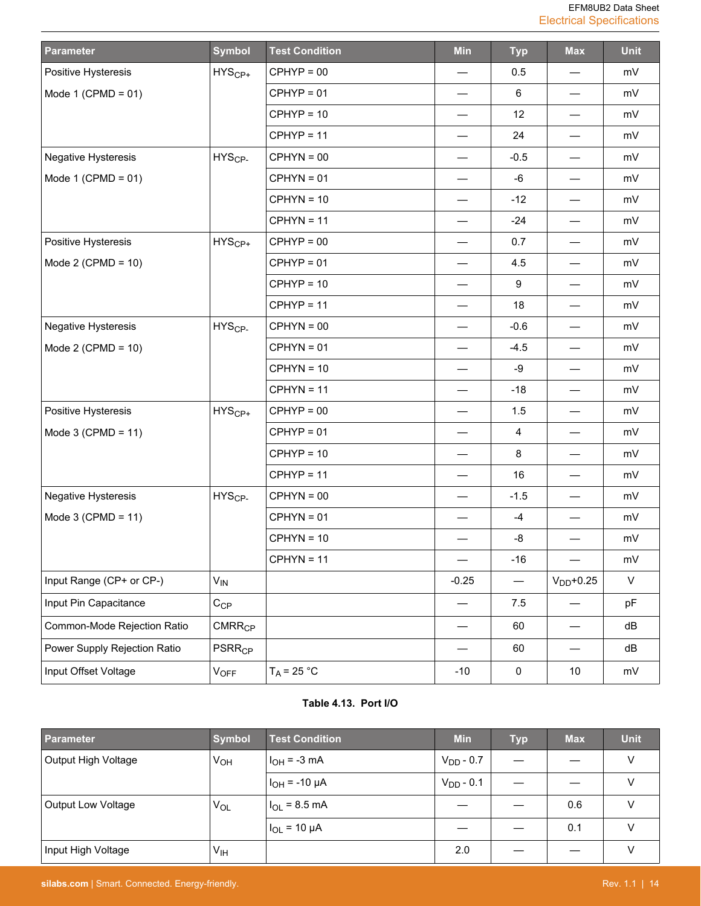| Parameter | Symbol | Test Condition | Min | Typ | Max | Unit |
|---|---|---|---|---|---|---|
| Positive Hysteresis Mode 1 (CPMD = 01) | $HYS_{CP+}$ | CPHYP = 00 | — | 0.5 | — | mV |
| | | CPHYP = 01 | — | 6 | — | mV |
| | | CPHYP = 10 | — | 12 | — | mV |
| | | CPHYP = 11 | — | 24 | — | mV |
| Negative Hysteresis Mode 1 (CPMD = 01) | $HYS_{CP-}$ | CPHYN = 00 | — | -0.5 | — | mV |
| | | CPHYN = 01 | — | -6 | — | mV |
| | | CPHYN = 10 | — | -12 | — | mV |
| | | CPHYN = 11 | — | -24 | — | mV |
| Positive Hysteresis Mode 2 (CPMD = 10) | $HYS_{CP+}$ | CPHYP = 00 | — | 0.7 | — | mV |
| | | CPHYP = 01 | — | 4.5 | — | mV |
| | | CPHYP = 10 | — | 9 | — | mV |
| | | CPHYP = 11 | — | 18 | — | mV |
| Negative Hysteresis Mode 2 (CPMD = 10) | $HYS_{CP-}$ | CPHYN = 00 | — | -0.6 | — | mV |
| | | CPHYN = 01 | — | -4.5 | — | mV |
| | | CPHYN = 10 | — | -9 | — | mV |
| | | CPHYN = 11 | — | -18 | — | mV |
| Positive Hysteresis Mode 3 (CPMD = 11) | $HYS_{CP+}$ | CPHYP = 00 | — | 1.5 | — | mV |
| | | CPHYP = 01 | — | 4 | — | mV |
| | | CPHYP = 10 | — | 8 | — | mV |
| | | CPHYP = 11 | — | 16 | — | mV |
| Negative Hysteresis Mode 3 (CPMD = 11) | $HYS_{CP-}$ | CPHYN = 00 | — | -1.5 | — | mV |
| | | CPHYN = 01 | — | -4 | — | mV |
| | | CPHYN = 10 | — | -8 | — | mV |
| | | CPHYN = 11 | — | -16 | — | mV |
| Input Range (CP+ or CP-) | $V_{IN}$ | | -0.25 | — | $V_{DD}$+0.25 | V |
| Input Pin Capacitance | $C_{CP}$ | | — | 7.5 | — | pF |
| Common-Mode Rejection Ratio | $CMRR_{CP}$ | | — | 60 | — | dB |
| Power Supply Rejection Ratio | $PSRR_{CP}$ | | — | 60 | — | dB |
| Input Offset Voltage | $V_{OFF}$ | $T_A$ = 25 °C | -10 | 0 | 10 | mV |

**Table 4.13. Port I/O**

| Parameter | Symbol | Test Condition | Min | Typ | Max | Unit |
|---|---|---|---|---|---|---|
| Output High Voltage | $V_{OH}$ | $I_{OH}$ = -3 mA | $V_{DD}$ - 0.7 | — | — | V |
| | | $I_{OH}$ = -10 μA | $V_{DD}$ - 0.1 | — | — | V |
| Output Low Voltage | $V_{OL}$ | $I_{OL}$ = 8.5 mA | — | — | 0.6 | V |
| | | $I_{OL}$ = 10 μA | — | — | 0.1 | V |
| Input High Voltage | $V_{IH}$ | | 2.0 | — | — | V |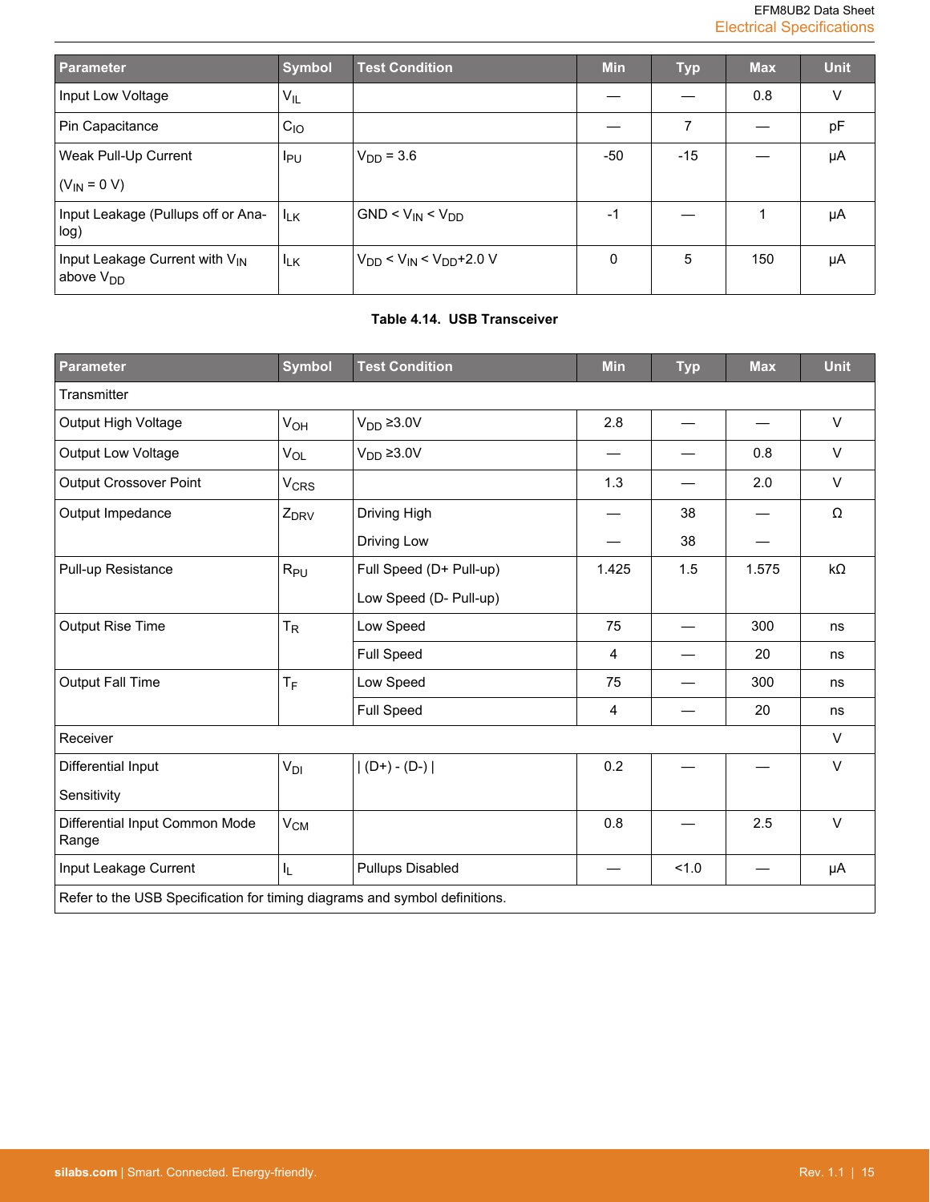| Parameter | Symbol | Test Condition | Min | Typ | Max | Unit |
|---|---|---|---|---|---|---|
| Input Low Voltage | $V_{IL}$ | | — | — | 0.8 | V |
| Pin Capacitance | $C_{IO}$ | | — | 7 | — | pF |
| Weak Pull-Up Current ($V_{IN}$ = 0 V) | $I_{PU}$ | $V_{DD}$ = 3.6 | -50 | -15 | — | μA |
| Input Leakage (Pullups off or Analog) | $I_{LK}$ | GND < $V_{IN}$ < $V_{DD}$ | -1 | — | 1 | μA |
| Input Leakage Current with $V_{IN}$ above $V_{DD}$ | $I_{LK}$ | $V_{DD}$ < $V_{IN}$ < $V_{DD}$+2.0 V | 0 | 5 | 150 | μA |

**Table 4.14. USB Transceiver**

| Parameter | Symbol | Test Condition | Min | Typ | Max | Unit |
|---|---|---|---|---|---|---|
| Transmitter | | | | | | |
| Output High Voltage | $V_{OH}$ | $V_{DD}$ ≥3.0V | 2.8 | — | — | V |
| Output Low Voltage | $V_{OL}$ | $V_{DD}$ ≥3.0V | — | — | 0.8 | V |
| Output Crossover Point | $V_{CRS}$ | | 1.3 | — | 2.0 | V |
| Output Impedance | $Z_{DRV}$ | Driving High | — | 38 | — | Ω |
| | | Driving Low | — | 38 | — | |
| Pull-up Resistance | $R_{PU}$ | Full Speed (D+ Pull-up)<br>Low Speed (D- Pull-up) | 1.425 | 1.5 | 1.575 | kΩ |
| Output Rise Time | $T_R$ | Low Speed | 75 | — | 300 | ns |
| | | Full Speed | 4 | — | 20 | ns |
| Output Fall Time | $T_F$ | Low Speed | 75 | — | 300 | ns |
| | | Full Speed | 4 | — | 20 | ns |
| Receiver | | | | | | V |
| Differential Input Sensitivity | $V_{DI}$ | \| (D+) - (D-) \| | 0.2 | — | — | V |
| Differential Input Common Mode Range | $V_{CM}$ | | 0.8 | — | 2.5 | V |
| Input Leakage Current | $I_L$ | Pullups Disabled | — | <1.0 | — | μA |
| Refer to the USB Specification for timing diagrams and symbol definitions. | | | | | | |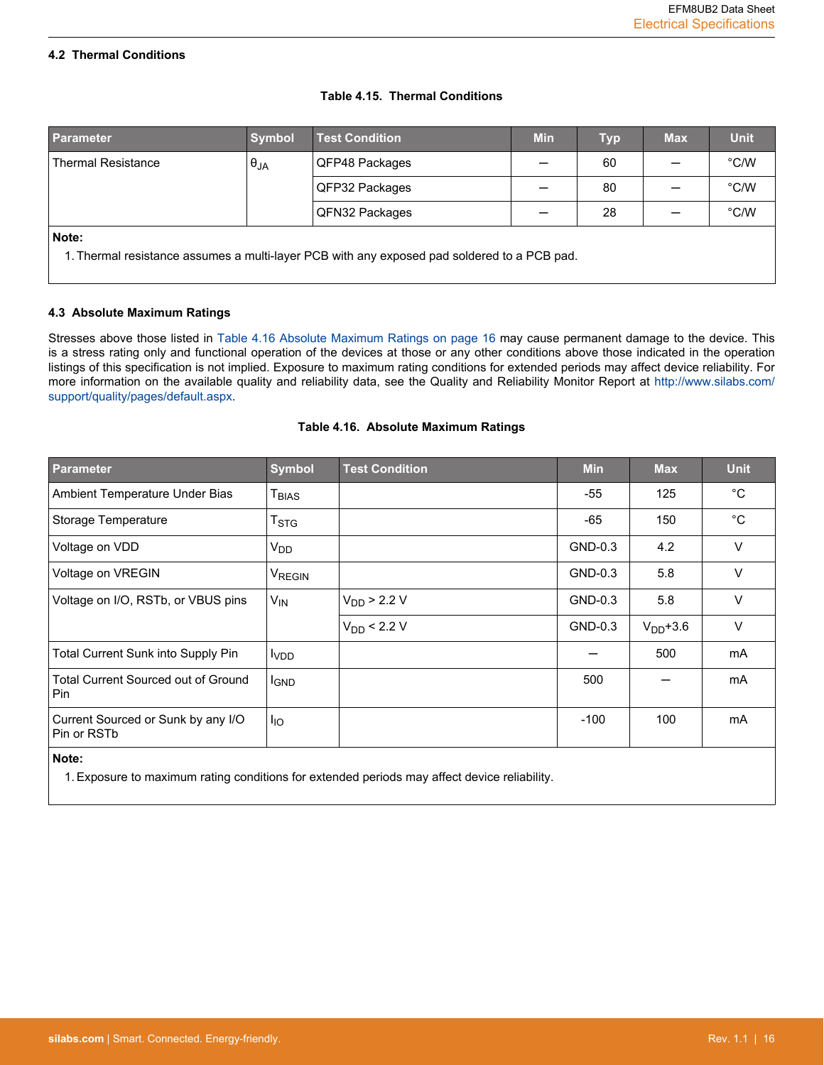## 4.2 Thermal Conditions

**Table 4.15. Thermal Conditions**

| Parameter | Symbol | Test Condition | Min | Typ | Max | Unit |
|---|---|---|---|---|---|---|
| Thermal Resistance | $\theta_{JA}$ | QFP48 Packages | — | 60 | — | °C/W |
| | | QFP32 Packages | — | 80 | — | °C/W |
| | | QFN32 Packages | — | 28 | — | °C/W |

**Note:**

1. Thermal resistance assumes a multi-layer PCB with any exposed pad soldered to a PCB pad.

## 4.3 Absolute Maximum Ratings

Stresses above those listed in Table 4.16 Absolute Maximum Ratings on page 16 may cause permanent damage to the device. This is a stress rating only and functional operation of the devices at those or any other conditions above those indicated in the operation listings of this specification is not implied. Exposure to maximum rating conditions for extended periods may affect device reliability. For more information on the available quality and reliability data, see the Quality and Reliability Monitor Report at http://www.silabs.com/support/quality/pages/default.aspx.

**Table 4.16. Absolute Maximum Ratings**

| Parameter | Symbol | Test Condition | Min | Max | Unit |
|---|---|---|---|---|---|
| Ambient Temperature Under Bias | $T_{BIAS}$ | | -55 | 125 | °C |
| Storage Temperature | $T_{STG}$ | | -65 | 150 | °C |
| Voltage on VDD | $V_{DD}$ | | GND-0.3 | 4.2 | V |
| Voltage on VREGIN | $V_{REGIN}$ | | GND-0.3 | 5.8 | V |
| Voltage on I/O, RSTb, or VBUS pins | $V_{IN}$ | $V_{DD}$ > 2.2 V | GND-0.3 | 5.8 | V |
| | | $V_{DD}$ < 2.2 V | GND-0.3 | $V_{DD}$+3.6 | V |
| Total Current Sunk into Supply Pin | $I_{VDD}$ | | — | 500 | mA |
| Total Current Sourced out of Ground Pin | $I_{GND}$ | | 500 | — | mA |
| Current Sourced or Sunk by any I/O Pin or RSTb | $I_{IO}$ | | -100 | 100 | mA |

**Note:**

1. Exposure to maximum rating conditions for extended periods may affect device reliability.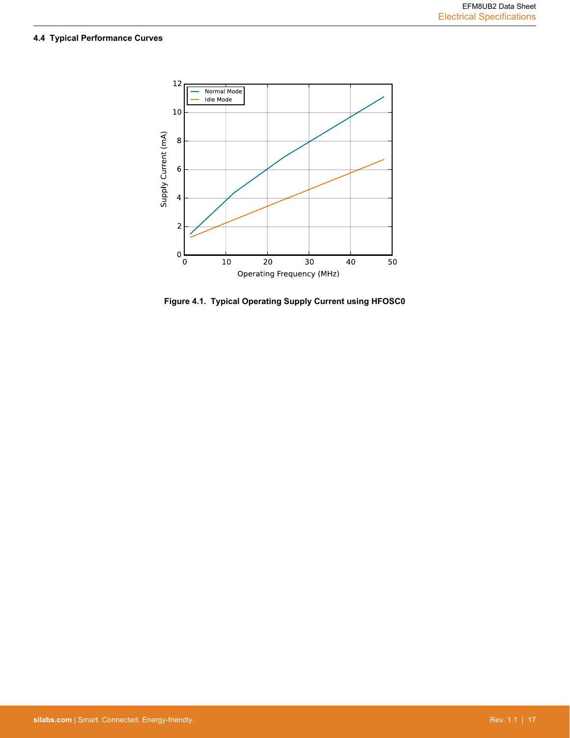### 4.4 Typical Performance Curves

Figure 4.1. Typical Operating Supply Current using HFOSC0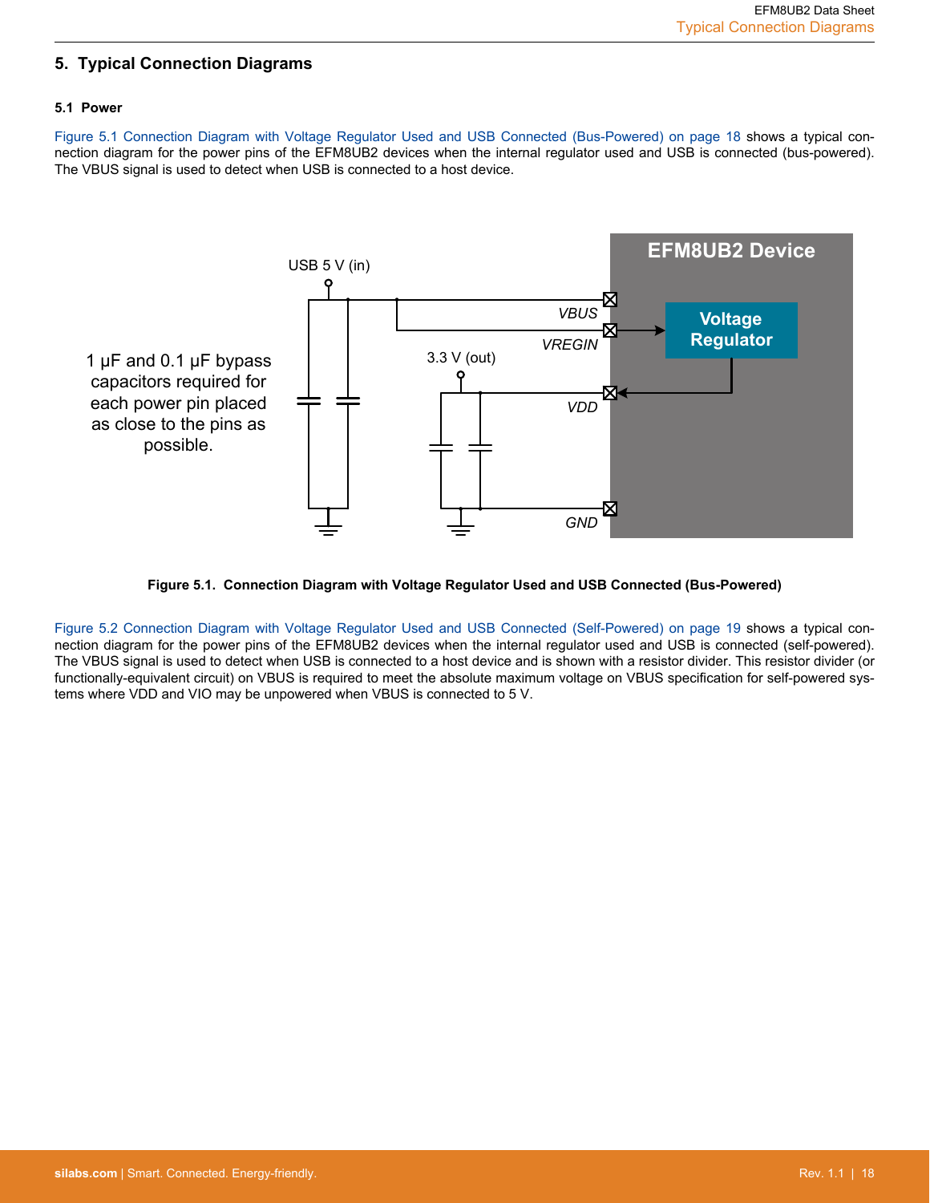# 5. Typical Connection Diagrams

## 5.1 Power

Figure 5.1 Connection Diagram with Voltage Regulator Used and USB Connected (Bus-Powered) on page 18 shows a typical connection diagram for the power pins of the EFM8UB2 devices when the internal regulator used and USB is connected (bus-powered). The VBUS signal is used to detect when USB is connected to a host device.

**Figure 5.1. Connection Diagram with Voltage Regulator Used and USB Connected (Bus-Powered)**

Figure 5.2 Connection Diagram with Voltage Regulator Used and USB Connected (Self-Powered) on page 19 shows a typical connection diagram for the power pins of the EFM8UB2 devices when the internal regulator used and USB is connected (self-powered). The VBUS signal is used to detect when USB is connected to a host device and is shown with a resistor divider. This resistor divider (or functionally-equivalent circuit) on VBUS is required to meet the absolute maximum voltage on VBUS specification for self-powered systems where VDD and VIO may be unpowered when VBUS is connected to 5 V.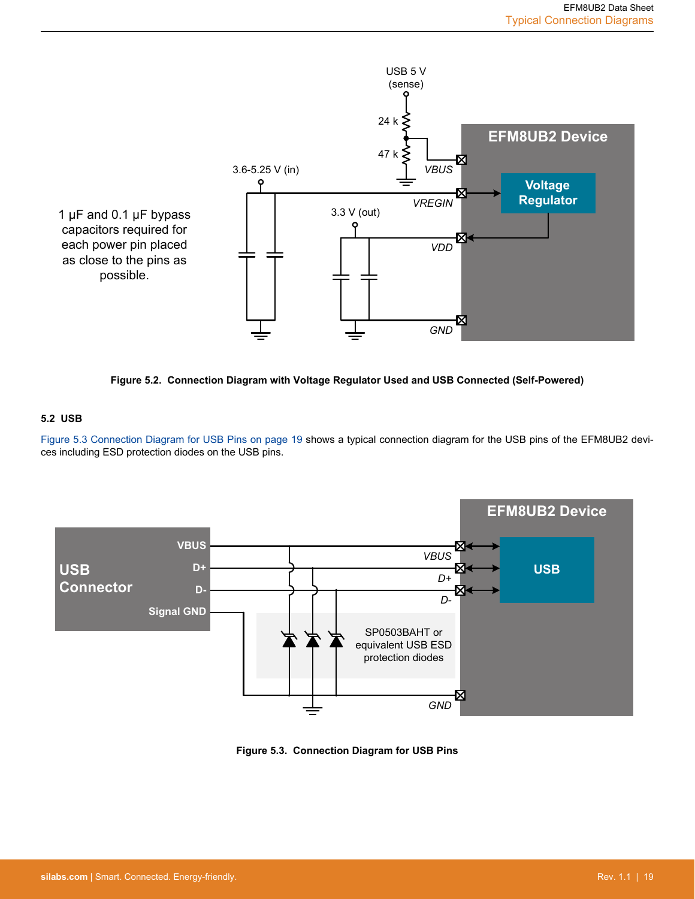Figure 5.2. Connection Diagram with Voltage Regulator Used and USB Connected (Self-Powered)

### 5.2 USB

Figure 5.3 Connection Diagram for USB Pins on page 19 shows a typical connection diagram for the USB pins of the EFM8UB2 devices including ESD protection diodes on the USB pins.

Figure 5.3. Connection Diagram for USB Pins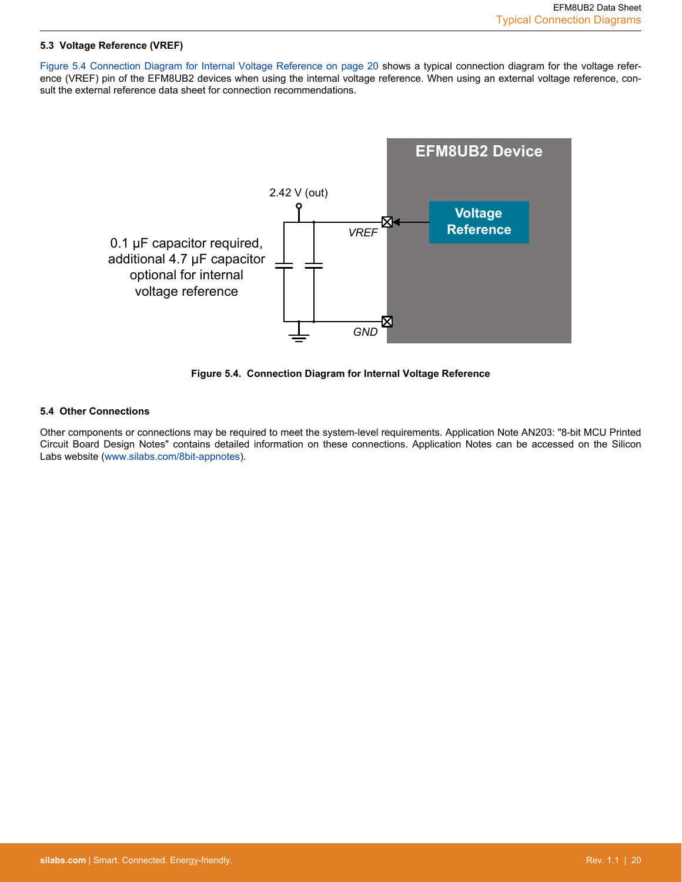### 5.3 Voltage Reference (VREF)

Figure 5.4 Connection Diagram for Internal Voltage Reference on page 20 shows a typical connection diagram for the voltage reference (VREF) pin of the EFM8UB2 devices when using the internal voltage reference. When using an external voltage reference, consult the external reference data sheet for connection recommendations.

**Figure 5.4. Connection Diagram for Internal Voltage Reference**

### 5.4 Other Connections

Other components or connections may be required to meet the system-level requirements. Application Note AN203: "8-bit MCU Printed Circuit Board Design Notes" contains detailed information on these connections. Application Notes can be accessed on the Silicon Labs website (www.silabs.com/8bit-appnotes).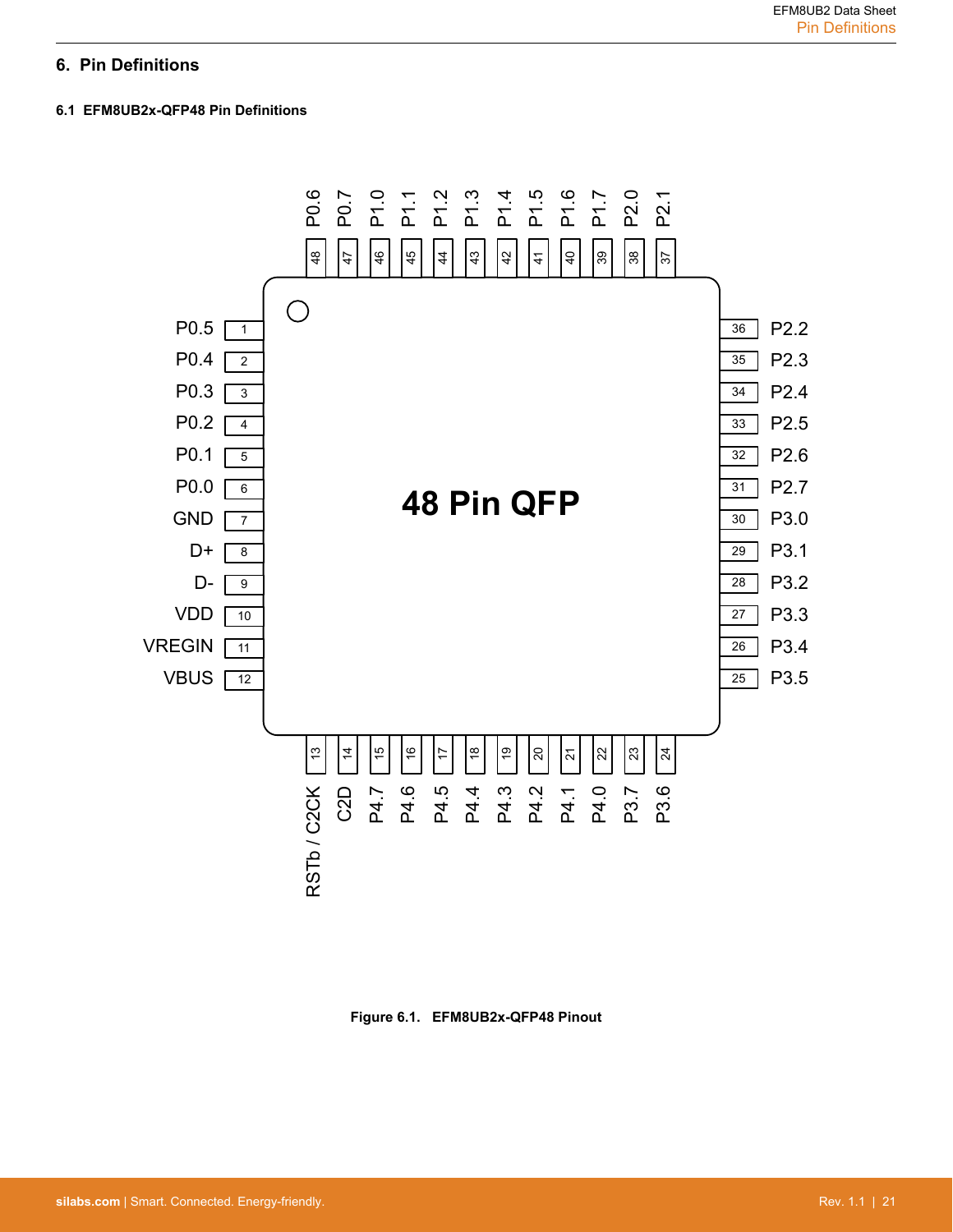# 6. Pin Definitions

## 6.1 EFM8UB2x-QFP48 Pin Definitions

Figure 6.1. EFM8UB2x-QFP48 Pinout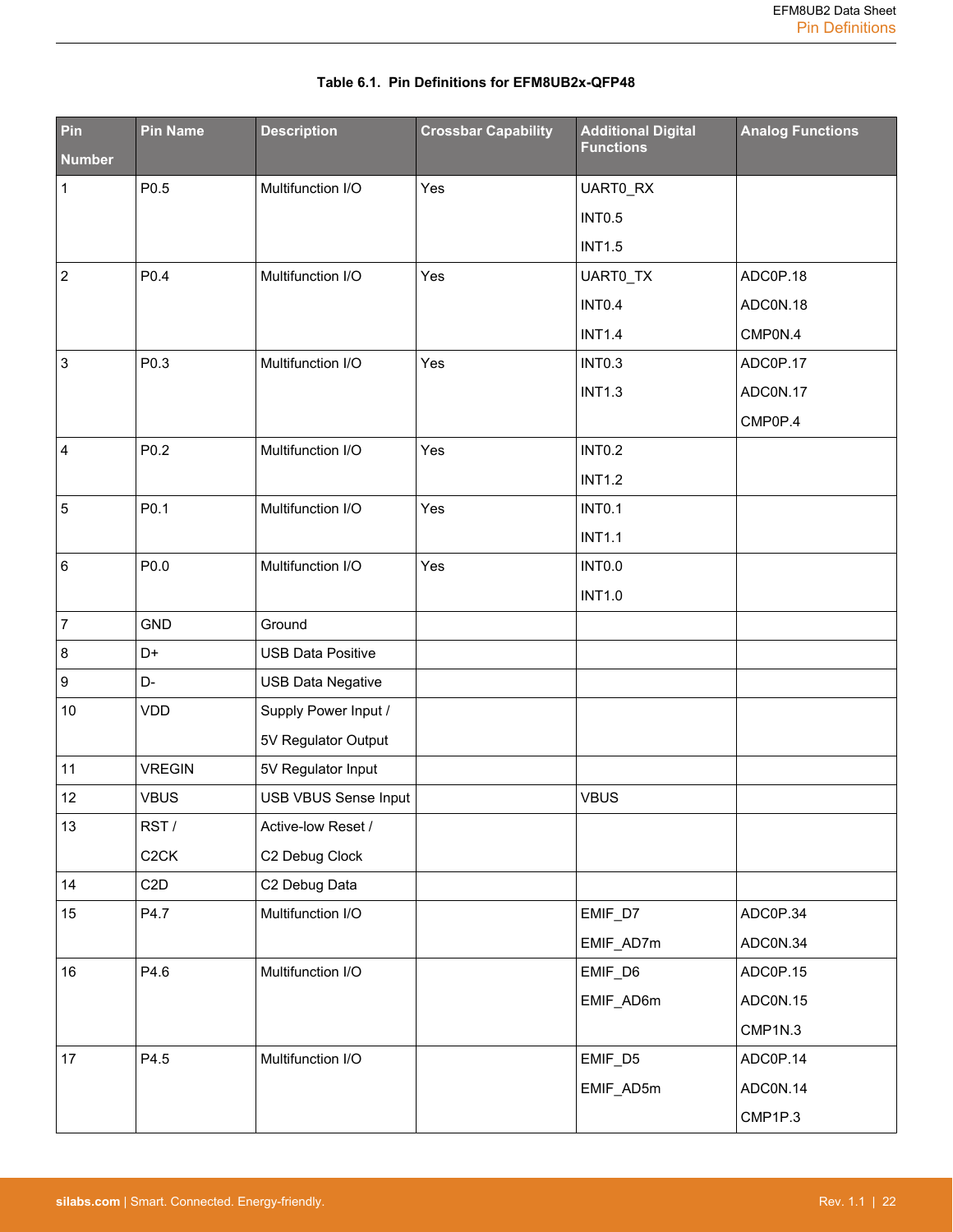**Table 6.1. Pin Definitions for EFM8UB2x-QFP48**

| Pin Number | Pin Name | Description | Crossbar Capability | Additional Digital Functions | Analog Functions |
|---|---|---|---|---|---|
| 1 | P0.5 | Multifunction I/O | Yes | UART0_RX<br>INT0.5<br>INT1.5 | |
| 2 | P0.4 | Multifunction I/O | Yes | UART0_TX<br>INT0.4<br>INT1.4 | ADC0P.18<br>ADC0N.18<br>CMP0N.4 |
| 3 | P0.3 | Multifunction I/O | Yes | INT0.3<br>INT1.3 | ADC0P.17<br>ADC0N.17<br>CMP0P.4 |
| 4 | P0.2 | Multifunction I/O | Yes | INT0.2<br>INT1.2 | |
| 5 | P0.1 | Multifunction I/O | Yes | INT0.1<br>INT1.1 | |
| 6 | P0.0 | Multifunction I/O | Yes | INT0.0<br>INT1.0 | |
| 7 | GND | Ground | | | |
| 8 | D+ | USB Data Positive | | | |
| 9 | D- | USB Data Negative | | | |
| 10 | VDD | Supply Power Input /<br>5V Regulator Output | | | |
| 11 | VREGIN | 5V Regulator Input | | | |
| 12 | VBUS | USB VBUS Sense Input | | VBUS | |
| 13 | RST /<br>C2CK | Active-low Reset /<br>C2 Debug Clock | | | |
| 14 | C2D | C2 Debug Data | | | |
| 15 | P4.7 | Multifunction I/O | | EMIF_D7<br>EMIF_AD7m | ADC0P.34<br>ADC0N.34 |
| 16 | P4.6 | Multifunction I/O | | EMIF_D6<br>EMIF_AD6m | ADC0P.15<br>ADC0N.15<br>CMP1N.3 |
| 17 | P4.5 | Multifunction I/O | | EMIF_D5<br>EMIF_AD5m | ADC0P.14<br>ADC0N.14<br>CMP1P.3 |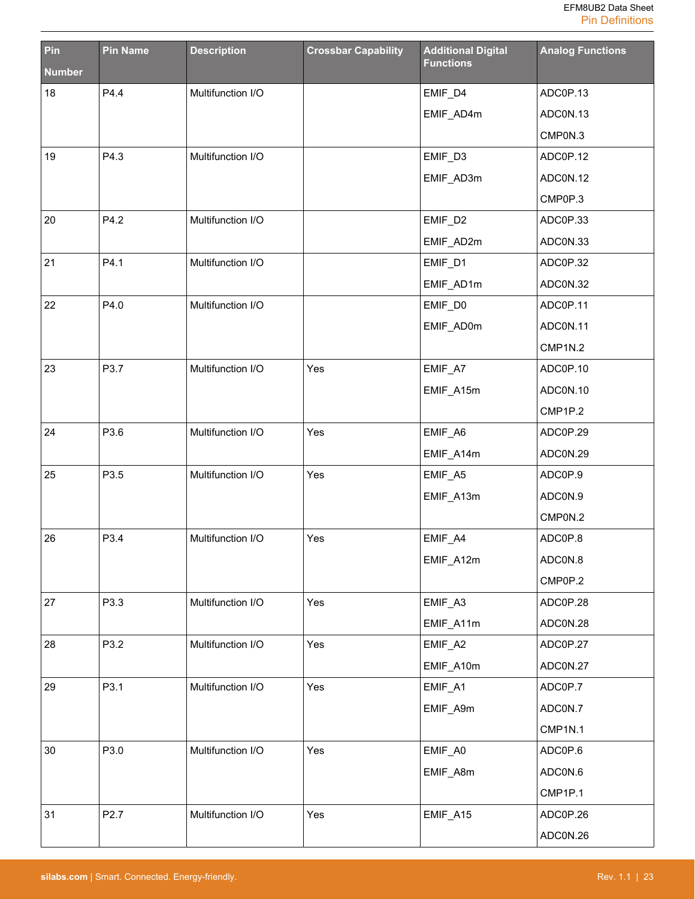| Pin Number | Pin Name | Description | Crossbar Capability | Additional Digital Functions | Analog Functions |
|---|---|---|---|---|---|
| 18 | P4.4 | Multifunction I/O | | EMIF_D4<br>EMIF_AD4m | ADC0P.13<br>ADC0N.13<br>CMP0N.3 |
| 19 | P4.3 | Multifunction I/O | | EMIF_D3<br>EMIF_AD3m | ADC0P.12<br>ADC0N.12<br>CMP0P.3 |
| 20 | P4.2 | Multifunction I/O | | EMIF_D2<br>EMIF_AD2m | ADC0P.33<br>ADC0N.33 |
| 21 | P4.1 | Multifunction I/O | | EMIF_D1<br>EMIF_AD1m | ADC0P.32<br>ADC0N.32 |
| 22 | P4.0 | Multifunction I/O | | EMIF_D0<br>EMIF_AD0m | ADC0P.11<br>ADC0N.11<br>CMP1N.2 |
| 23 | P3.7 | Multifunction I/O | Yes | EMIF_A7<br>EMIF_A15m | ADC0P.10<br>ADC0N.10<br>CMP1P.2 |
| 24 | P3.6 | Multifunction I/O | Yes | EMIF_A6<br>EMIF_A14m | ADC0P.29<br>ADC0N.29 |
| 25 | P3.5 | Multifunction I/O | Yes | EMIF_A5<br>EMIF_A13m | ADC0P.9<br>ADC0N.9<br>CMP0N.2 |
| 26 | P3.4 | Multifunction I/O | Yes | EMIF_A4<br>EMIF_A12m | ADC0P.8<br>ADC0N.8<br>CMP0P.2 |
| 27 | P3.3 | Multifunction I/O | Yes | EMIF_A3<br>EMIF_A11m | ADC0P.28<br>ADC0N.28 |
| 28 | P3.2 | Multifunction I/O | Yes | EMIF_A2<br>EMIF_A10m | ADC0P.27<br>ADC0N.27 |
| 29 | P3.1 | Multifunction I/O | Yes | EMIF_A1<br>EMIF_A9m | ADC0P.7<br>ADC0N.7<br>CMP1N.1 |
| 30 | P3.0 | Multifunction I/O | Yes | EMIF_A0<br>EMIF_A8m | ADC0P.6<br>ADC0N.6<br>CMP1P.1 |
| 31 | P2.7 | Multifunction I/O | Yes | EMIF_A15 | ADC0P.26<br>ADC0N.26 |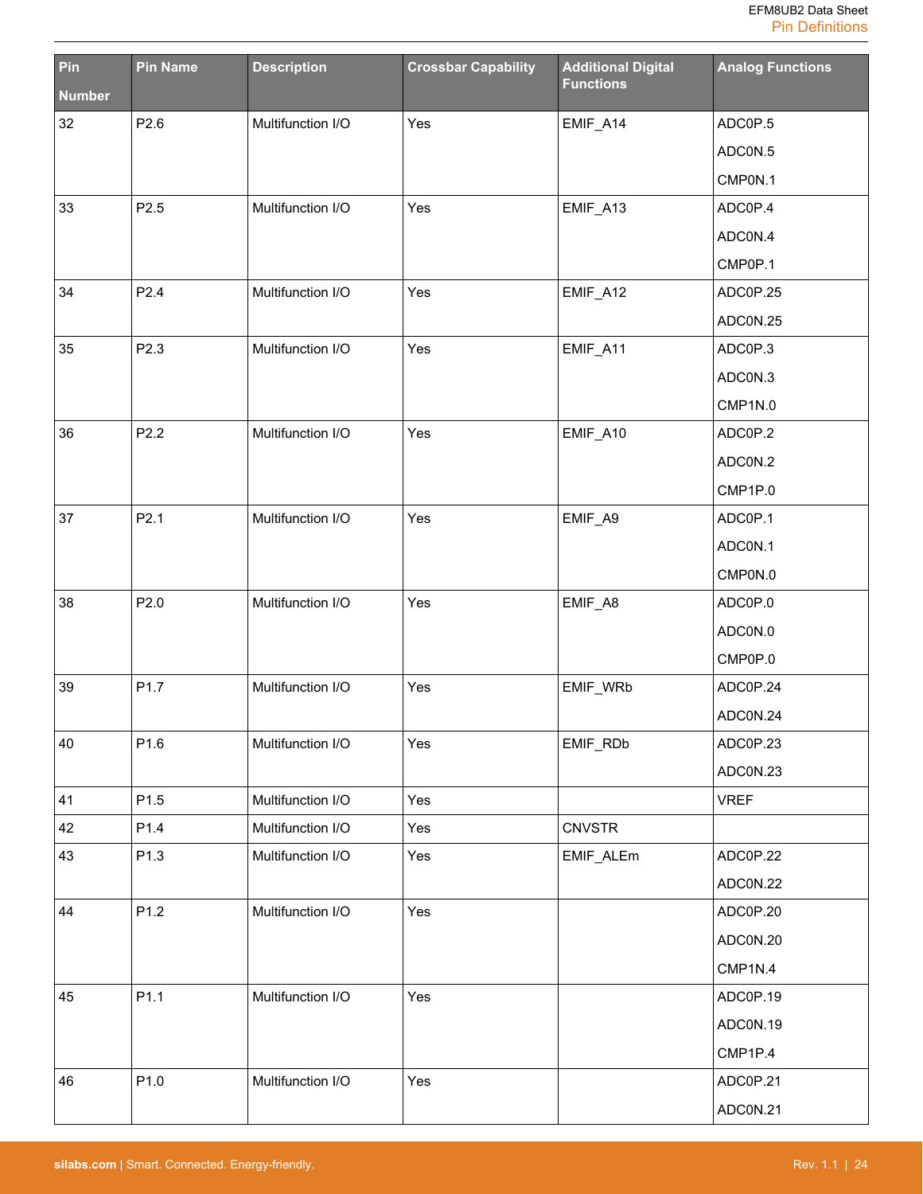| Pin Number | Pin Name | Description | Crossbar Capability | Additional Digital Functions | Analog Functions |
|---|---|---|---|---|---|
| 32 | P2.6 | Multifunction I/O | Yes | EMIF_A14 | ADC0P.5<br>ADC0N.5<br>CMP0N.1 |
| 33 | P2.5 | Multifunction I/O | Yes | EMIF_A13 | ADC0P.4<br>ADC0N.4<br>CMP0P.1 |
| 34 | P2.4 | Multifunction I/O | Yes | EMIF_A12 | ADC0P.25<br>ADC0N.25 |
| 35 | P2.3 | Multifunction I/O | Yes | EMIF_A11 | ADC0P.3<br>ADC0N.3<br>CMP1N.0 |
| 36 | P2.2 | Multifunction I/O | Yes | EMIF_A10 | ADC0P.2<br>ADC0N.2<br>CMP1P.0 |
| 37 | P2.1 | Multifunction I/O | Yes | EMIF_A9 | ADC0P.1<br>ADC0N.1<br>CMP0N.0 |
| 38 | P2.0 | Multifunction I/O | Yes | EMIF_A8 | ADC0P.0<br>ADC0N.0<br>CMP0P.0 |
| 39 | P1.7 | Multifunction I/O | Yes | EMIF_WRb | ADC0P.24<br>ADC0N.24 |
| 40 | P1.6 | Multifunction I/O | Yes | EMIF_RDb | ADC0P.23<br>ADC0N.23 |
| 41 | P1.5 | Multifunction I/O | Yes | | VREF |
| 42 | P1.4 | Multifunction I/O | Yes | CNVSTR | |
| 43 | P1.3 | Multifunction I/O | Yes | EMIF_ALEm | ADC0P.22<br>ADC0N.22 |
| 44 | P1.2 | Multifunction I/O | Yes | | ADC0P.20<br>ADC0N.20<br>CMP1N.4 |
| 45 | P1.1 | Multifunction I/O | Yes | | ADC0P.19<br>ADC0N.19<br>CMP1P.4 |
| 46 | P1.0 | Multifunction I/O | Yes | | ADC0P.21<br>ADC0N.21 |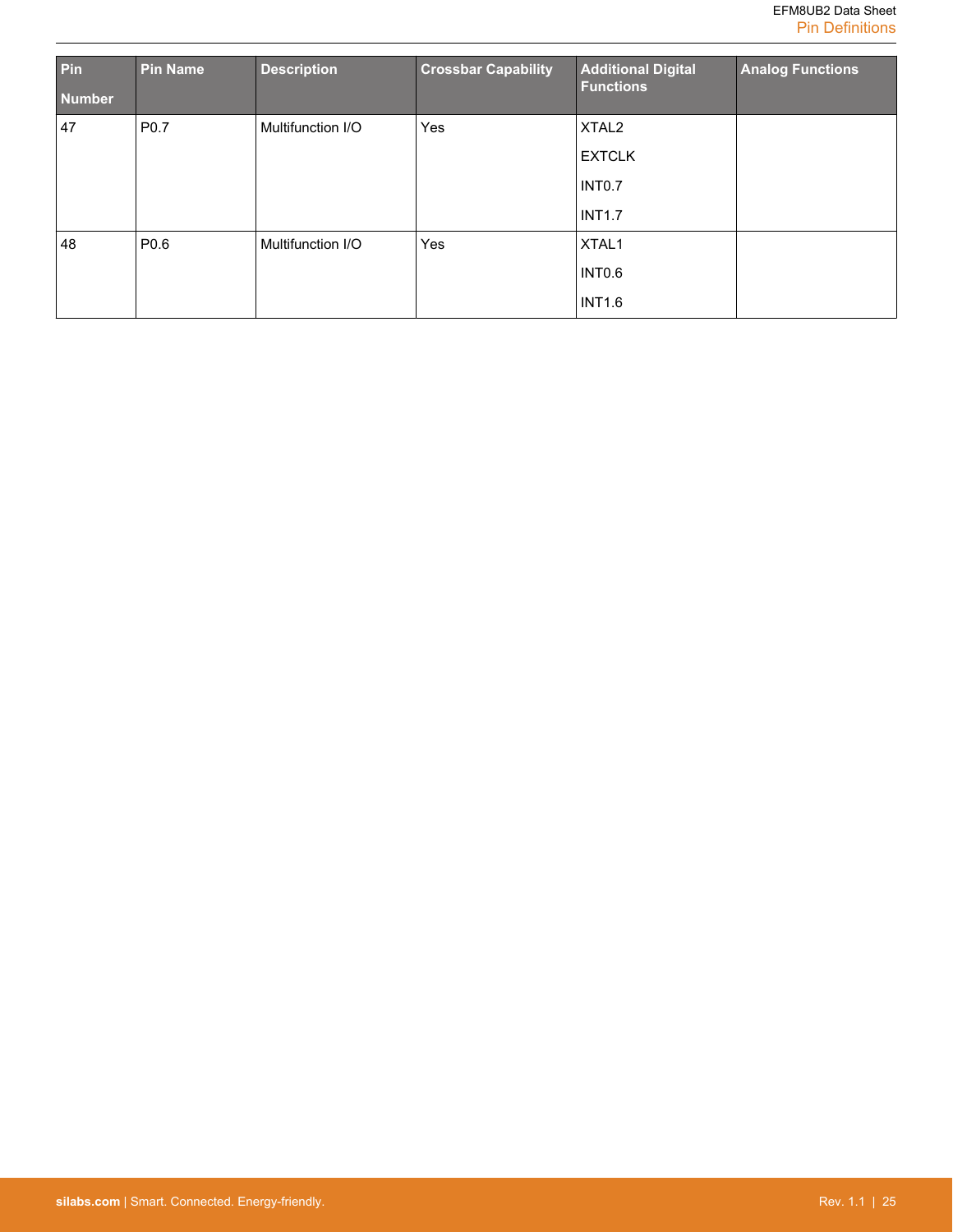| Pin Number | Pin Name | Description | Crossbar Capability | Additional Digital Functions | Analog Functions |
|---|---|---|---|---|---|
| 47 | P0.7 | Multifunction I/O | Yes | XTAL2<br>EXTCLK<br>INT0.7<br>INT1.7 | |
| 48 | P0.6 | Multifunction I/O | Yes | XTAL1<br>INT0.6<br>INT1.6 | |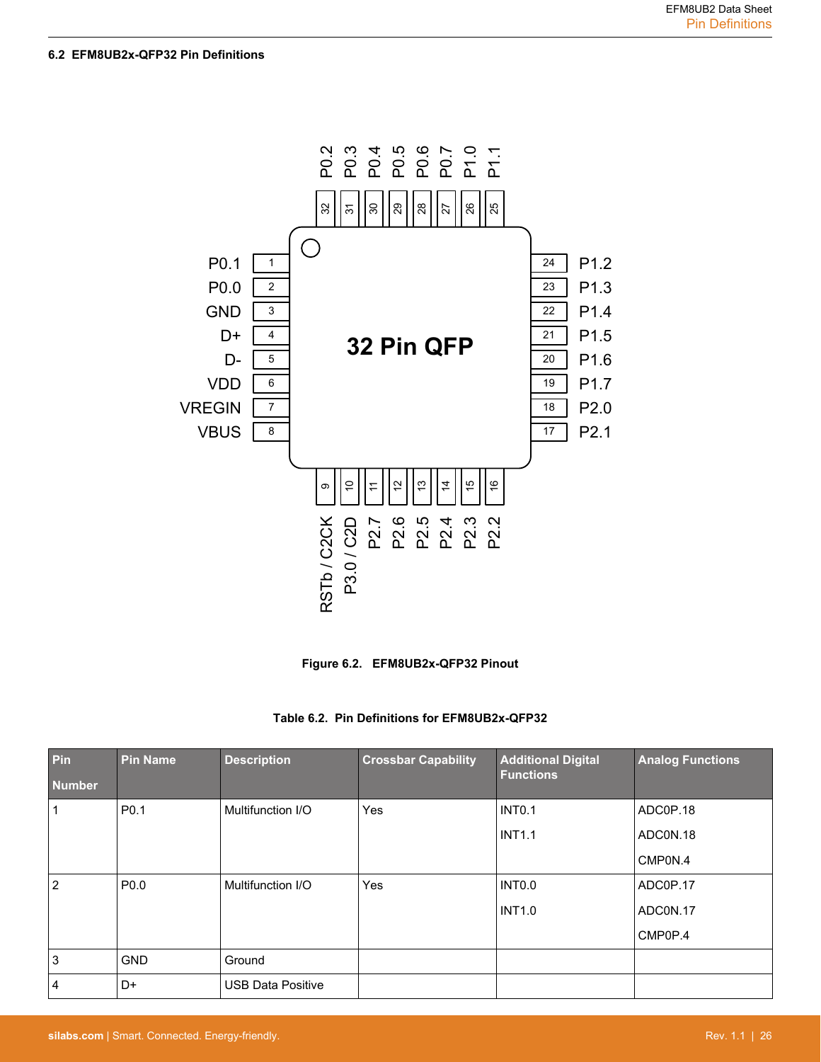### 6.2 EFM8UB2x-QFP32 Pin Definitions

Figure 6.2. EFM8UB2x-QFP32 Pinout

Table 6.2. Pin Definitions for EFM8UB2x-QFP32

| Pin Number | Pin Name | Description | Crossbar Capability | Additional Digital Functions | Analog Functions |
|---|---|---|---|---|---|
| 1 | P0.1 | Multifunction I/O | Yes | INT0.1<br>INT1.1 | ADC0P.18<br>ADC0N.18<br>CMP0N.4 |
| 2 | P0.0 | Multifunction I/O | Yes | INT0.0<br>INT1.0 | ADC0P.17<br>ADC0N.17<br>CMP0P.4 |
| 3 | GND | Ground | | | |
| 4 | D+ | USB Data Positive | | | |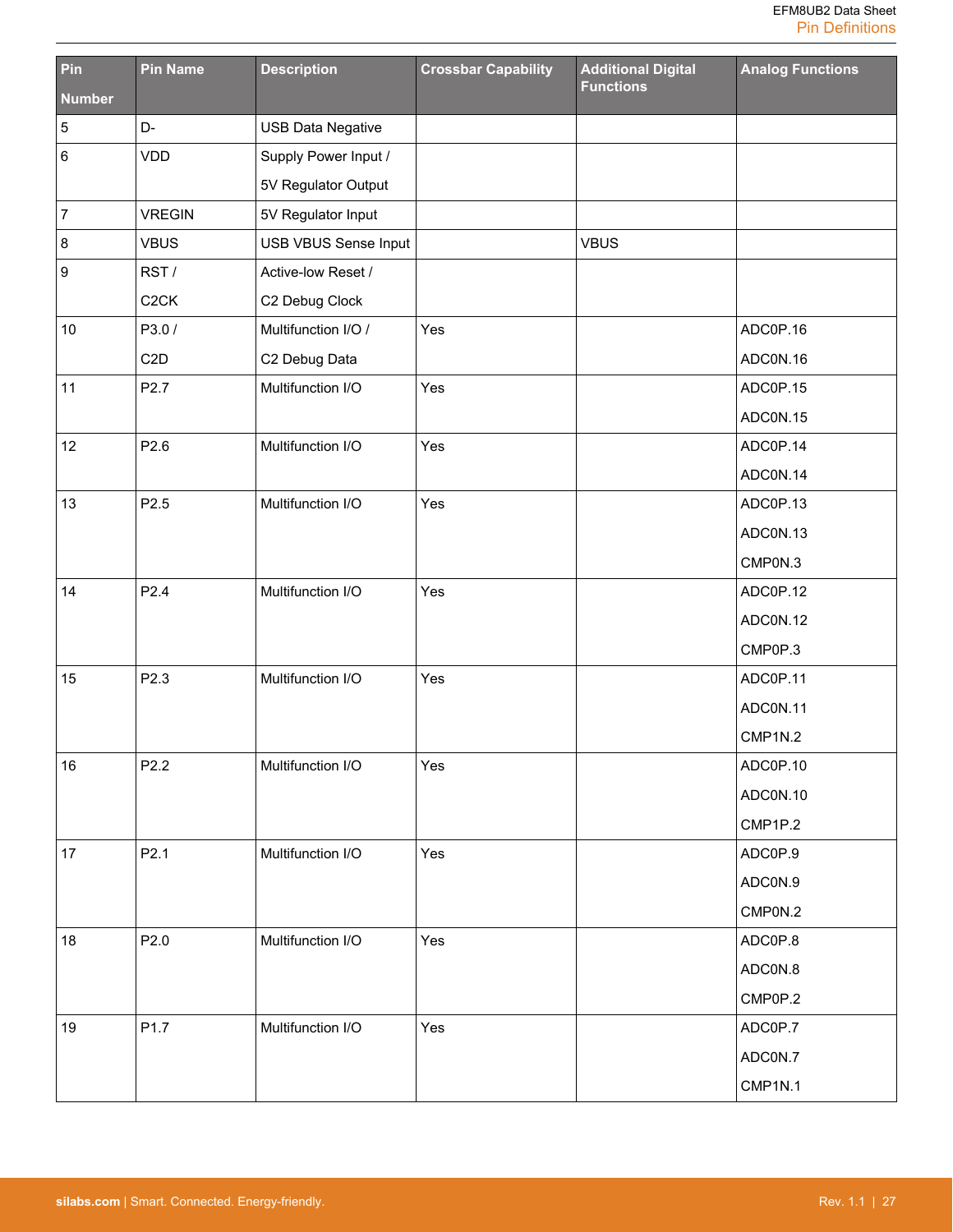| Pin Number | Pin Name | Description | Crossbar Capability | Additional Digital Functions | Analog Functions |
|---|---|---|---|---|---|
| 5 | D- | USB Data Negative | | | |
| 6 | VDD | Supply Power Input / 5V Regulator Output | | | |
| 7 | VREGIN | 5V Regulator Input | | | |
| 8 | VBUS | USB VBUS Sense Input | | VBUS | |
| 9 | RST / C2CK | Active-low Reset / C2 Debug Clock | | | |
| 10 | P3.0 / C2D | Multifunction I/O / C2 Debug Data | Yes | | ADC0P.16<br>ADC0N.16 |
| 11 | P2.7 | Multifunction I/O | Yes | | ADC0P.15<br>ADC0N.15 |
| 12 | P2.6 | Multifunction I/O | Yes | | ADC0P.14<br>ADC0N.14 |
| 13 | P2.5 | Multifunction I/O | Yes | | ADC0P.13<br>ADC0N.13<br>CMP0N.3 |
| 14 | P2.4 | Multifunction I/O | Yes | | ADC0P.12<br>ADC0N.12<br>CMP0P.3 |
| 15 | P2.3 | Multifunction I/O | Yes | | ADC0P.11<br>ADC0N.11<br>CMP1N.2 |
| 16 | P2.2 | Multifunction I/O | Yes | | ADC0P.10<br>ADC0N.10<br>CMP1P.2 |
| 17 | P2.1 | Multifunction I/O | Yes | | ADC0P.9<br>ADC0N.9<br>CMP0N.2 |
| 18 | P2.0 | Multifunction I/O | Yes | | ADC0P.8<br>ADC0N.8<br>CMP0P.2 |
| 19 | P1.7 | Multifunction I/O | Yes | | ADC0P.7<br>ADC0N.7<br>CMP1N.1 |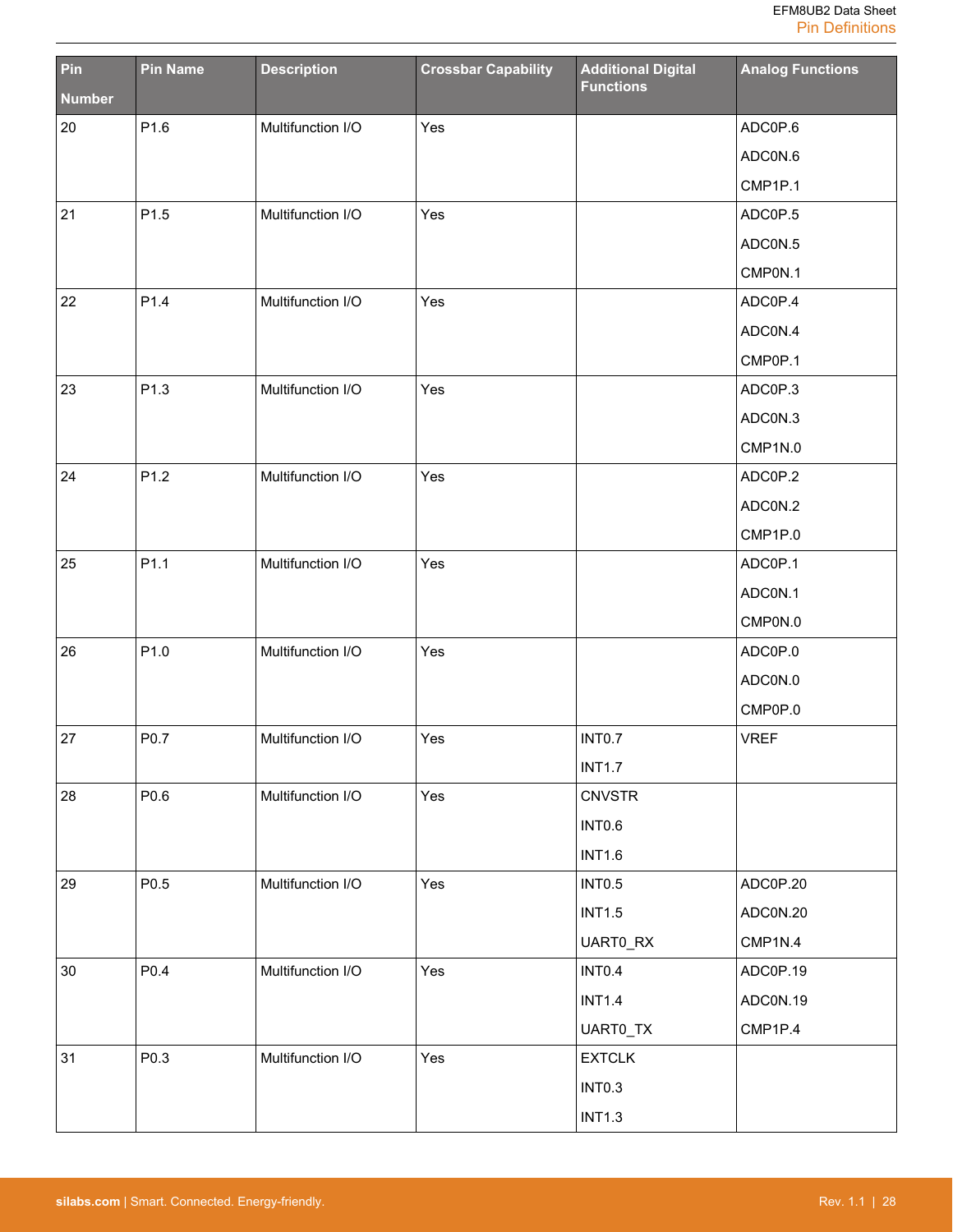| Pin Number | Pin Name | Description | Crossbar Capability | Additional Digital Functions | Analog Functions |
|---|---|---|---|---|---|
| 20 | P1.6 | Multifunction I/O | Yes | | ADC0P.6<br>ADC0N.6<br>CMP1P.1 |
| 21 | P1.5 | Multifunction I/O | Yes | | ADC0P.5<br>ADC0N.5<br>CMP0N.1 |
| 22 | P1.4 | Multifunction I/O | Yes | | ADC0P.4<br>ADC0N.4<br>CMP0P.1 |
| 23 | P1.3 | Multifunction I/O | Yes | | ADC0P.3<br>ADC0N.3<br>CMP1N.0 |
| 24 | P1.2 | Multifunction I/O | Yes | | ADC0P.2<br>ADC0N.2<br>CMP1P.0 |
| 25 | P1.1 | Multifunction I/O | Yes | | ADC0P.1<br>ADC0N.1<br>CMP0N.0 |
| 26 | P1.0 | Multifunction I/O | Yes | | ADC0P.0<br>ADC0N.0<br>CMP0P.0 |
| 27 | P0.7 | Multifunction I/O | Yes | INT0.7<br>INT1.7 | VREF |
| 28 | P0.6 | Multifunction I/O | Yes | CNVSTR<br>INT0.6<br>INT1.6 | |
| 29 | P0.5 | Multifunction I/O | Yes | INT0.5<br>INT1.5<br>UART0_RX | ADC0P.20<br>ADC0N.20<br>CMP1N.4 |
| 30 | P0.4 | Multifunction I/O | Yes | INT0.4<br>INT1.4<br>UART0_TX | ADC0P.19<br>ADC0N.19<br>CMP1P.4 |
| 31 | P0.3 | Multifunction I/O | Yes | EXTCLK<br>INT0.3<br>INT1.3 | |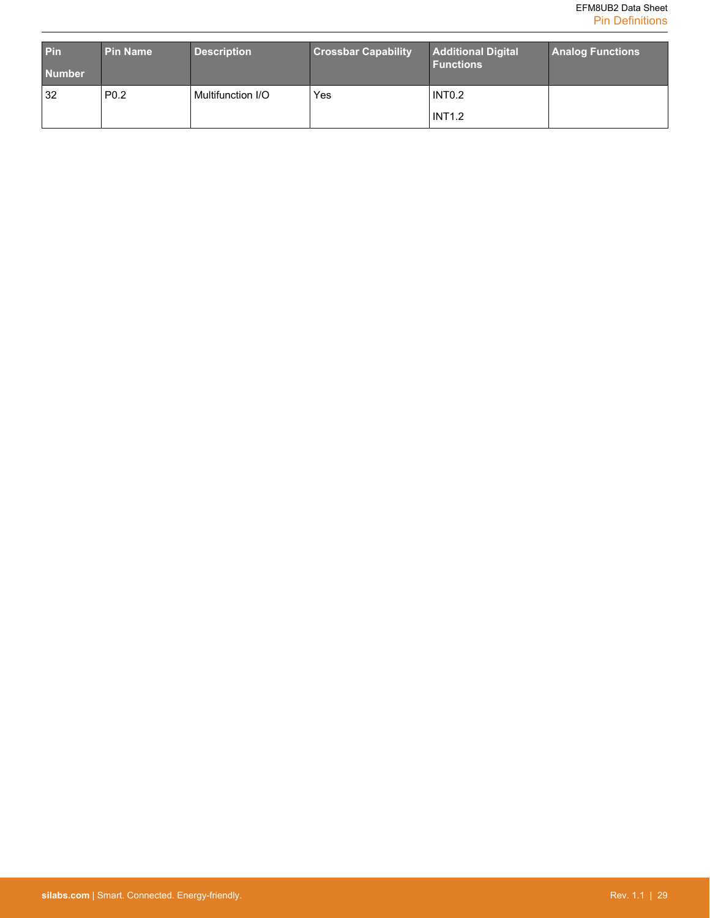| Pin Number | Pin Name | Description | Crossbar Capability | Additional Digital Functions | Analog Functions |
| --- | --- | --- | --- | --- | --- |
| 32 | P0.2 | Multifunction I/O | Yes | INT0.2<br>INT1.2 | |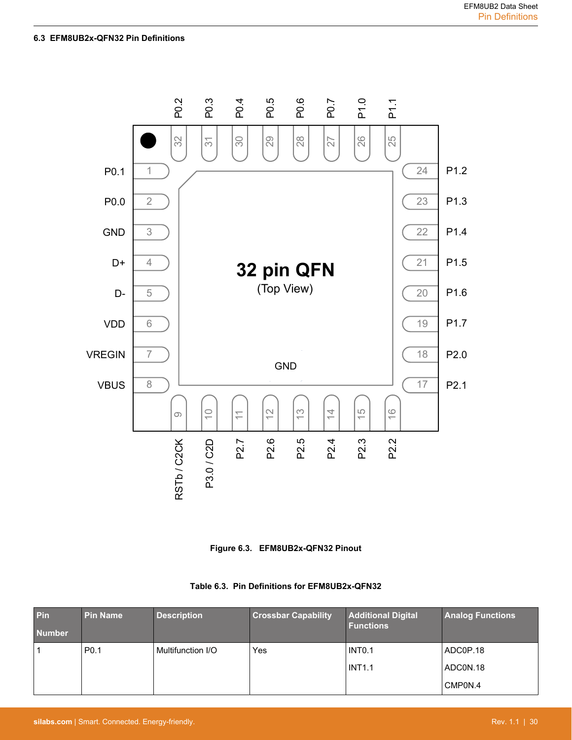### 6.3 EFM8UB2x-QFN32 Pin Definitions

Figure 6.3. EFM8UB2x-QFN32 Pinout

Table 6.3. Pin Definitions for EFM8UB2x-QFN32

| Pin Number | Pin Name | Description | Crossbar Capability | Additional Digital Functions | Analog Functions |
|---|---|---|---|---|---|
| 1 | P0.1 | Multifunction I/O | Yes | INT0.1<br>INT1.1 | ADC0P.18<br>ADC0N.18<br>CMP0N.4 |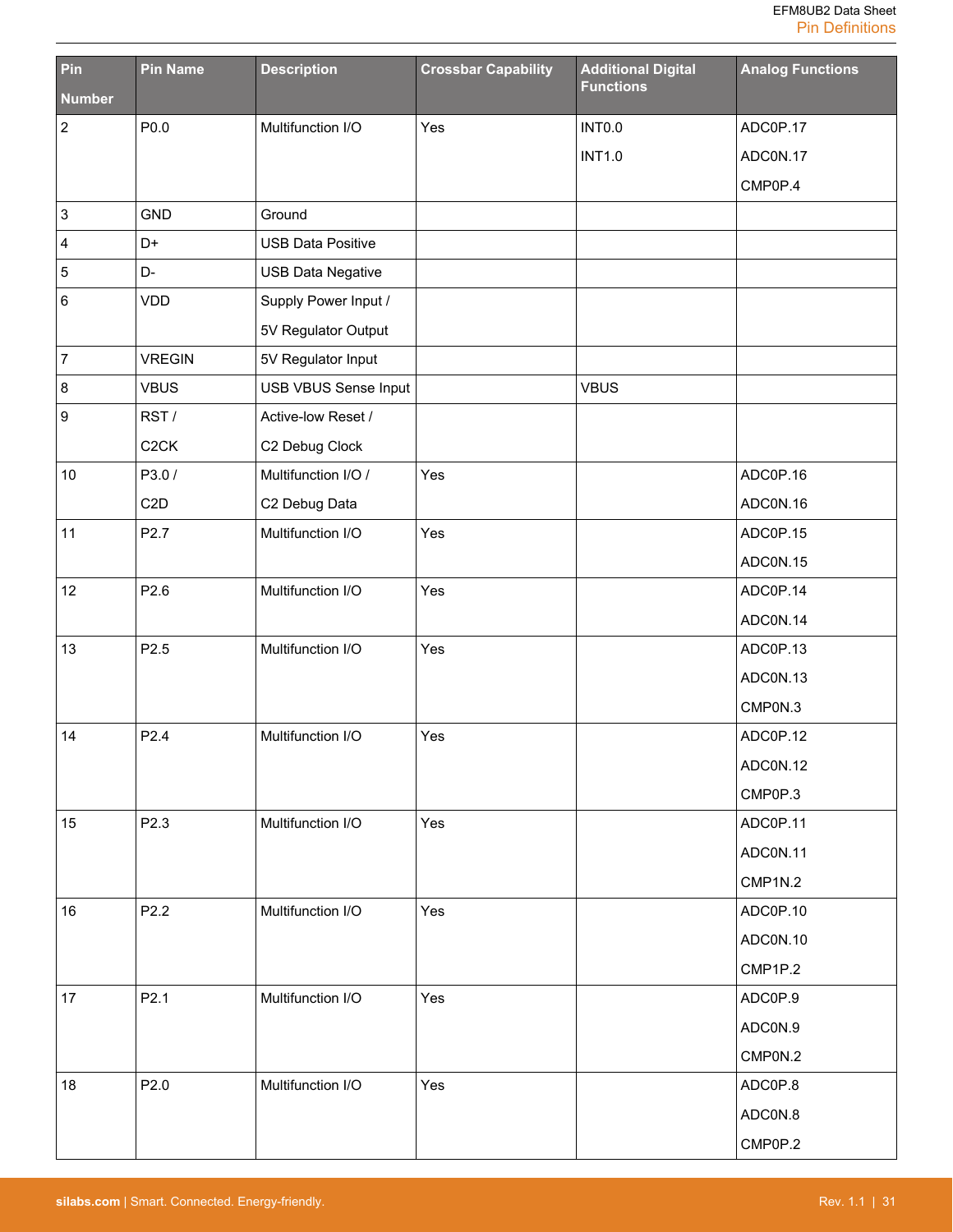| Pin Number | Pin Name | Description | Crossbar Capability | Additional Digital Functions | Analog Functions |
|---|---|---|---|---|---|
| 2 | P0.0 | Multifunction I/O | Yes | INT0.0<br>INT1.0 | ADC0P.17<br>ADC0N.17<br>CMP0P.4 |
| 3 | GND | Ground | | | |
| 4 | D+ | USB Data Positive | | | |
| 5 | D- | USB Data Negative | | | |
| 6 | VDD | Supply Power Input /<br>5V Regulator Output | | | |
| 7 | VREGIN | 5V Regulator Input | | | |
| 8 | VBUS | USB VBUS Sense Input | | VBUS | |
| 9 | RST /<br>C2CK | Active-low Reset /<br>C2 Debug Clock | | | |
| 10 | P3.0 /<br>C2D | Multifunction I/O /<br>C2 Debug Data | Yes | | ADC0P.16<br>ADC0N.16 |
| 11 | P2.7 | Multifunction I/O | Yes | | ADC0P.15<br>ADC0N.15 |
| 12 | P2.6 | Multifunction I/O | Yes | | ADC0P.14<br>ADC0N.14 |
| 13 | P2.5 | Multifunction I/O | Yes | | ADC0P.13<br>ADC0N.13<br>CMP0N.3 |
| 14 | P2.4 | Multifunction I/O | Yes | | ADC0P.12<br>ADC0N.12<br>CMP0P.3 |
| 15 | P2.3 | Multifunction I/O | Yes | | ADC0P.11<br>ADC0N.11<br>CMP1N.2 |
| 16 | P2.2 | Multifunction I/O | Yes | | ADC0P.10<br>ADC0N.10<br>CMP1P.2 |
| 17 | P2.1 | Multifunction I/O | Yes | | ADC0P.9<br>ADC0N.9<br>CMP0N.2 |
| 18 | P2.0 | Multifunction I/O | Yes | | ADC0P.8<br>ADC0N.8<br>CMP0P.2 |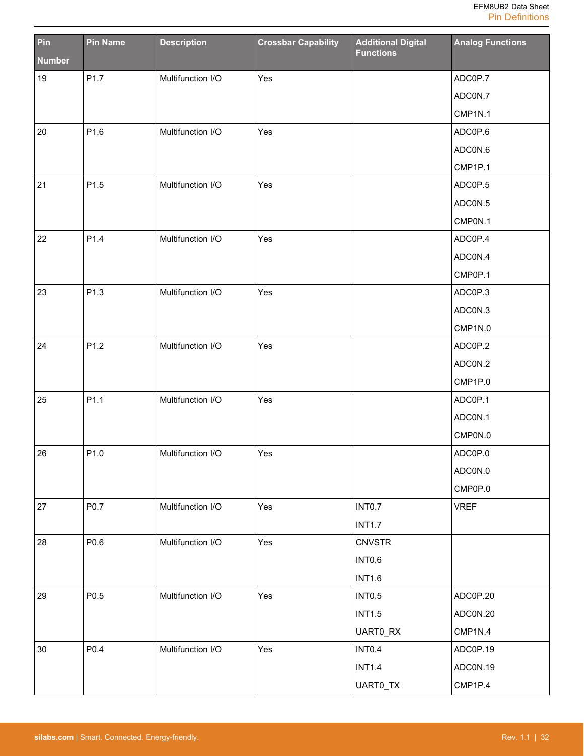| Pin Number | Pin Name | Description | Crossbar Capability | Additional Digital Functions | Analog Functions |
|---|---|---|---|---|---|
| 19 | P1.7 | Multifunction I/O | Yes | | ADC0P.7<br>ADC0N.7<br>CMP1N.1 |
| 20 | P1.6 | Multifunction I/O | Yes | | ADC0P.6<br>ADC0N.6<br>CMP1P.1 |
| 21 | P1.5 | Multifunction I/O | Yes | | ADC0P.5<br>ADC0N.5<br>CMP0N.1 |
| 22 | P1.4 | Multifunction I/O | Yes | | ADC0P.4<br>ADC0N.4<br>CMP0P.1 |
| 23 | P1.3 | Multifunction I/O | Yes | | ADC0P.3<br>ADC0N.3<br>CMP1N.0 |
| 24 | P1.2 | Multifunction I/O | Yes | | ADC0P.2<br>ADC0N.2<br>CMP1P.0 |
| 25 | P1.1 | Multifunction I/O | Yes | | ADC0P.1<br>ADC0N.1<br>CMP0N.0 |
| 26 | P1.0 | Multifunction I/O | Yes | | ADC0P.0<br>ADC0N.0<br>CMP0P.0 |
| 27 | P0.7 | Multifunction I/O | Yes | INT0.7<br>INT1.7 | VREF |
| 28 | P0.6 | Multifunction I/O | Yes | CNVSTR<br>INT0.6<br>INT1.6 | |
| 29 | P0.5 | Multifunction I/O | Yes | INT0.5<br>INT1.5<br>UART0_RX | ADC0P.20<br>ADC0N.20<br>CMP1N.4 |
| 30 | P0.4 | Multifunction I/O | Yes | INT0.4<br>INT1.4<br>UART0_TX | ADC0P.19<br>ADC0N.19<br>CMP1P.4 |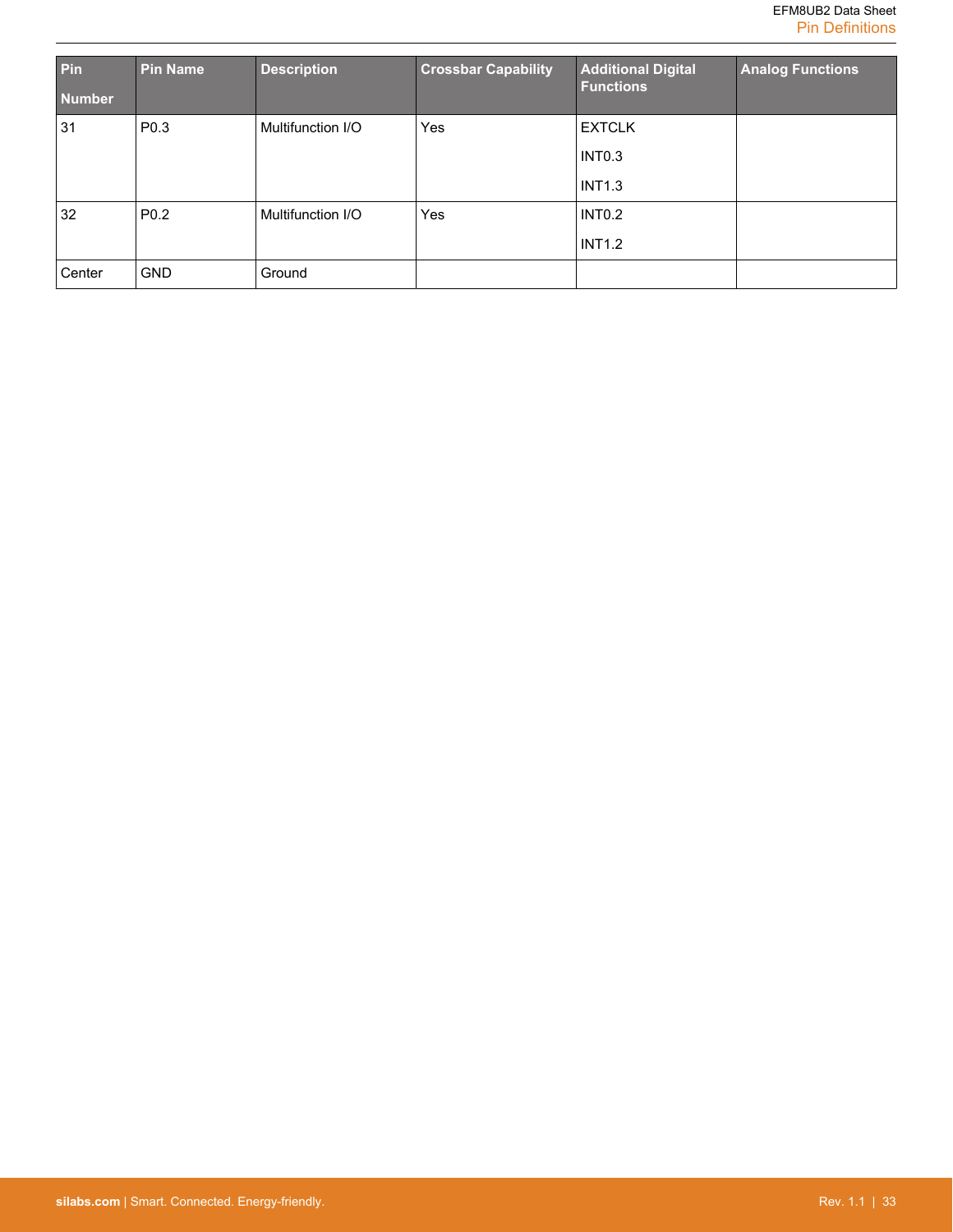| Pin Number | Pin Name | Description | Crossbar Capability | Additional Digital Functions | Analog Functions |
|---|---|---|---|---|---|
| 31 | P0.3 | Multifunction I/O | Yes | EXTCLK<br>INT0.3<br>INT1.3 | |
| 32 | P0.2 | Multifunction I/O | Yes | INT0.2<br>INT1.2 | |
| Center | GND | Ground | | | |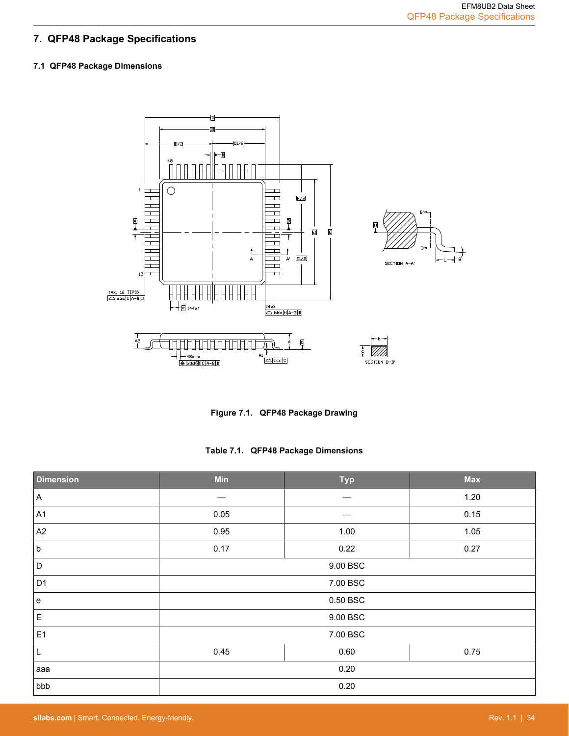## 7. QFP48 Package Specifications

### 7.1 QFP48 Package Dimensions

Figure 7.1. QFP48 Package Drawing

Table 7.1. QFP48 Package Dimensions

| Dimension | Min | Typ | Max |
|---|---|---|---|
| A | — | — | 1.20 |
| A1 | 0.05 | — | 0.15 |
| A2 | 0.95 | 1.00 | 1.05 |
| b | 0.17 | 0.22 | 0.27 |
| D | | 9.00 BSC | |
| D1 | | 7.00 BSC | |
| e | | 0.50 BSC | |
| E | | 9.00 BSC | |
| E1 | | 7.00 BSC | |
| L | 0.45 | 0.60 | 0.75 |
| aaa | | 0.20 | |
| bbb | | 0.20 | |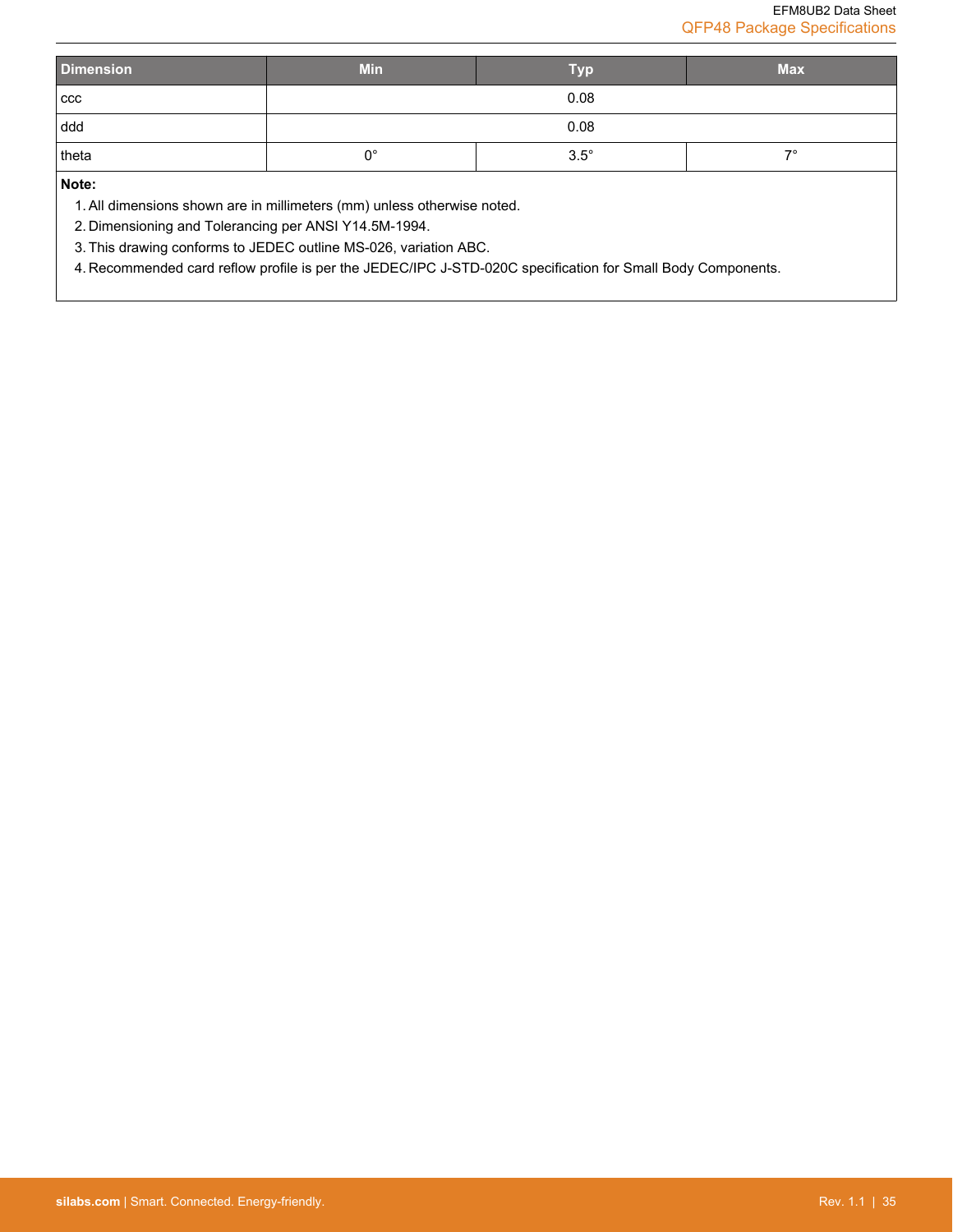| Dimension | Min | Typ | Max |
| --- | --- | --- | --- |
| ccc | | 0.08 | |
| ddd | | 0.08 | |
| theta | 0° | 3.5° | 7° |

**Note:**

1. All dimensions shown are in millimeters (mm) unless otherwise noted.
2. Dimensioning and Tolerancing per ANSI Y14.5M-1994.
3. This drawing conforms to JEDEC outline MS-026, variation ABC.
4. Recommended card reflow profile is per the JEDEC/IPC J-STD-020C specification for Small Body Components.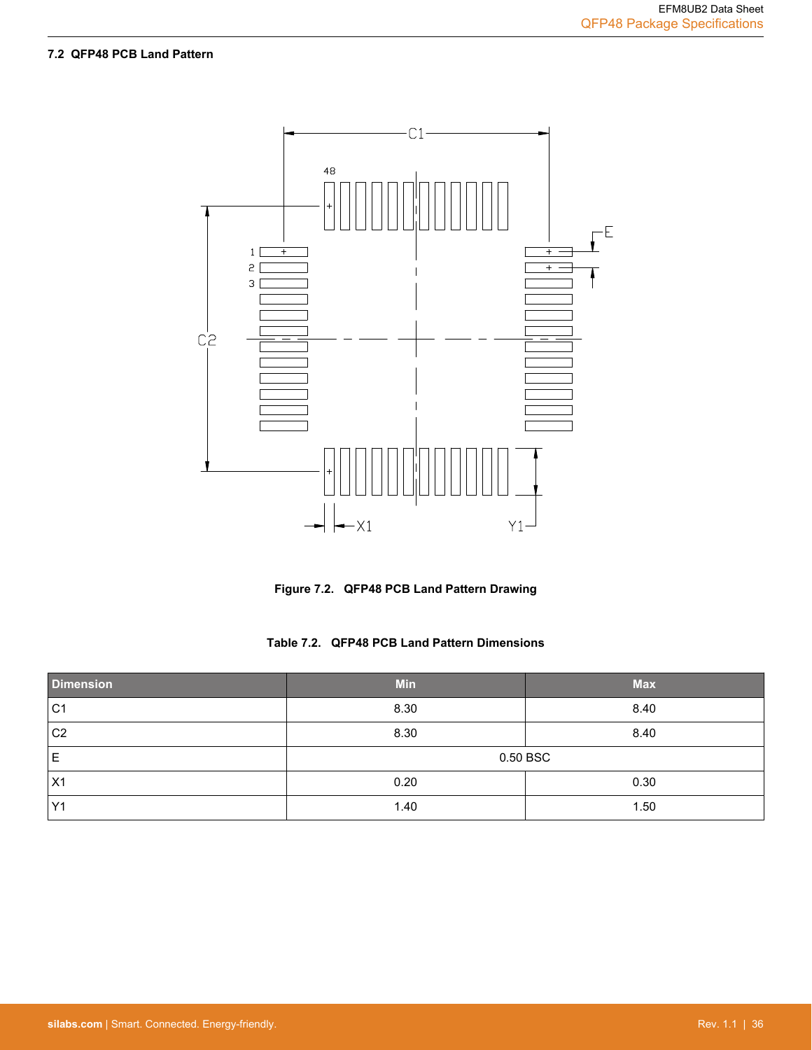### 7.2 QFP48 PCB Land Pattern

**Figure 7.2. QFP48 PCB Land Pattern Drawing**

**Table 7.2. QFP48 PCB Land Pattern Dimensions**

| Dimension | Min | Max |
|---|---|---|
| C1 | 8.30 | 8.40 |
| C2 | 8.30 | 8.40 |
| E | 0.50 BSC | |
| X1 | 0.20 | 0.30 |
| Y1 | 1.40 | 1.50 |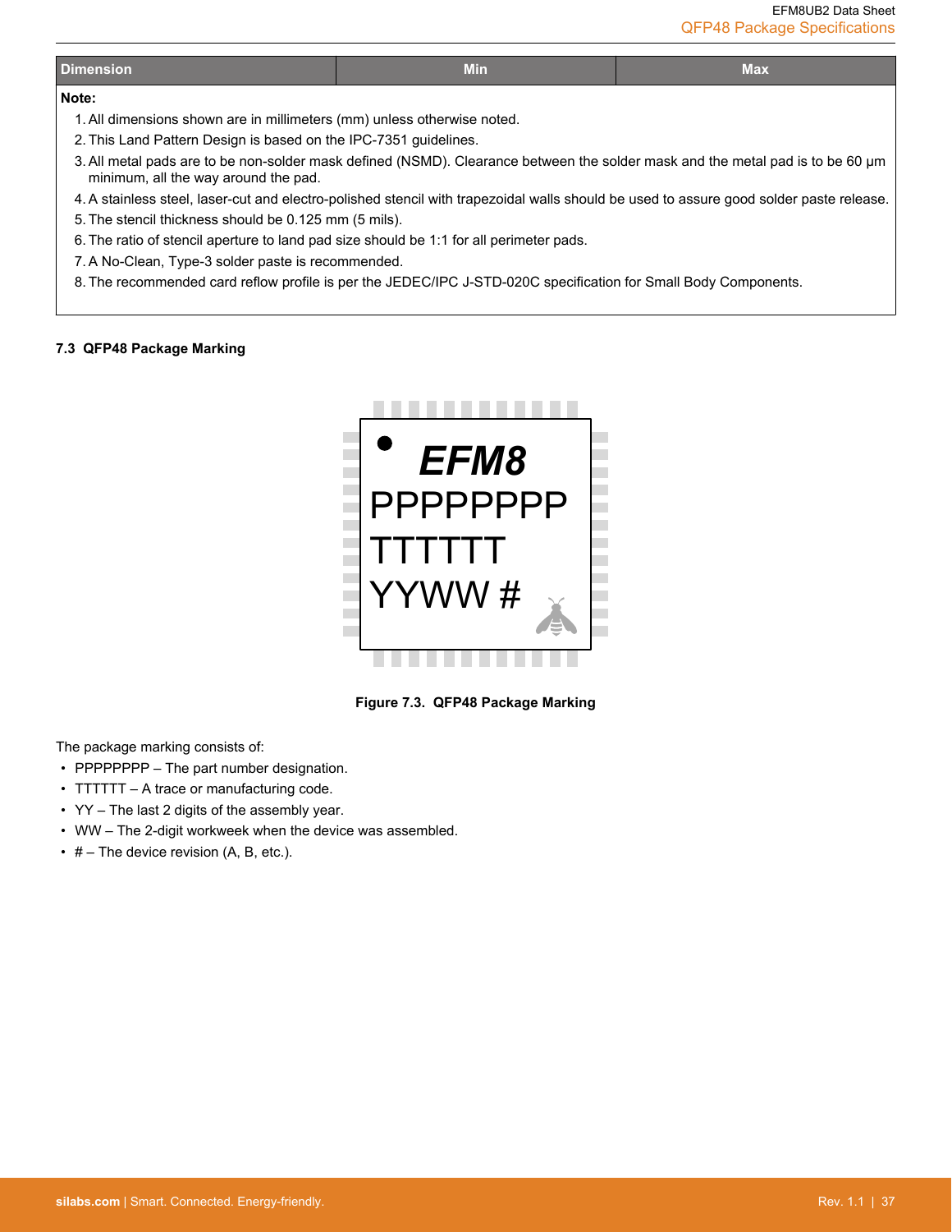| Dimension | Min | Max |
|---|---|---|

**Note:**

1. All dimensions shown are in millimeters (mm) unless otherwise noted.
2. This Land Pattern Design is based on the IPC-7351 guidelines.
3. All metal pads are to be non-solder mask defined (NSMD). Clearance between the solder mask and the metal pad is to be 60 µm minimum, all the way around the pad.
4. A stainless steel, laser-cut and electro-polished stencil with trapezoidal walls should be used to assure good solder paste release.
5. The stencil thickness should be 0.125 mm (5 mils).
6. The ratio of stencil aperture to land pad size should be 1:1 for all perimeter pads.
7. A No-Clean, Type-3 solder paste is recommended.
8. The recommended card reflow profile is per the JEDEC/IPC J-STD-020C specification for Small Body Components.

### 7.3 QFP48 Package Marking

**EFM8**
PPPPPPPP
TTTTTT
YYWW #

**Figure 7.3. QFP48 Package Marking**

The package marking consists of:

- PPPPPPPP – The part number designation.
- TTTTTT – A trace or manufacturing code.
- YY – The last 2 digits of the assembly year.
- WW – The 2-digit workweek when the device was assembled.
- # – The device revision (A, B, etc.).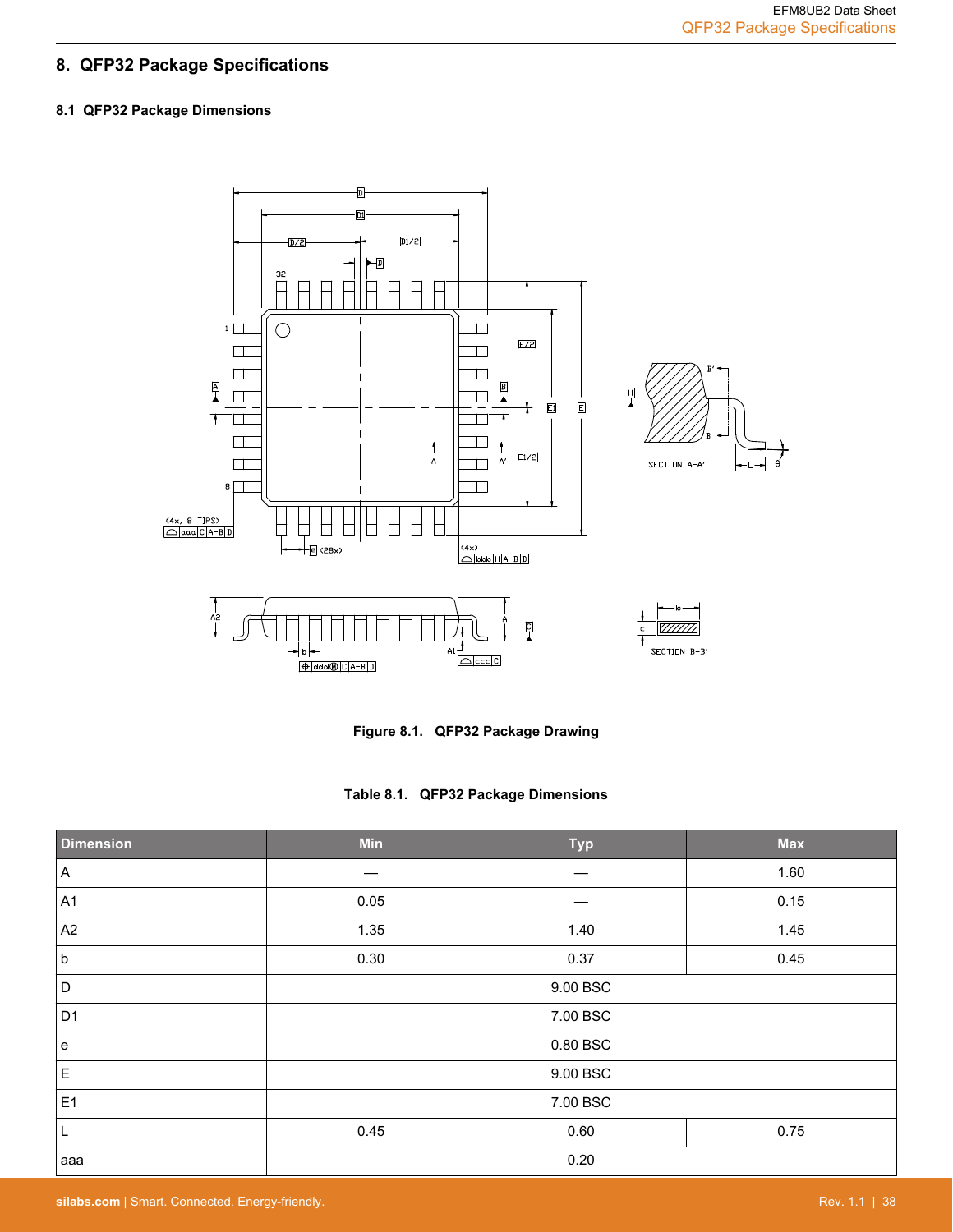# 8. QFP32 Package Specifications

## 8.1 QFP32 Package Dimensions

Figure 8.1. QFP32 Package Drawing

Table 8.1. QFP32 Package Dimensions

| Dimension | Min | Typ | Max |
|---|---|---|---|
| A | — | — | 1.60 |
| A1 | 0.05 | — | 0.15 |
| A2 | 1.35 | 1.40 | 1.45 |
| b | 0.30 | 0.37 | 0.45 |
| D | | 9.00 BSC | |
| D1 | | 7.00 BSC | |
| e | | 0.80 BSC | |
| E | | 9.00 BSC | |
| E1 | | 7.00 BSC | |
| L | 0.45 | 0.60 | 0.75 |
| aaa | | 0.20 | |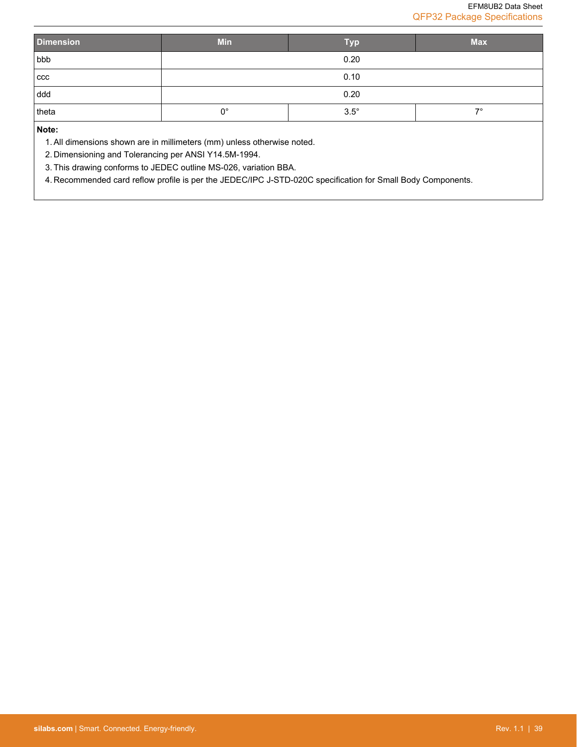| Dimension | Min | Typ | Max |
|---|---|---|---|
| bbb | | 0.20 | |
| ccc | | 0.10 | |
| ddd | | 0.20 | |
| theta | 0° | 3.5° | 7° |

**Note:**

1. All dimensions shown are in millimeters (mm) unless otherwise noted.
2. Dimensioning and Tolerancing per ANSI Y14.5M-1994.
3. This drawing conforms to JEDEC outline MS-026, variation BBA.
4. Recommended card reflow profile is per the JEDEC/IPC J-STD-020C specification for Small Body Components.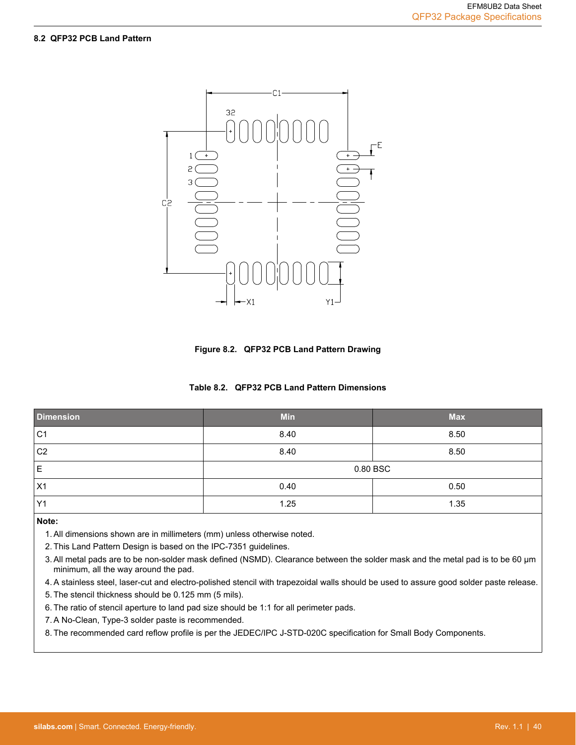## 8.2 QFP32 PCB Land Pattern

Figure 8.2. QFP32 PCB Land Pattern Drawing

Table 8.2. QFP32 PCB Land Pattern Dimensions

| Dimension | Min | Max |
|---|---|---|
| C1 | 8.40 | 8.50 |
| C2 | 8.40 | 8.50 |
| E | 0.80 BSC | |
| X1 | 0.40 | 0.50 |
| Y1 | 1.25 | 1.35 |

**Note:**

1. All dimensions shown are in millimeters (mm) unless otherwise noted.
2. This Land Pattern Design is based on the IPC-7351 guidelines.
3. All metal pads are to be non-solder mask defined (NSMD). Clearance between the solder mask and the metal pad is to be 60 µm minimum, all the way around the pad.
4. A stainless steel, laser-cut and electro-polished stencil with trapezoidal walls should be used to assure good solder paste release.
5. The stencil thickness should be 0.125 mm (5 mils).
6. The ratio of stencil aperture to land pad size should be 1:1 for all perimeter pads.
7. A No-Clean, Type-3 solder paste is recommended.
8. The recommended card reflow profile is per the JEDEC/IPC J-STD-020C specification for Small Body Components.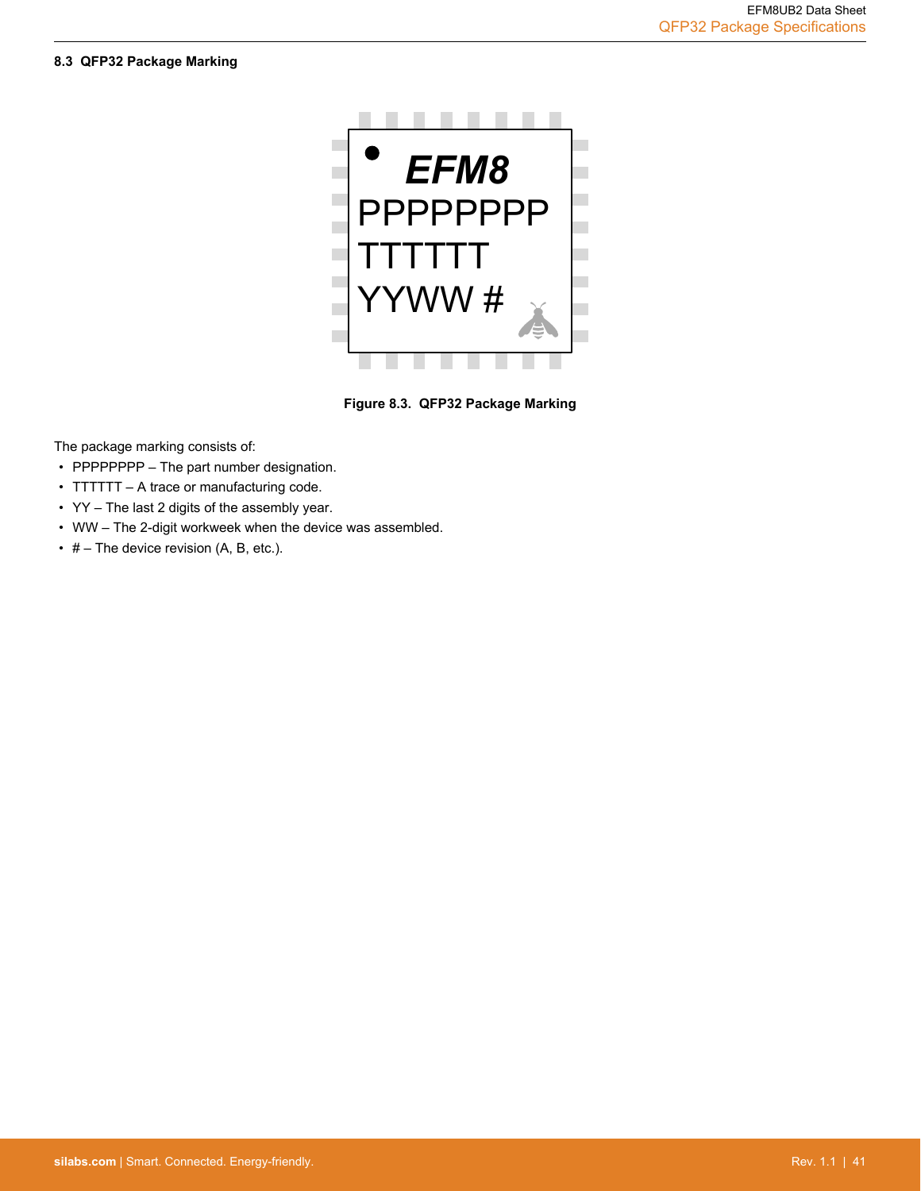### 8.3 QFP32 Package Marking

Figure 8.3. QFP32 Package Marking

The package marking consists of:

- PPPPPPPP – The part number designation.
- TTTTTT – A trace or manufacturing code.
- YY – The last 2 digits of the assembly year.
- WW – The 2-digit workweek when the device was assembled.
- # – The device revision (A, B, etc.).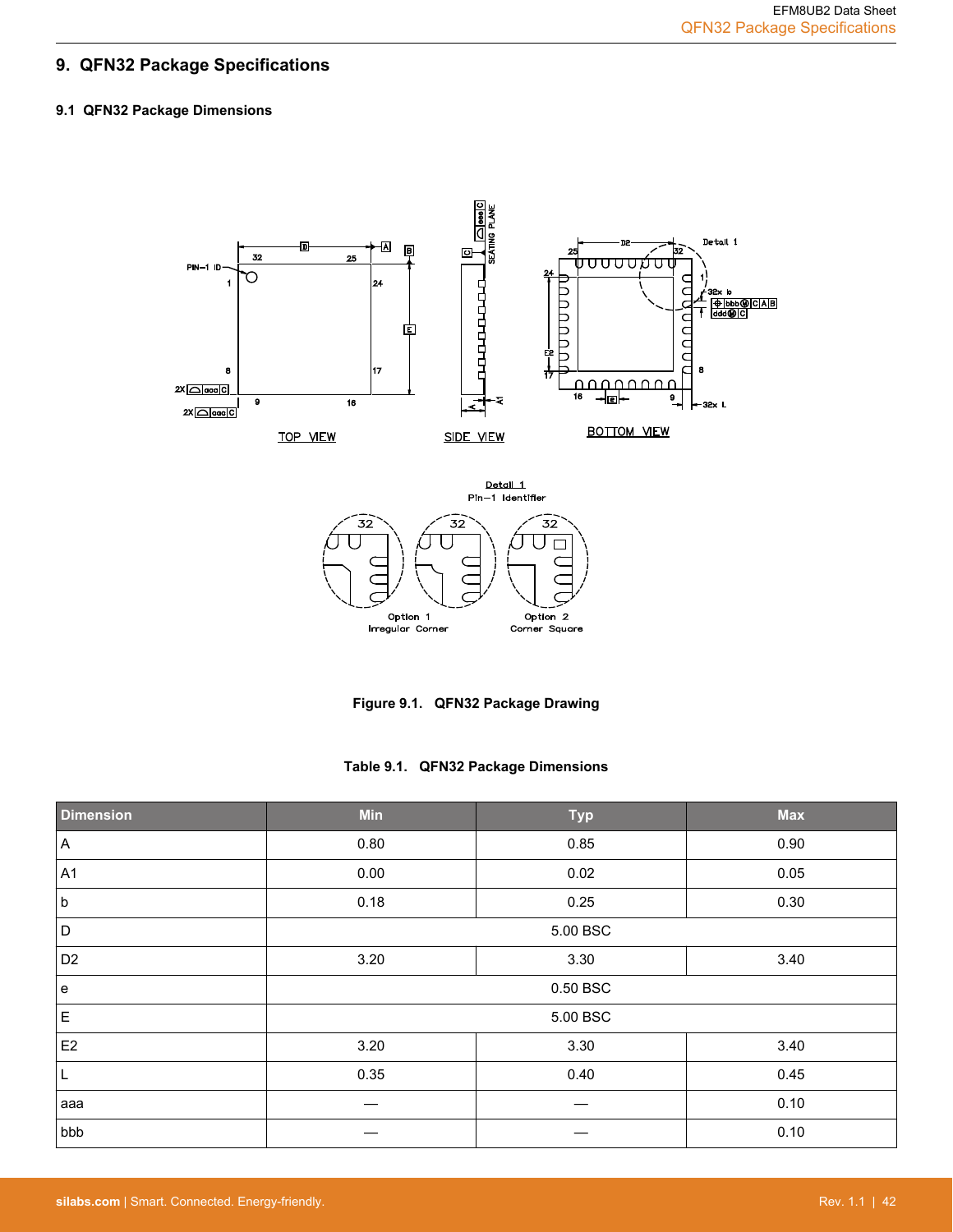## 9. QFN32 Package Specifications

### 9.1 QFN32 Package Dimensions

**Figure 9.1. QFN32 Package Drawing**

**Table 9.1. QFN32 Package Dimensions**

| Dimension | Min | Typ | Max |
|---|---|---|---|
| A | 0.80 | 0.85 | 0.90 |
| A1 | 0.00 | 0.02 | 0.05 |
| b | 0.18 | 0.25 | 0.30 |
| D | | 5.00 BSC | |
| D2 | 3.20 | 3.30 | 3.40 |
| e | | 0.50 BSC | |
| E | | 5.00 BSC | |
| E2 | 3.20 | 3.30 | 3.40 |
| L | 0.35 | 0.40 | 0.45 |
| aaa | — | — | 0.10 |
| bbb | — | — | 0.10 |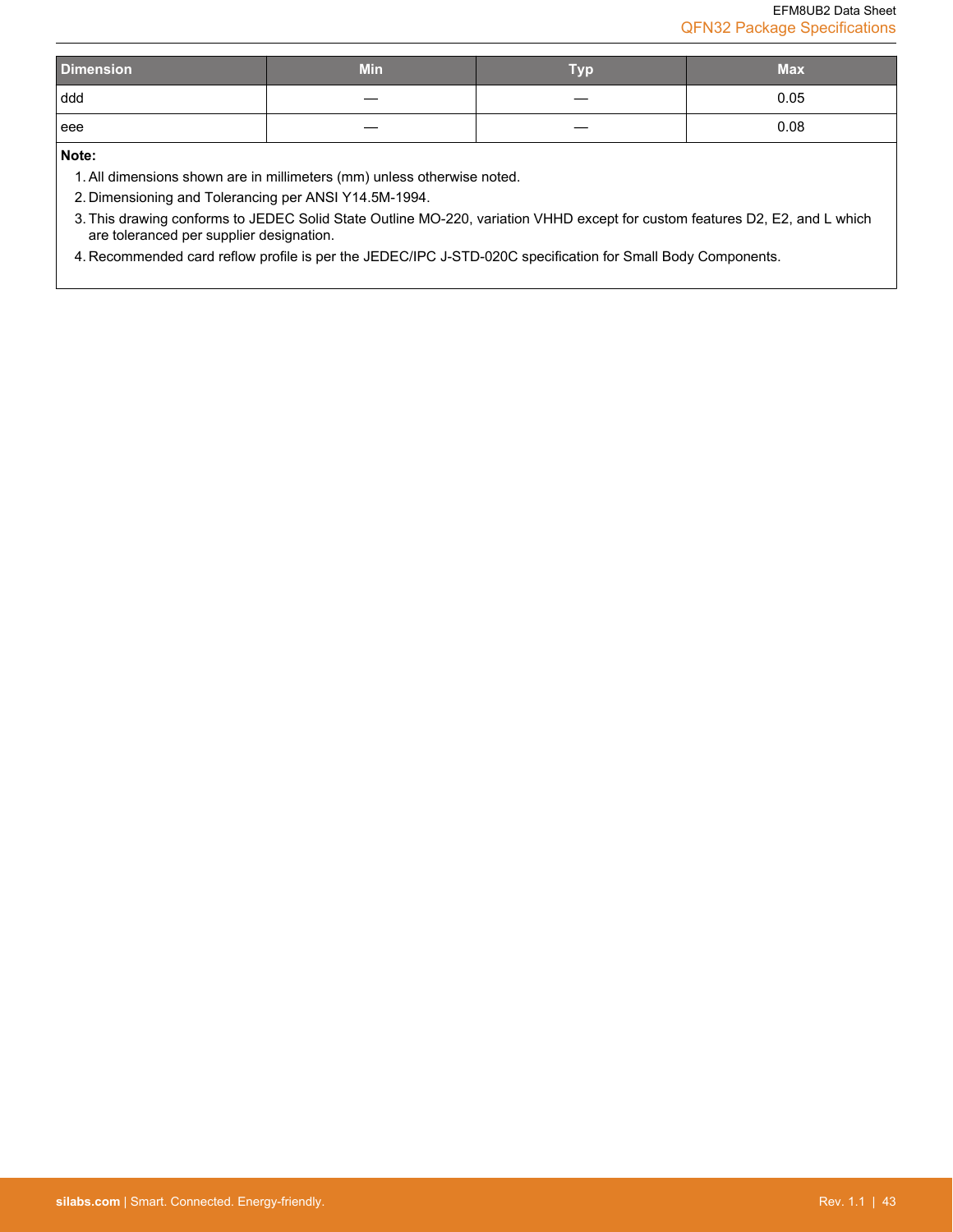| Dimension | Min | Typ | Max |
| --- | --- | --- | --- |
| ddd | — | — | 0.05 |
| eee | — | — | 0.08 |

**Note:**

1. All dimensions shown are in millimeters (mm) unless otherwise noted.
2. Dimensioning and Tolerancing per ANSI Y14.5M-1994.
3. This drawing conforms to JEDEC Solid State Outline MO-220, variation VHHD except for custom features D2, E2, and L which are toleranced per supplier designation.
4. Recommended card reflow profile is per the JEDEC/IPC J-STD-020C specification for Small Body Components.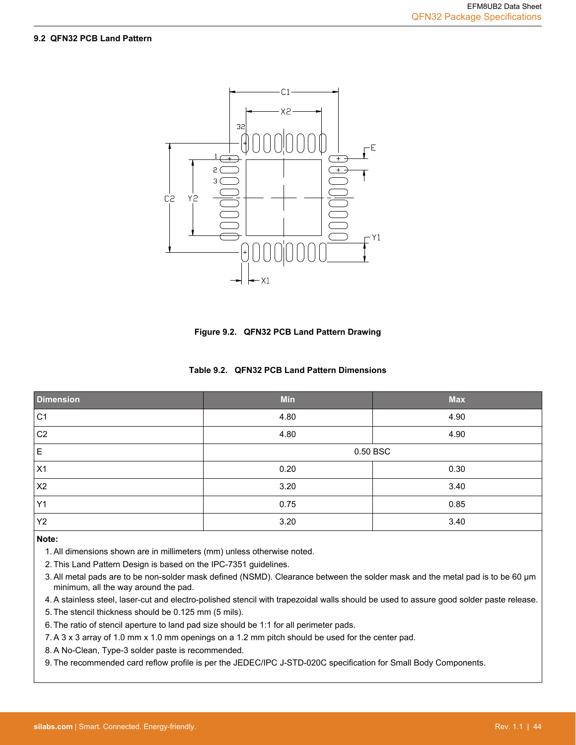### 9.2 QFN32 PCB Land Pattern

**Figure 9.2. QFN32 PCB Land Pattern Drawing**

**Table 9.2. QFN32 PCB Land Pattern Dimensions**

| Dimension | Min | Max |
|---|---|---|
| C1 | 4.80 | 4.90 |
| C2 | 4.80 | 4.90 |
| E | 0.50 BSC | |
| X1 | 0.20 | 0.30 |
| X2 | 3.20 | 3.40 |
| Y1 | 0.75 | 0.85 |
| Y2 | 3.20 | 3.40 |

**Note:**

1. All dimensions shown are in millimeters (mm) unless otherwise noted.
2. This Land Pattern Design is based on the IPC-7351 guidelines.
3. All metal pads are to be non-solder mask defined (NSMD). Clearance between the solder mask and the metal pad is to be 60 µm minimum, all the way around the pad.
4. A stainless steel, laser-cut and electro-polished stencil with trapezoidal walls should be used to assure good solder paste release.
5. The stencil thickness should be 0.125 mm (5 mils).
6. The ratio of stencil aperture to land pad size should be 1:1 for all perimeter pads.
7. A 3 x 3 array of 1.0 mm x 1.0 mm openings on a 1.2 mm pitch should be used for the center pad.
8. A No-Clean, Type-3 solder paste is recommended.
9. The recommended card reflow profile is per the JEDEC/IPC J-STD-020C specification for Small Body Components.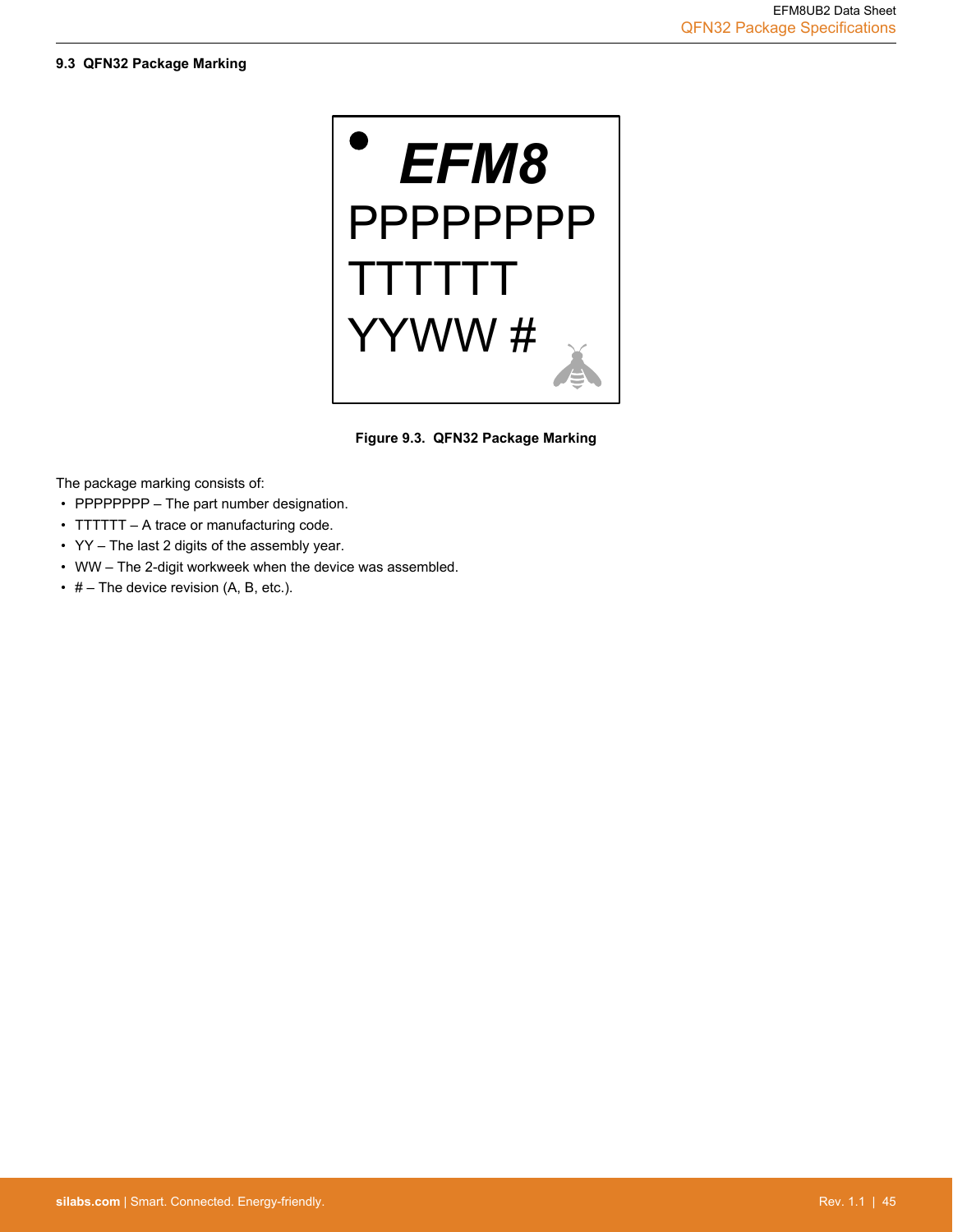### 9.3 QFN32 Package Marking

EFM8
PPPPPPPP
TTTTTT
YYWW #

Figure 9.3. QFN32 Package Marking

The package marking consists of:

- PPPPPPPP – The part number designation.
- TTTTTT – A trace or manufacturing code.
- YY – The last 2 digits of the assembly year.
- WW – The 2-digit workweek when the device was assembled.
- # – The device revision (A, B, etc.).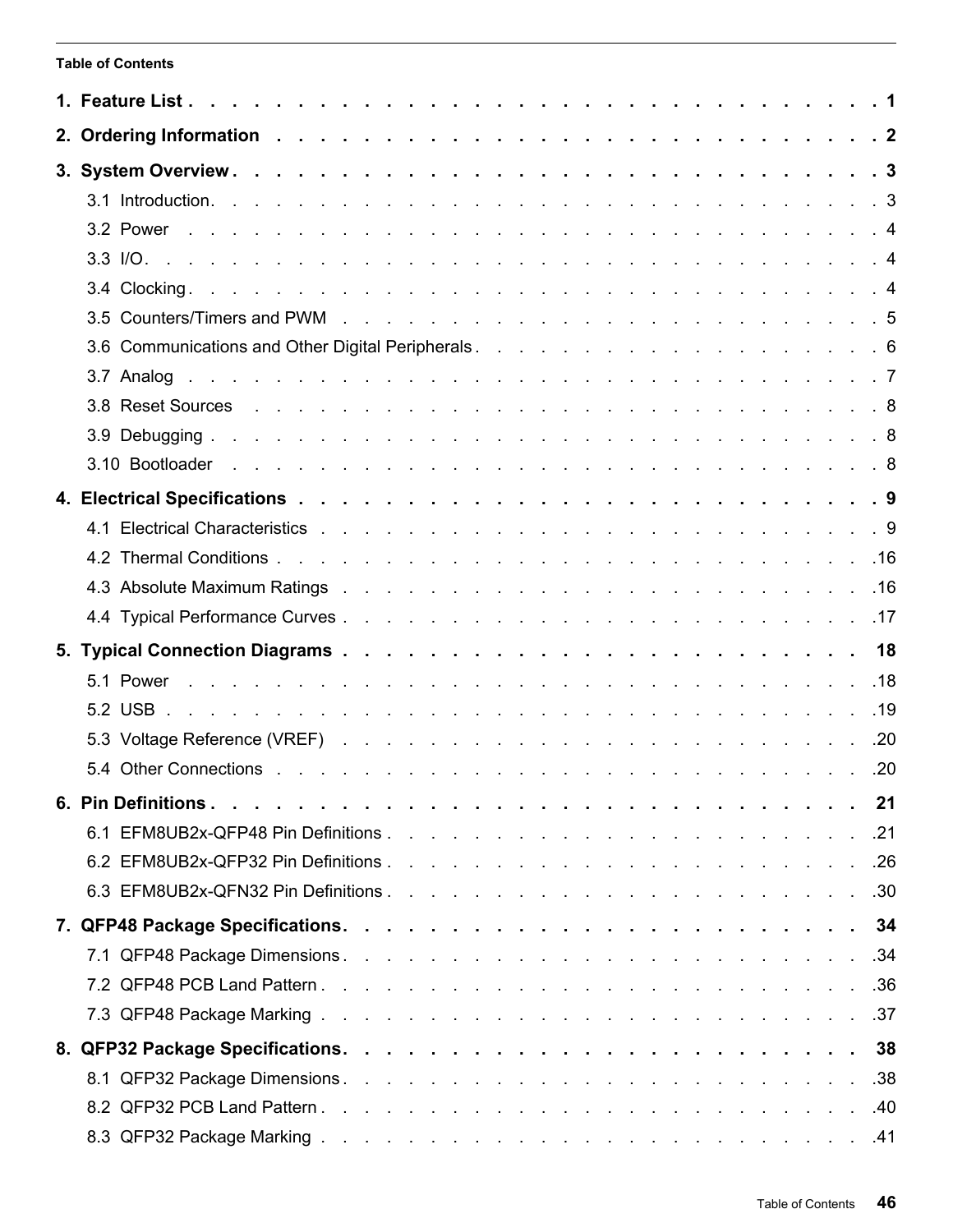**Table of Contents**

**1. Feature List . . . . . . . . . . . . . . . . . . . . . . . . . . . . . . 1**

**2. Ordering Information . . . . . . . . . . . . . . . . . . . . . . . . . . 2**

**3. System Overview . . . . . . . . . . . . . . . . . . . . . . . . . . . . 3**

3.1 Introduction. . . . . . . . . . . . . . . . . . . . . . . . . . . . . 3

3.2 Power . . . . . . . . . . . . . . . . . . . . . . . . . . . . . . 4

3.3 I/O. . . . . . . . . . . . . . . . . . . . . . . . . . . . . . . . 4

3.4 Clocking . . . . . . . . . . . . . . . . . . . . . . . . . . . . . 4

3.5 Counters/Timers and PWM . . . . . . . . . . . . . . . . . . . . . . . 5

3.6 Communications and Other Digital Peripherals . . . . . . . . . . . . . . . . 6

3.7 Analog . . . . . . . . . . . . . . . . . . . . . . . . . . . . . . 7

3.8 Reset Sources . . . . . . . . . . . . . . . . . . . . . . . . . . . 8

3.9 Debugging . . . . . . . . . . . . . . . . . . . . . . . . . . . . . 8

3.10 Bootloader . . . . . . . . . . . . . . . . . . . . . . . . . . . . 8

**4. Electrical Specifications . . . . . . . . . . . . . . . . . . . . . . . . 9**

4.1 Electrical Characteristics . . . . . . . . . . . . . . . . . . . . . . . 9

4.2 Thermal Conditions . . . . . . . . . . . . . . . . . . . . . . . . . .16

4.3 Absolute Maximum Ratings . . . . . . . . . . . . . . . . . . . . . . .16

4.4 Typical Performance Curves . . . . . . . . . . . . . . . . . . . . . . .17

**5. Typical Connection Diagrams . . . . . . . . . . . . . . . . . . . . . . 18**

5.1 Power . . . . . . . . . . . . . . . . . . . . . . . . . . . . . . .18

5.2 USB . . . . . . . . . . . . . . . . . . . . . . . . . . . . . . . .19

5.3 Voltage Reference (VREF) . . . . . . . . . . . . . . . . . . . . . . .20

5.4 Other Connections . . . . . . . . . . . . . . . . . . . . . . . . . .20

**6. Pin Definitions . . . . . . . . . . . . . . . . . . . . . . . . . . . . 21**

6.1 EFM8UB2x-QFP48 Pin Definitions . . . . . . . . . . . . . . . . . . . .21

6.2 EFM8UB2x-QFP32 Pin Definitions . . . . . . . . . . . . . . . . . . . .26

6.3 EFM8UB2x-QFN32 Pin Definitions . . . . . . . . . . . . . . . . . . . .30

**7. QFP48 Package Specifications. . . . . . . . . . . . . . . . . . . . . . 34**

7.1 QFP48 Package Dimensions . . . . . . . . . . . . . . . . . . . . . . .34

7.2 QFP48 PCB Land Pattern . . . . . . . . . . . . . . . . . . . . . . . .36

7.3 QFP48 Package Marking . . . . . . . . . . . . . . . . . . . . . . . .37

**8. QFP32 Package Specifications. . . . . . . . . . . . . . . . . . . . . . 38**

8.1 QFP32 Package Dimensions . . . . . . . . . . . . . . . . . . . . . . .38

8.2 QFP32 PCB Land Pattern . . . . . . . . . . . . . . . . . . . . . . . .40

8.3 QFP32 Package Marking . . . . . . . . . . . . . . . . . . . . . . . .41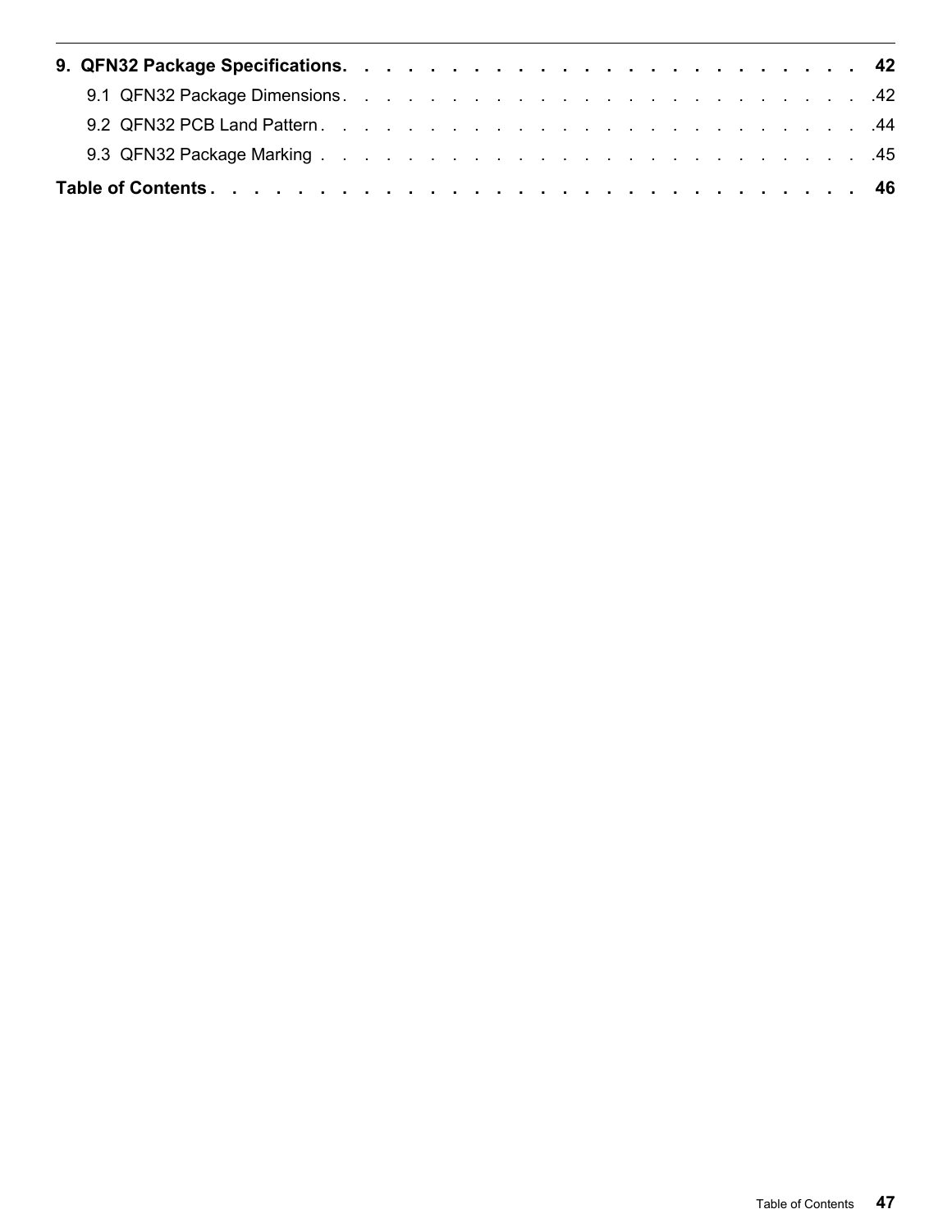**9. QFN32 Package Specifications. . . . . . . . . . . . . . . . . . . . . . . . 42**

9.1 QFN32 Package Dimensions . . . . . . . . . . . . . . . . . . . . . . . . .42

9.2 QFN32 PCB Land Pattern . . . . . . . . . . . . . . . . . . . . . . . . .44

9.3 QFN32 Package Marking . . . . . . . . . . . . . . . . . . . . . . . . .45

**Table of Contents . . . . . . . . . . . . . . . . . . . . . . . . . . . . . 46**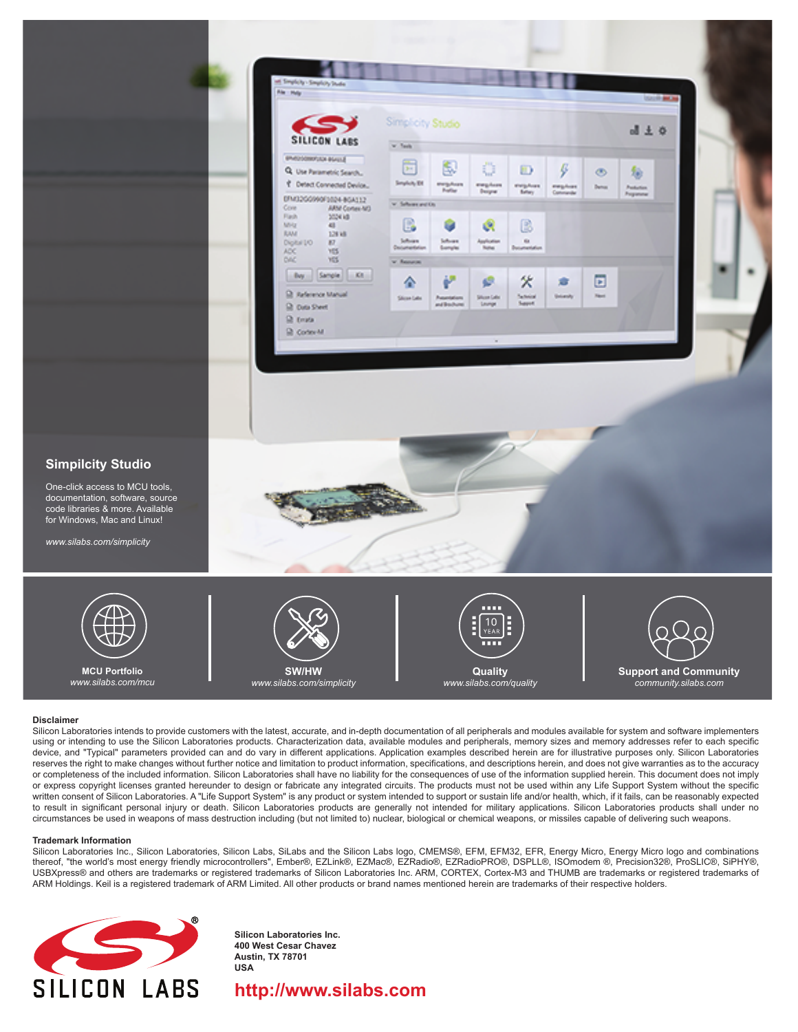## Simpilcity Studio

One-click access to MCU tools, documentation, software, source code libraries & more. Available for Windows, Mac and Linux!

*www.silabs.com/simplicity*

**MCU Portfolio**
*www.silabs.com/mcu*

**SW/HW**
*www.silabs.com/simplicity*

**Quality**
*www.silabs.com/quality*

**Support and Community**
*community.silabs.com*

**Disclaimer**

Silicon Laboratories intends to provide customers with the latest, accurate, and in-depth documentation of all peripherals and modules available for system and software implementers using or intending to use the Silicon Laboratories products. Characterization data, available modules and peripherals, memory sizes and memory addresses refer to each specific device, and "Typical" parameters provided can and do vary in different applications. Application examples described herein are for illustrative purposes only. Silicon Laboratories reserves the right to make changes without further notice and limitation to product information, specifications, and descriptions herein, and does not give warranties as to the accuracy or completeness of the included information. Silicon Laboratories shall have no liability for the consequences of use of the information supplied herein. This document does not imply or express copyright licenses granted hereunder to design or fabricate any integrated circuits. The products must not be used within any Life Support System without the specific written consent of Silicon Laboratories. A "Life Support System" is any product or system intended to support or sustain life and/or health, which, if it fails, can be reasonably expected to result in significant personal injury or death. Silicon Laboratories products are generally not intended for military applications. Silicon Laboratories products shall under no circumstances be used in weapons of mass destruction including (but not limited to) nuclear, biological or chemical weapons, or missiles capable of delivering such weapons.

**Trademark Information**

Silicon Laboratories Inc., Silicon Laboratories, Silicon Labs, SiLabs and the Silicon Labs logo, CMEMS®, EFM, EFM32, EFR, Energy Micro, Energy Micro logo and combinations thereof, "the world's most energy friendly microcontrollers", Ember®, EZLink®, EZMac®, EZRadio®, EZRadioPRO®, DSPLL®, ISOmodem ®, Precision32®, ProSLIC®, SiPHY®, USBXpress® and others are trademarks or registered trademarks of Silicon Laboratories Inc. ARM, CORTEX, Cortex-M3 and THUMB are trademarks or registered trademarks of ARM Holdings. Keil is a registered trademark of ARM Limited. All other products or brand names mentioned herein are trademarks of their respective holders.

**Silicon Laboratories Inc.**
**400 West Cesar Chavez**
**Austin, TX 78701**
**USA**

**http://www.silabs.com**